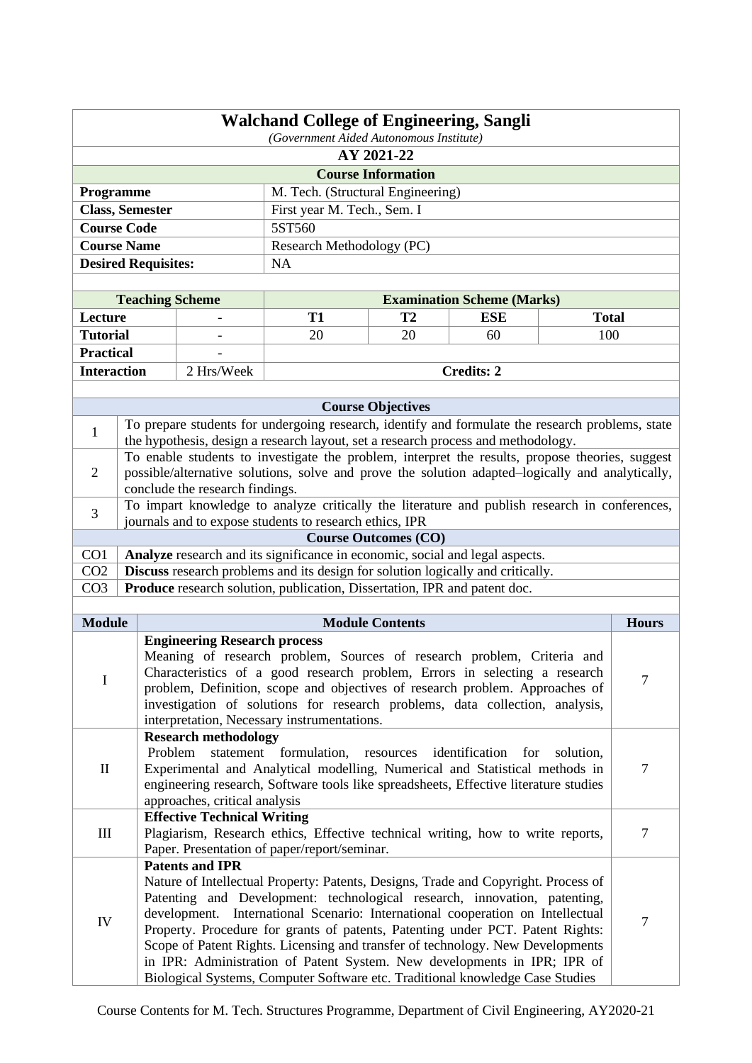# Walchand College of Engineering, Sangli

*(Government Aided Autonomous Institute)*

**AY 2021-22**

## Course Information

| | |
|---|---|
| **Programme** | M. Tech. (Structural Engineering) |
| **Class, Semester** | First year M. Tech., Sem. I |
| **Course Code** | 5ST560 |
| **Course Name** | Research Methodology (PC) |
| **Desired Requisites:** | NA |

| **Teaching Scheme** | | **Examination Scheme (Marks)** | | | |
|---|---|---|---|---|---|
| **Lecture** | - | **T1** | **T2** | **ESE** | **Total** |
| **Tutorial** | - | 20 | 20 | 60 | 100 |
| **Practical** | - | | | | |
| **Interaction** | 2 Hrs/Week | **Credits: 2** | | | |

## Course Objectives

| | |
|---|---|
| 1 | To prepare students for undergoing research, identify and formulate the research problems, state the hypothesis, design a research layout, set a research process and methodology. |
| 2 | To enable students to investigate the problem, interpret the results, propose theories, suggest possible/alternative solutions, solve and prove the solution adapted–logically and analytically, conclude the research findings. |
| 3 | To impart knowledge to analyze critically the literature and publish research in conferences, journals and to expose students to research ethics, IPR |

## Course Outcomes (CO)

| | |
|---|---|
| CO1 | **Analyze** research and its significance in economic, social and legal aspects. |
| CO2 | **Discuss** research problems and its design for solution logically and critically. |
| CO3 | **Produce** research solution, publication, Dissertation, IPR and patent doc. |

| Module | Module Contents | Hours |
|---|---|---|
| I | **Engineering Research process**<br>Meaning of research problem, Sources of research problem, Criteria and Characteristics of a good research problem, Errors in selecting a research problem, Definition, scope and objectives of research problem. Approaches of investigation of solutions for research problems, data collection, analysis, interpretation, Necessary instrumentations. | 7 |
| II | **Research methodology**<br>Problem statement formulation, resources identification for solution, Experimental and Analytical modelling, Numerical and Statistical methods in engineering research, Software tools like spreadsheets, Effective literature studies approaches, critical analysis | 7 |
| III | **Effective Technical Writing**<br>Plagiarism, Research ethics, Effective technical writing, how to write reports, Paper. Presentation of paper/report/seminar. | 7 |
| IV | **Patents and IPR**<br>Nature of Intellectual Property: Patents, Designs, Trade and Copyright. Process of Patenting and Development: technological research, innovation, patenting, development. International Scenario: International cooperation on Intellectual Property. Procedure for grants of patents, Patenting under PCT. Patent Rights: Scope of Patent Rights. Licensing and transfer of technology. New Developments in IPR: Administration of Patent System. New developments in IPR; IPR of Biological Systems, Computer Software etc. Traditional knowledge Case Studies | 7 |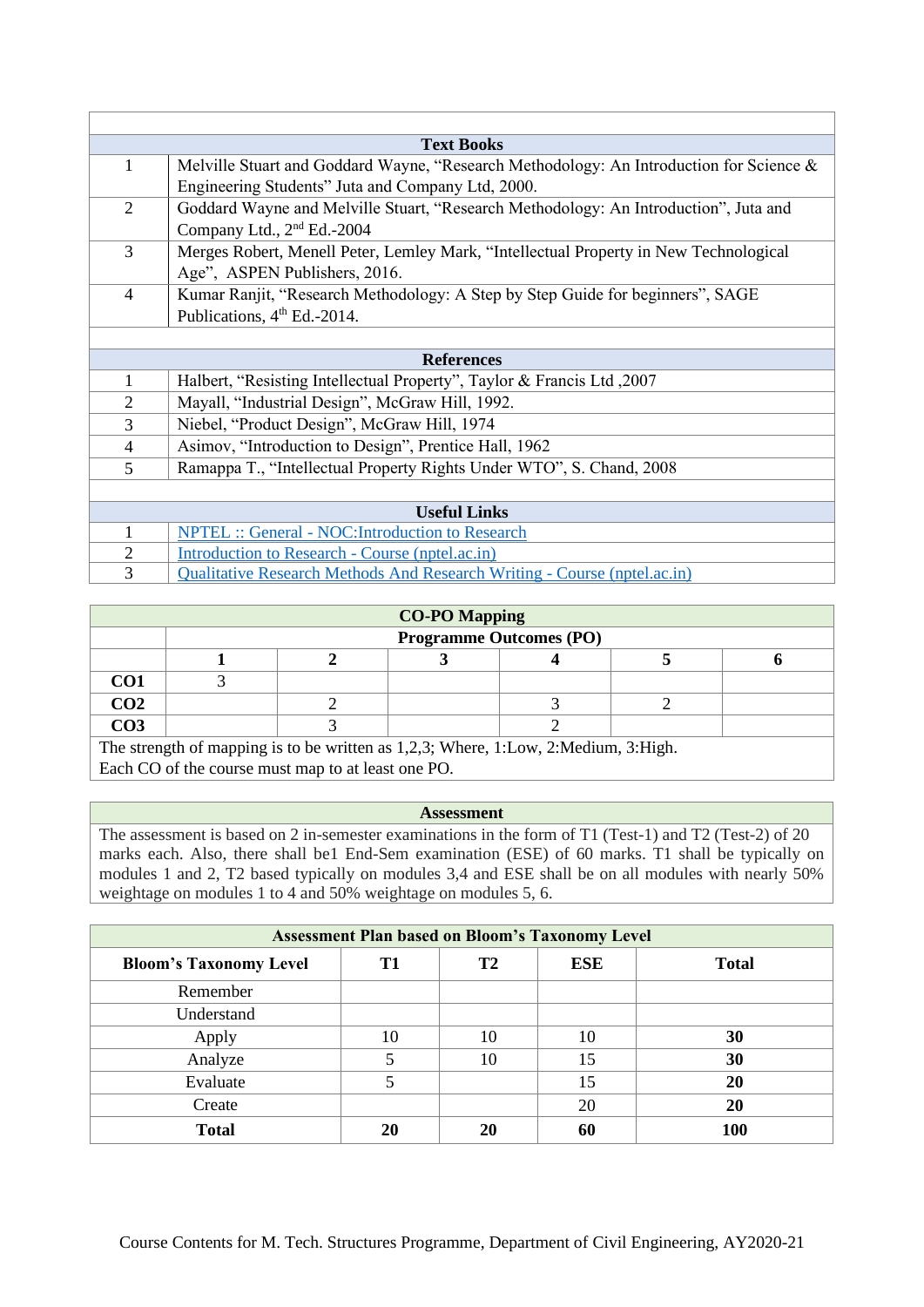| | |
|---|---|
| **Text Books** | |
| 1 | Melville Stuart and Goddard Wayne, "Research Methodology: An Introduction for Science & Engineering Students" Juta and Company Ltd, 2000. |
| 2 | Goddard Wayne and Melville Stuart, "Research Methodology: An Introduction", Juta and Company Ltd., 2nd Ed.-2004 |
| 3 | Merges Robert, Menell Peter, Lemley Mark, "Intellectual Property in New Technological Age", ASPEN Publishers, 2016. |
| 4 | Kumar Ranjit, "Research Methodology: A Step by Step Guide for beginners", SAGE Publications, 4th Ed.-2014. |
| | |
| **References** | |
| 1 | Halbert, "Resisting Intellectual Property", Taylor & Francis Ltd ,2007 |
| 2 | Mayall, "Industrial Design", McGraw Hill, 1992. |
| 3 | Niebel, "Product Design", McGraw Hill, 1974 |
| 4 | Asimov, "Introduction to Design", Prentice Hall, 1962 |
| 5 | Ramappa T., "Intellectual Property Rights Under WTO", S. Chand, 2008 |
| | |
| **Useful Links** | |
| 1 | NPTEL :: General - NOC:Introduction to Research |
| 2 | Introduction to Research - Course (nptel.ac.in) |
| 3 | Qualitative Research Methods And Research Writing - Course (nptel.ac.in) |

**CO-PO Mapping**

| | Programme Outcomes (PO) | | | | | |
|---|---|---|---|---|---|---|
| | 1 | 2 | 3 | 4 | 5 | 6 |
| **CO1** | 3 | | | | | |
| **CO2** | | 2 | | 3 | 2 | |
| **CO3** | | 3 | | 2 | | |

The strength of mapping is to be written as 1,2,3; Where, 1:Low, 2:Medium, 3:High.
Each CO of the course must map to at least one PO.

**Assessment**

The assessment is based on 2 in-semester examinations in the form of T1 (Test-1) and T2 (Test-2) of 20 marks each. Also, there shall be1 End-Sem examination (ESE) of 60 marks. T1 shall be typically on modules 1 and 2, T2 based typically on modules 3,4 and ESE shall be on all modules with nearly 50% weightage on modules 1 to 4 and 50% weightage on modules 5, 6.

**Assessment Plan based on Bloom's Taxonomy Level**

| Bloom's Taxonomy Level | T1 | T2 | ESE | Total |
|---|---|---|---|---|
| Remember | | | | |
| Understand | | | | |
| Apply | 10 | 10 | 10 | **30** |
| Analyze | 5 | 10 | 15 | **30** |
| Evaluate | 5 | | 15 | **20** |
| Create | | | 20 | **20** |
| **Total** | **20** | **20** | **60** | **100** |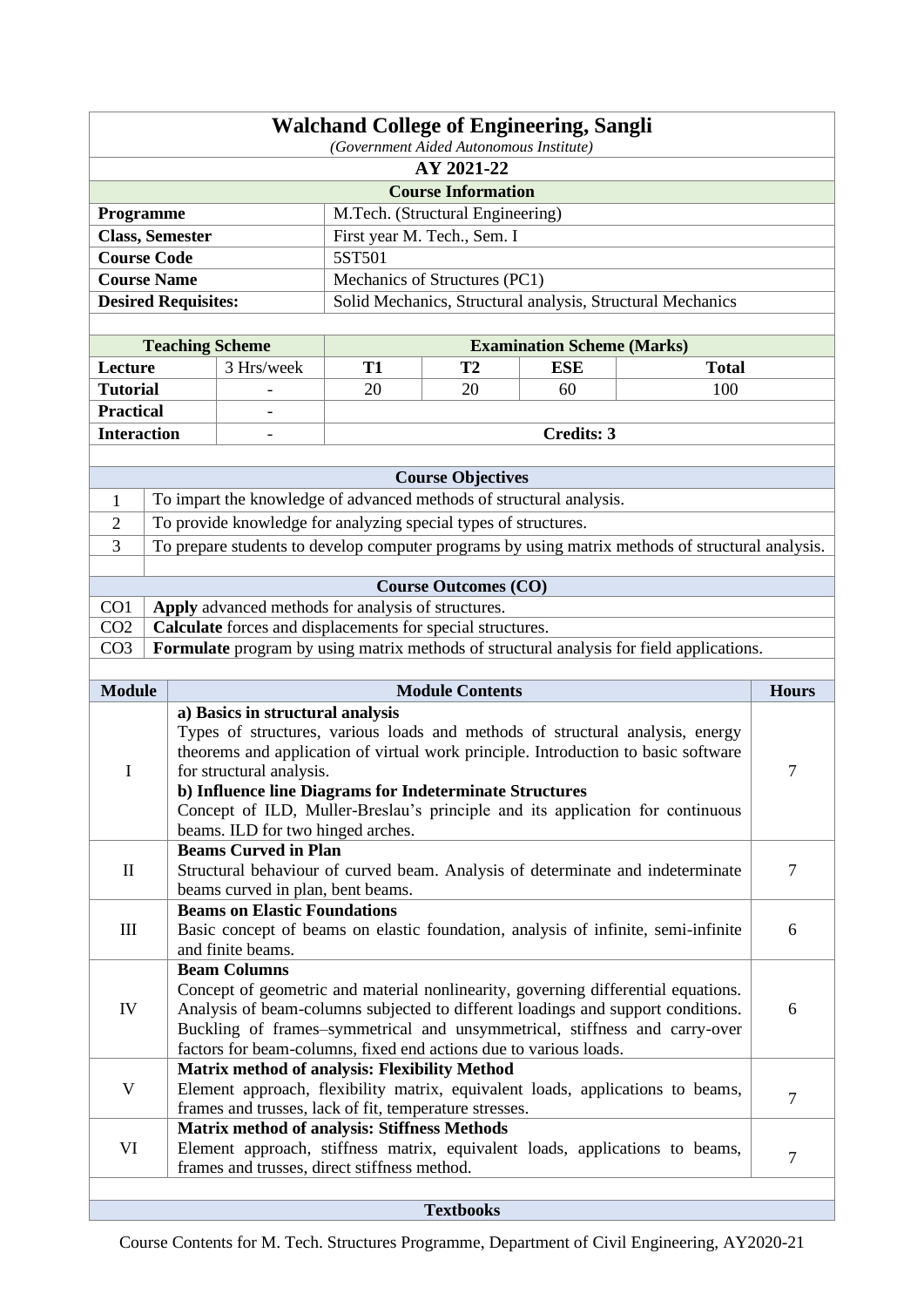# Walchand College of Engineering, Sangli

*(Government Aided Autonomous Institute)*

**AY 2021-22**

## Course Information

| | |
|---|---|
| **Programme** | M.Tech. (Structural Engineering) |
| **Class, Semester** | First year M. Tech., Sem. I |
| **Course Code** | 5ST501 |
| **Course Name** | Mechanics of Structures (PC1) |
| **Desired Requisites:** | Solid Mechanics, Structural analysis, Structural Mechanics |

| Teaching Scheme | | Examination Scheme (Marks) | | | |
|---|---|---|---|---|---|
| **Lecture** | 3 Hrs/week | **T1** | **T2** | **ESE** | **Total** |
| **Tutorial** | - | 20 | 20 | 60 | 100 |
| **Practical** | - | | | | |
| **Interaction** | - | **Credits: 3** | | | |

## Course Objectives

| | |
|---|---|
| 1 | To impart the knowledge of advanced methods of structural analysis. |
| 2 | To provide knowledge for analyzing special types of structures. |
| 3 | To prepare students to develop computer programs by using matrix methods of structural analysis. |

## Course Outcomes (CO)

| | |
|---|---|
| CO1 | **Apply** advanced methods for analysis of structures. |
| CO2 | **Calculate** forces and displacements for special structures. |
| CO3 | **Formulate** program by using matrix methods of structural analysis for field applications. |

| Module | Module Contents | Hours |
|---|---|---|
| I | **a) Basics in structural analysis** Types of structures, various loads and methods of structural analysis, energy theorems and application of virtual work principle. Introduction to basic software for structural analysis. **b) Influence line Diagrams for Indeterminate Structures** Concept of ILD, Muller-Breslau's principle and its application for continuous beams. ILD for two hinged arches. | 7 |
| II | **Beams Curved in Plan** Structural behaviour of curved beam. Analysis of determinate and indeterminate beams curved in plan, bent beams. | 7 |
| III | **Beams on Elastic Foundations** Basic concept of beams on elastic foundation, analysis of infinite, semi-infinite and finite beams. | 6 |
| IV | **Beam Columns** Concept of geometric and material nonlinearity, governing differential equations. Analysis of beam-columns subjected to different loadings and support conditions. Buckling of frames–symmetrical and unsymmetrical, stiffness and carry-over factors for beam-columns, fixed end actions due to various loads. | 6 |
| V | **Matrix method of analysis: Flexibility Method** Element approach, flexibility matrix, equivalent loads, applications to beams, frames and trusses, lack of fit, temperature stresses. | 7 |
| VI | **Matrix method of analysis: Stiffness Methods** Element approach, stiffness matrix, equivalent loads, applications to beams, frames and trusses, direct stiffness method. | 7 |

## Textbooks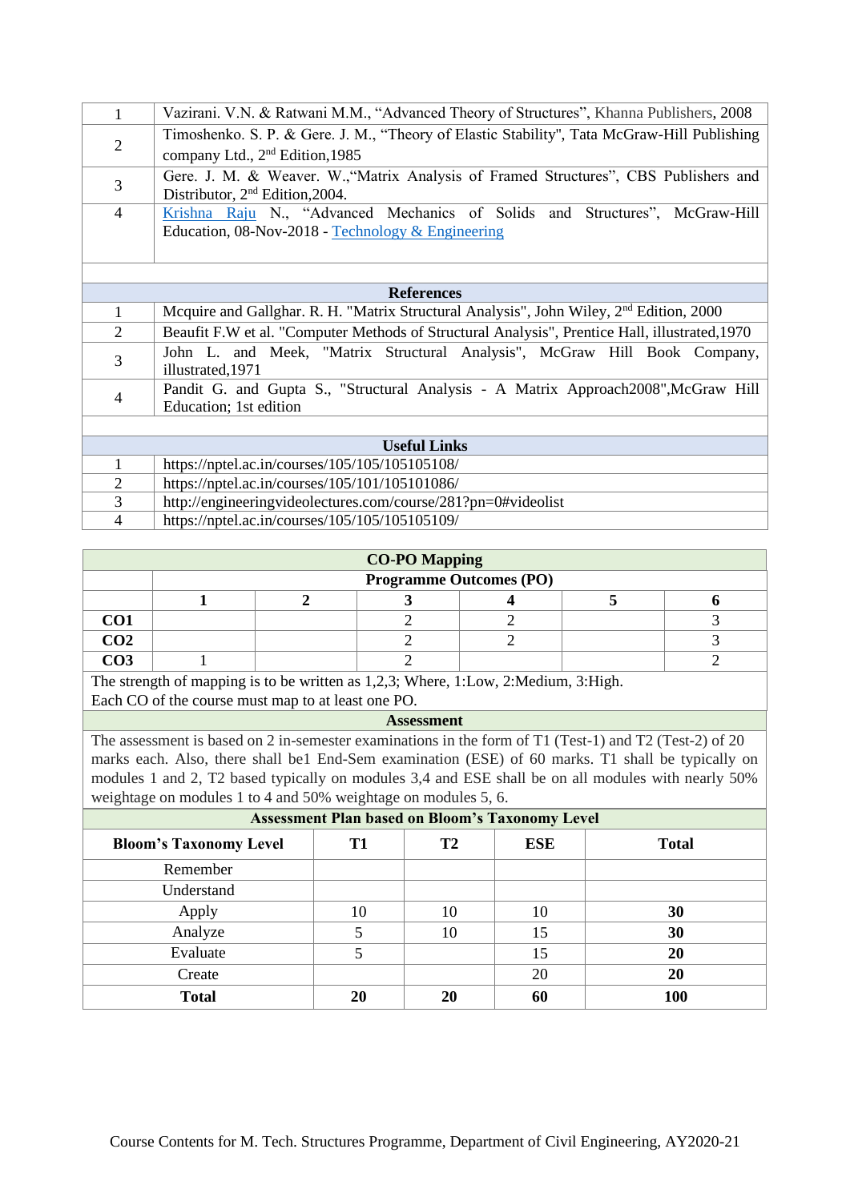| | |
|---|---|
| 1 | Vazirani. V.N. & Ratwani M.M., "Advanced Theory of Structures", Khanna Publishers, 2008 |
| 2 | Timoshenko. S. P. & Gere. J. M., "Theory of Elastic Stability", Tata McGraw-Hill Publishing company Ltd., 2nd Edition,1985 |
| 3 | Gere. J. M. & Weaver. W.,"Matrix Analysis of Framed Structures", CBS Publishers and Distributor, 2nd Edition,2004. |
| 4 | Krishna Raju N., "Advanced Mechanics of Solids and Structures", McGraw-Hill Education, 08-Nov-2018 - Technology & Engineering |

**References**

| | |
|---|---|
| 1 | Mcquire and Gallghar. R. H. "Matrix Structural Analysis", John Wiley, 2nd Edition, 2000 |
| 2 | Beaufit F.W et al. "Computer Methods of Structural Analysis", Prentice Hall, illustrated,1970 |
| 3 | John L. and Meek, "Matrix Structural Analysis", McGraw Hill Book Company, illustrated,1971 |
| 4 | Pandit G. and Gupta S., "Structural Analysis - A Matrix Approach2008",McGraw Hill Education; 1st edition |

**Useful Links**

| | |
|---|---|
| 1 | https://nptel.ac.in/courses/105/105/105105108/ |
| 2 | https://nptel.ac.in/courses/105/101/105101086/ |
| 3 | http://engineeringvideolectures.com/course/281?pn=0#videolist |
| 4 | https://nptel.ac.in/courses/105/105/105105109/ |

**CO-PO Mapping**

| | Programme Outcomes (PO) | | | | | |
|---|---|---|---|---|---|---|
| | **1** | **2** | **3** | **4** | **5** | **6** |
| **CO1** | | | 2 | 2 | | 3 |
| **CO2** | | | 2 | 2 | | 3 |
| **CO3** | 1 | | 2 | | | 2 |

The strength of mapping is to be written as 1,2,3; Where, 1:Low, 2:Medium, 3:High.
Each CO of the course must map to at least one PO.

**Assessment**

The assessment is based on 2 in-semester examinations in the form of T1 (Test-1) and T2 (Test-2) of 20 marks each. Also, there shall be1 End-Sem examination (ESE) of 60 marks. T1 shall be typically on modules 1 and 2, T2 based typically on modules 3,4 and ESE shall be on all modules with nearly 50% weightage on modules 1 to 4 and 50% weightage on modules 5, 6.

**Assessment Plan based on Bloom's Taxonomy Level**

| Bloom's Taxonomy Level | T1 | T2 | ESE | Total |
|---|---|---|---|---|
| Remember | | | | |
| Understand | | | | |
| Apply | 10 | 10 | 10 | **30** |
| Analyze | 5 | 10 | 15 | **30** |
| Evaluate | 5 | | 15 | **20** |
| Create | | | 20 | **20** |
| **Total** | **20** | **20** | **60** | **100** |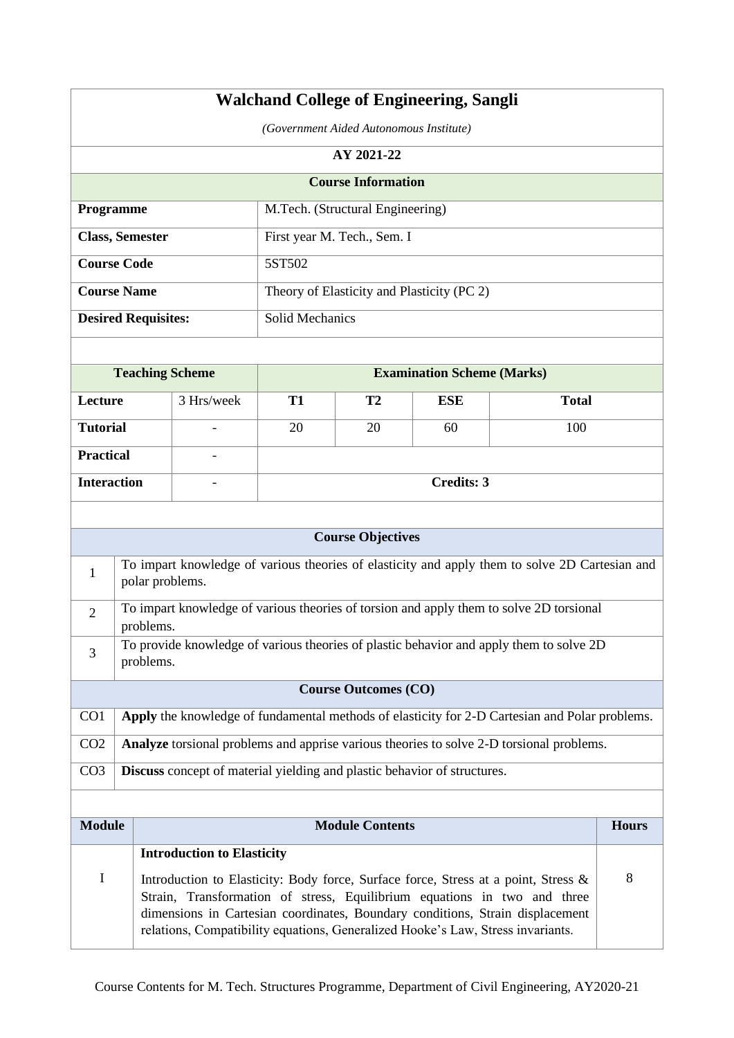# Walchand College of Engineering, Sangli

*(Government Aided Autonomous Institute)*

**AY 2021-22**

**Course Information**

| | |
|---|---|
| **Programme** | M.Tech. (Structural Engineering) |
| **Class, Semester** | First year M. Tech., Sem. I |
| **Course Code** | 5ST502 |
| **Course Name** | Theory of Elasticity and Plasticity (PC 2) |
| **Desired Requisites:** | Solid Mechanics |

| Teaching Scheme | | Examination Scheme (Marks) | | | |
|---|---|---|---|---|---|
| **Lecture** | 3 Hrs/week | **T1** | **T2** | **ESE** | **Total** |
| **Tutorial** | - | 20 | 20 | 60 | 100 |
| **Practical** | - | | | | |
| **Interaction** | - | **Credits: 3** | | | |

**Course Objectives**

| | |
|---|---|
| 1 | To impart knowledge of various theories of elasticity and apply them to solve 2D Cartesian and polar problems. |
| 2 | To impart knowledge of various theories of torsion and apply them to solve 2D torsional problems. |
| 3 | To provide knowledge of various theories of plastic behavior and apply them to solve 2D problems. |

**Course Outcomes (CO)**

| | |
|---|---|
| CO1 | **Apply** the knowledge of fundamental methods of elasticity for 2-D Cartesian and Polar problems. |
| CO2 | **Analyze** torsional problems and apprise various theories to solve 2-D torsional problems. |
| CO3 | **Discuss** concept of material yielding and plastic behavior of structures. |

| Module | Module Contents | Hours |
|---|---|---|
| I | **Introduction to Elasticity**<br>Introduction to Elasticity: Body force, Surface force, Stress at a point, Stress & Strain, Transformation of stress, Equilibrium equations in two and three dimensions in Cartesian coordinates, Boundary conditions, Strain displacement relations, Compatibility equations, Generalized Hooke's Law, Stress invariants. | 8 |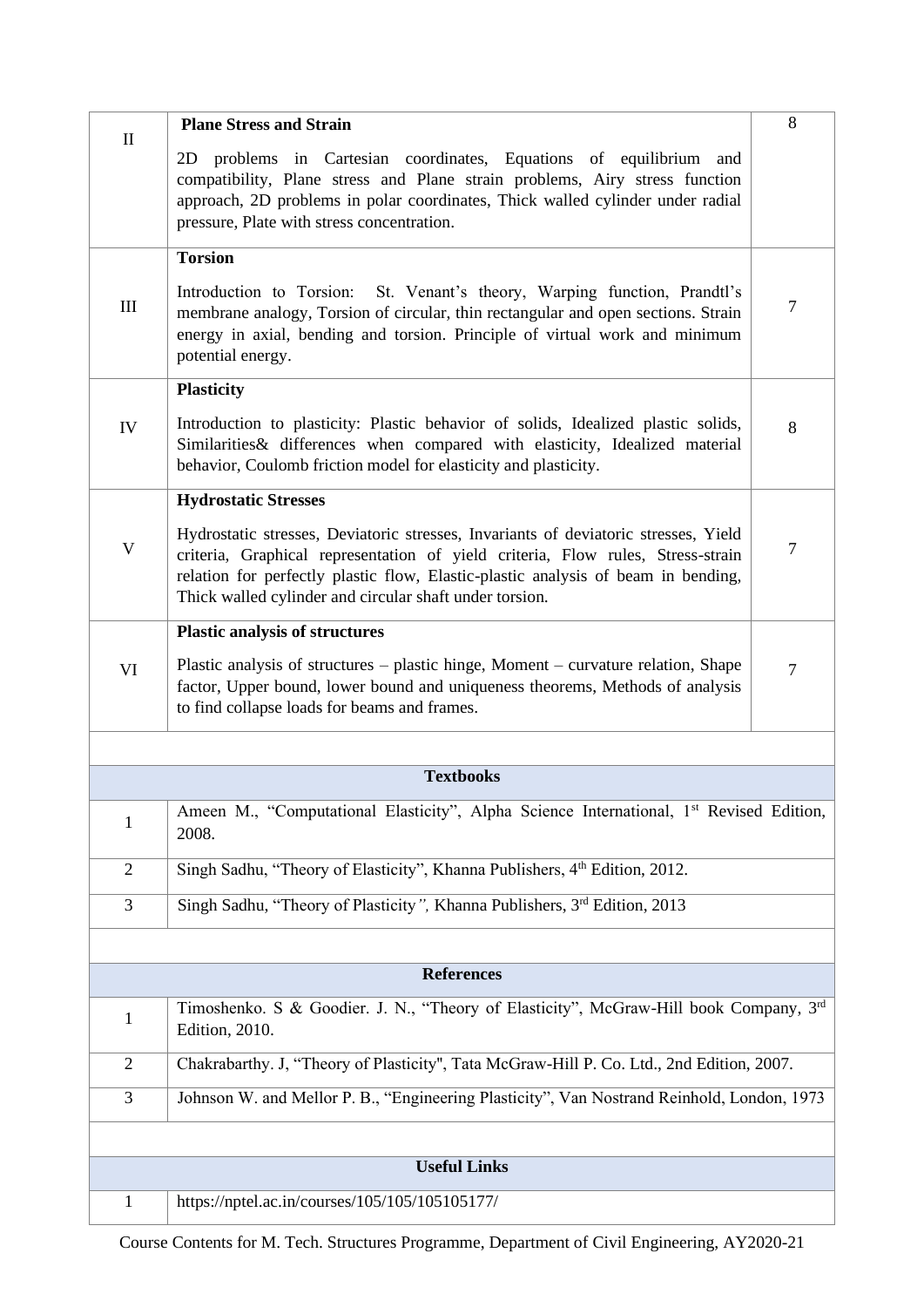| | | |
|---|---|---|
| II | **Plane Stress and Strain**<br><br>2D problems in Cartesian coordinates, Equations of equilibrium and compatibility, Plane stress and Plane strain problems, Airy stress function approach, 2D problems in polar coordinates, Thick walled cylinder under radial pressure, Plate with stress concentration. | 8 |
| III | **Torsion**<br><br>Introduction to Torsion: St. Venant's theory, Warping function, Prandtl's membrane analogy, Torsion of circular, thin rectangular and open sections. Strain energy in axial, bending and torsion. Principle of virtual work and minimum potential energy. | 7 |
| IV | **Plasticity**<br><br>Introduction to plasticity: Plastic behavior of solids, Idealized plastic solids, Similarities& differences when compared with elasticity, Idealized material behavior, Coulomb friction model for elasticity and plasticity. | 8 |
| V | **Hydrostatic Stresses**<br><br>Hydrostatic stresses, Deviatoric stresses, Invariants of deviatoric stresses, Yield criteria, Graphical representation of yield criteria, Flow rules, Stress-strain relation for perfectly plastic flow, Elastic-plastic analysis of beam in bending, Thick walled cylinder and circular shaft under torsion. | 7 |
| VI | **Plastic analysis of structures**<br><br>Plastic analysis of structures – plastic hinge, Moment – curvature relation, Shape factor, Upper bound, lower bound and uniqueness theorems, Methods of analysis to find collapse loads for beams and frames. | 7 |

| **Textbooks** | |
|---|---|
| 1 | Ameen M., "Computational Elasticity", Alpha Science International, 1st Revised Edition, 2008. |
| 2 | Singh Sadhu, "Theory of Elasticity", Khanna Publishers, 4th Edition, 2012. |
| 3 | Singh Sadhu, "Theory of Plasticity", Khanna Publishers, 3rd Edition, 2013 |

| **References** | |
|---|---|
| 1 | Timoshenko. S & Goodier. J. N., "Theory of Elasticity", McGraw-Hill book Company, 3rd Edition, 2010. |
| 2 | Chakrabarthy. J, "Theory of Plasticity", Tata McGraw-Hill P. Co. Ltd., 2nd Edition, 2007. |
| 3 | Johnson W. and Mellor P. B., "Engineering Plasticity", Van Nostrand Reinhold, London, 1973 |

| **Useful Links** | |
|---|---|
| 1 | https://nptel.ac.in/courses/105/105/105105177/ |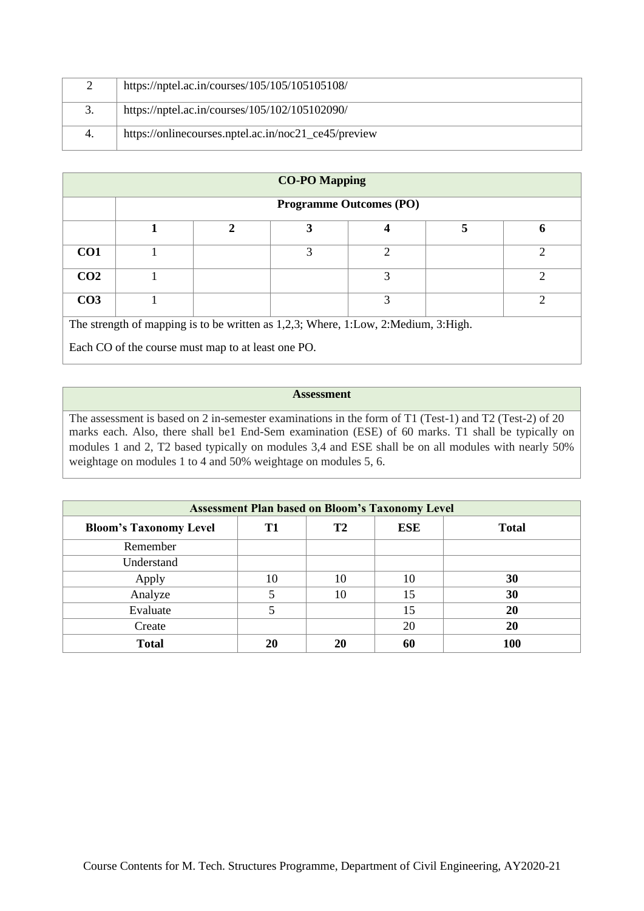| | |
|---|---|
| 2 | https://nptel.ac.in/courses/105/105/105105108/ |
| 3. | https://nptel.ac.in/courses/105/102/105102090/ |
| 4. | https://onlinecourses.nptel.ac.in/noc21_ce45/preview |

**CO-PO Mapping**

| | Programme Outcomes (PO) | | | | | |
|---|---|---|---|---|---|---|
| | **1** | **2** | **3** | **4** | **5** | **6** |
| **CO1** | 1 | | 3 | 2 | | 2 |
| **CO2** | 1 | | | 3 | | 2 |
| **CO3** | 1 | | | 3 | | 2 |

The strength of mapping is to be written as 1,2,3; Where, 1:Low, 2:Medium, 3:High.

Each CO of the course must map to at least one PO.

**Assessment**

The assessment is based on 2 in-semester examinations in the form of T1 (Test-1) and T2 (Test-2) of 20 marks each. Also, there shall be1 End-Sem examination (ESE) of 60 marks. T1 shall be typically on modules 1 and 2, T2 based typically on modules 3,4 and ESE shall be on all modules with nearly 50% weightage on modules 1 to 4 and 50% weightage on modules 5, 6.

**Assessment Plan based on Bloom's Taxonomy Level**

| Bloom's Taxonomy Level | T1 | T2 | ESE | Total |
|---|---|---|---|---|
| Remember | | | | |
| Understand | | | | |
| Apply | 10 | 10 | 10 | **30** |
| Analyze | 5 | 10 | 15 | **30** |
| Evaluate | 5 | | 15 | **20** |
| Create | | | 20 | **20** |
| **Total** | **20** | **20** | **60** | **100** |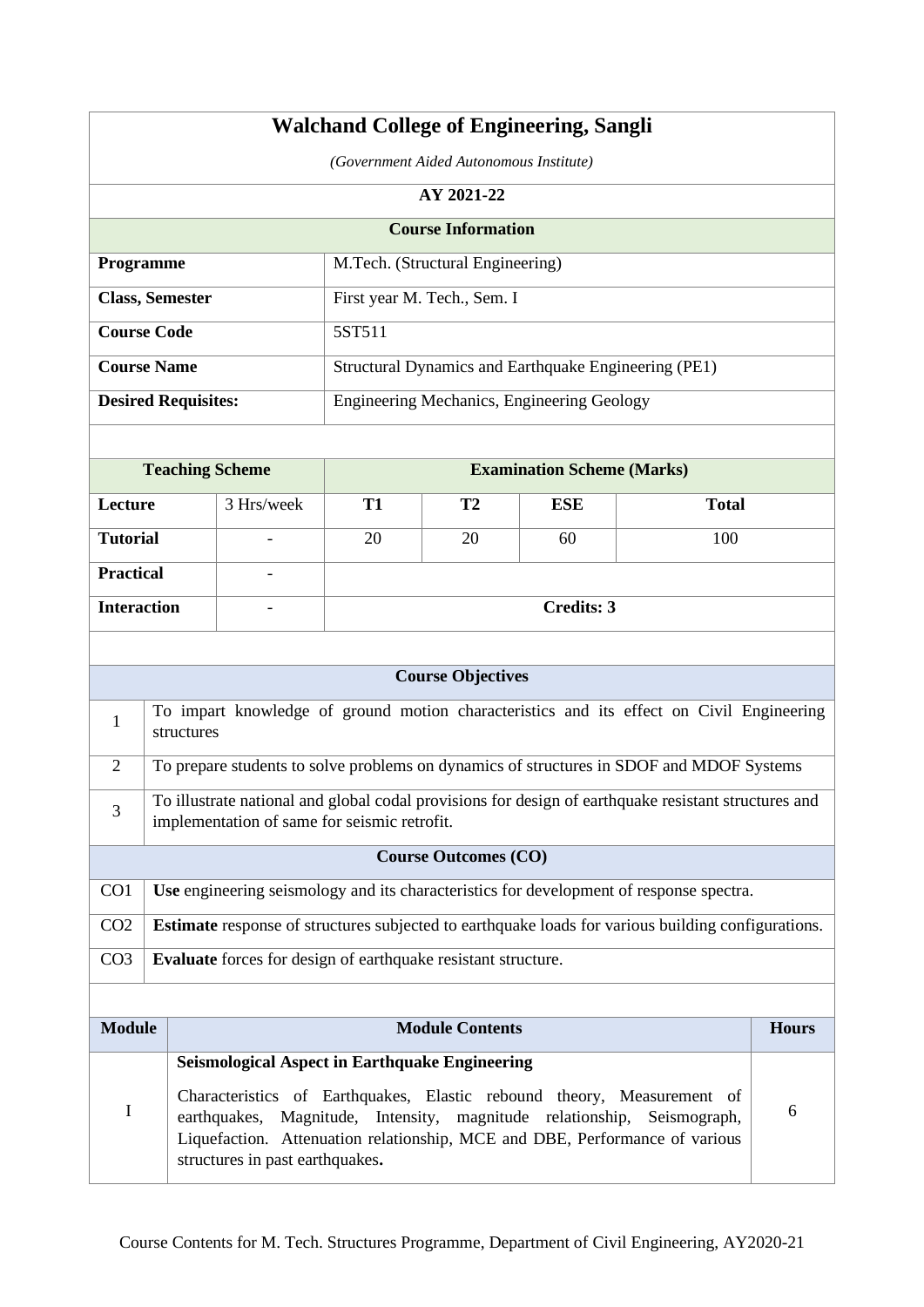# Walchand College of Engineering, Sangli

*(Government Aided Autonomous Institute)*

**AY 2021-22**

### Course Information

| | |
|---|---|
| **Programme** | M.Tech. (Structural Engineering) |
| **Class, Semester** | First year M. Tech., Sem. I |
| **Course Code** | 5ST511 |
| **Course Name** | Structural Dynamics and Earthquake Engineering (PE1) |
| **Desired Requisites:** | Engineering Mechanics, Engineering Geology |

| **Teaching Scheme** | | **Examination Scheme (Marks)** | | | |
|---|---|---|---|---|---|
| **Lecture** | 3 Hrs/week | **T1** | **T2** | **ESE** | **Total** |
| **Tutorial** | - | 20 | 20 | 60 | 100 |
| **Practical** | - | | | | |
| **Interaction** | - | **Credits: 3** | | | |

### Course Objectives

| | |
|---|---|
| 1 | To impart knowledge of ground motion characteristics and its effect on Civil Engineering structures |
| 2 | To prepare students to solve problems on dynamics of structures in SDOF and MDOF Systems |
| 3 | To illustrate national and global codal provisions for design of earthquake resistant structures and implementation of same for seismic retrofit. |

### Course Outcomes (CO)

| | |
|---|---|
| CO1 | **Use** engineering seismology and its characteristics for development of response spectra. |
| CO2 | **Estimate** response of structures subjected to earthquake loads for various building configurations. |
| CO3 | **Evaluate** forces for design of earthquake resistant structure. |

| Module | Module Contents | Hours |
|---|---|---|
| I | **Seismological Aspect in Earthquake Engineering**<br>Characteristics of Earthquakes, Elastic rebound theory, Measurement of earthquakes, Magnitude, Intensity, magnitude relationship, Seismograph, Liquefaction. Attenuation relationship, MCE and DBE, Performance of various structures in past earthquakes. | 6 |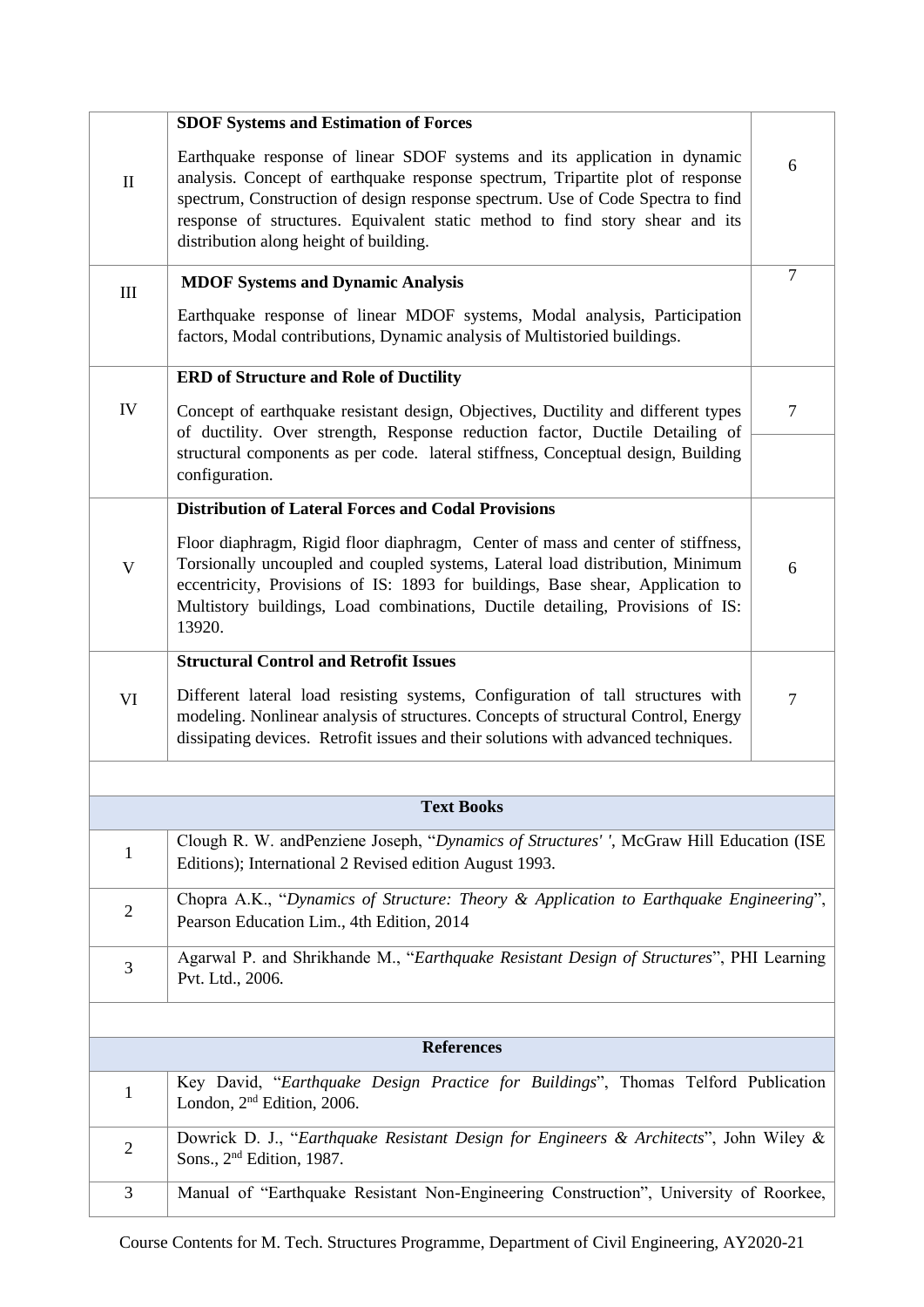| | | |
|---|---|---|
| II | **SDOF Systems and Estimation of Forces**<br><br>Earthquake response of linear SDOF systems and its application in dynamic analysis. Concept of earthquake response spectrum, Tripartite plot of response spectrum, Construction of design response spectrum. Use of Code Spectra to find response of structures. Equivalent static method to find story shear and its distribution along height of building. | 6 |
| III | **MDOF Systems and Dynamic Analysis**<br><br>Earthquake response of linear MDOF systems, Modal analysis, Participation factors, Modal contributions, Dynamic analysis of Multistoried buildings. | 7 |
| IV | **ERD of Structure and Role of Ductility**<br><br>Concept of earthquake resistant design, Objectives, Ductility and different types of ductility. Over strength, Response reduction factor, Ductile Detailing of structural components as per code. lateral stiffness, Conceptual design, Building configuration. | 7 |
| V | **Distribution of Lateral Forces and Codal Provisions**<br><br>Floor diaphragm, Rigid floor diaphragm, Center of mass and center of stiffness, Torsionally uncoupled and coupled systems, Lateral load distribution, Minimum eccentricity, Provisions of IS: 1893 for buildings, Base shear, Application to Multistory buildings, Load combinations, Ductile detailing, Provisions of IS: 13920. | 6 |
| VI | **Structural Control and Retrofit Issues**<br><br>Different lateral load resisting systems, Configuration of tall structures with modeling. Nonlinear analysis of structures. Concepts of structural Control, Energy dissipating devices. Retrofit issues and their solutions with advanced techniques. | 7 |

| **Text Books** | |
|---|---|
| 1 | Clough R. W. andPenziene Joseph, "*Dynamics of Structures' '*, McGraw Hill Education (ISE Editions); International 2 Revised edition August 1993. |
| 2 | Chopra A.K., "*Dynamics of Structure: Theory & Application to Earthquake Engineering*", Pearson Education Lim., 4th Edition, 2014 |
| 3 | Agarwal P. and Shrikhande M., "*Earthquake Resistant Design of Structures*", PHI Learning Pvt. Ltd., 2006. |

| **References** | |
|---|---|
| 1 | Key David, "*Earthquake Design Practice for Buildings*", Thomas Telford Publication London, 2nd Edition, 2006. |
| 2 | Dowrick D. J., "*Earthquake Resistant Design for Engineers & Architects*", John Wiley & Sons., 2nd Edition, 1987. |
| 3 | Manual of "Earthquake Resistant Non-Engineering Construction", University of Roorkee, |

Course Contents for M. Tech. Structures Programme, Department of Civil Engineering, AY2020-21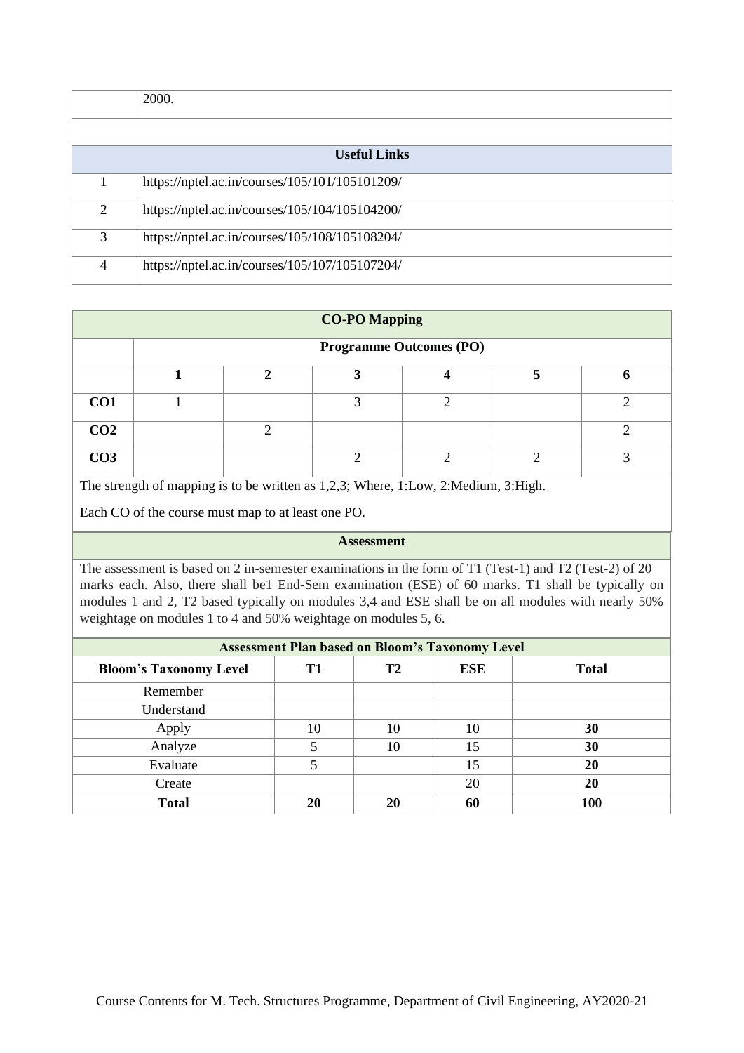| | |
|---|---|
| | 2000. |

| | |
|---|---|
| **Useful Links** | |
| 1 | https://nptel.ac.in/courses/105/101/105101209/ |
| 2 | https://nptel.ac.in/courses/105/104/105104200/ |
| 3 | https://nptel.ac.in/courses/105/108/105108204/ |
| 4 | https://nptel.ac.in/courses/105/107/105107204/ |

**CO-PO Mapping**

| | Programme Outcomes (PO) | | | | | |
|---|---|---|---|---|---|---|
| | **1** | **2** | **3** | **4** | **5** | **6** |
| **CO1** | 1 | | 3 | 2 | | 2 |
| **CO2** | | 2 | | | | 2 |
| **CO3** | | | 2 | 2 | 2 | 3 |

The strength of mapping is to be written as 1,2,3; Where, 1:Low, 2:Medium, 3:High.

Each CO of the course must map to at least one PO.

**Assessment**

The assessment is based on 2 in-semester examinations in the form of T1 (Test-1) and T2 (Test-2) of 20 marks each. Also, there shall be1 End-Sem examination (ESE) of 60 marks. T1 shall be typically on modules 1 and 2, T2 based typically on modules 3,4 and ESE shall be on all modules with nearly 50% weightage on modules 1 to 4 and 50% weightage on modules 5, 6.

**Assessment Plan based on Bloom's Taxonomy Level**

| Bloom's Taxonomy Level | T1 | T2 | ESE | Total |
|---|---|---|---|---|
| Remember | | | | |
| Understand | | | | |
| Apply | 10 | 10 | 10 | **30** |
| Analyze | 5 | 10 | 15 | **30** |
| Evaluate | 5 | | 15 | **20** |
| Create | | | 20 | **20** |
| **Total** | **20** | **20** | **60** | **100** |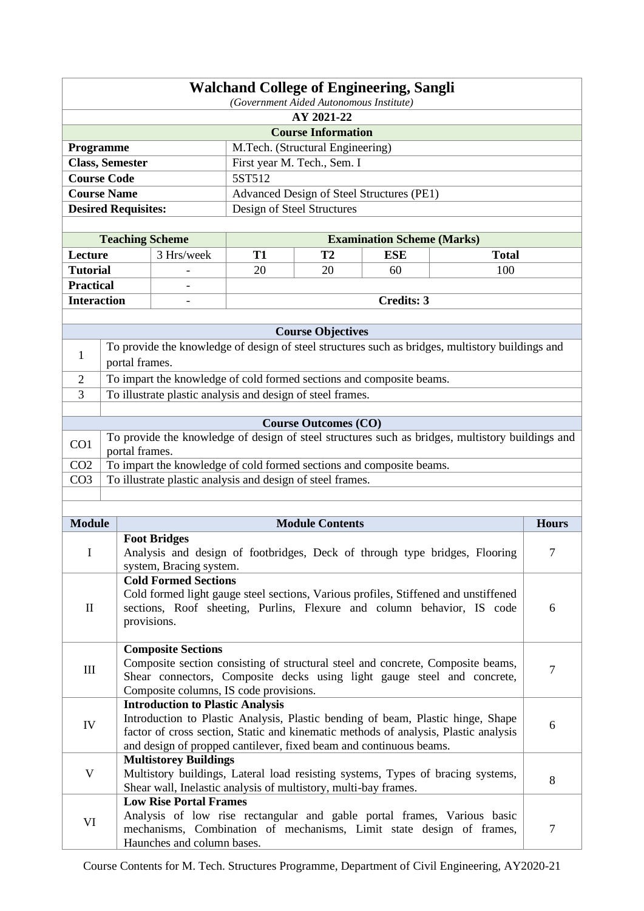# Walchand College of Engineering, Sangli

*(Government Aided Autonomous Institute)*

**AY 2021-22**

## Course Information

| | |
|---|---|
| **Programme** | M.Tech. (Structural Engineering) |
| **Class, Semester** | First year M. Tech., Sem. I |
| **Course Code** | 5ST512 |
| **Course Name** | Advanced Design of Steel Structures (PE1) |
| **Desired Requisites:** | Design of Steel Structures |

| Teaching Scheme | | Examination Scheme (Marks) | | | |
|---|---|---|---|---|---|
| **Lecture** | 3 Hrs/week | **T1** | **T2** | **ESE** | **Total** |
| **Tutorial** | - | 20 | 20 | 60 | 100 |
| **Practical** | - | | | | |
| **Interaction** | - | **Credits: 3** | | | |

## Course Objectives

| | |
|---|---|
| 1 | To provide the knowledge of design of steel structures such as bridges, multistory buildings and portal frames. |
| 2 | To impart the knowledge of cold formed sections and composite beams. |
| 3 | To illustrate plastic analysis and design of steel frames. |

## Course Outcomes (CO)

| | |
|---|---|
| CO1 | To provide the knowledge of design of steel structures such as bridges, multistory buildings and portal frames. |
| CO2 | To impart the knowledge of cold formed sections and composite beams. |
| CO3 | To illustrate plastic analysis and design of steel frames. |

| Module | Module Contents | Hours |
|---|---|---|
| I | **Foot Bridges**<br>Analysis and design of footbridges, Deck of through type bridges, Flooring system, Bracing system. | 7 |
| II | **Cold Formed Sections**<br>Cold formed light gauge steel sections, Various profiles, Stiffened and unstiffened sections, Roof sheeting, Purlins, Flexure and column behavior, IS code provisions. | 6 |
| III | **Composite Sections**<br>Composite section consisting of structural steel and concrete, Composite beams, Shear connectors, Composite decks using light gauge steel and concrete, Composite columns, IS code provisions. | 7 |
| IV | **Introduction to Plastic Analysis**<br>Introduction to Plastic Analysis, Plastic bending of beam, Plastic hinge, Shape factor of cross section, Static and kinematic methods of analysis, Plastic analysis and design of propped cantilever, fixed beam and continuous beams. | 6 |
| V | **Multistorey Buildings**<br>Multistory buildings, Lateral load resisting systems, Types of bracing systems, Shear wall, Inelastic analysis of multistory, multi-bay frames. | 8 |
| VI | **Low Rise Portal Frames**<br>Analysis of low rise rectangular and gable portal frames, Various basic mechanisms, Combination of mechanisms, Limit state design of frames, Haunches and column bases. | 7 |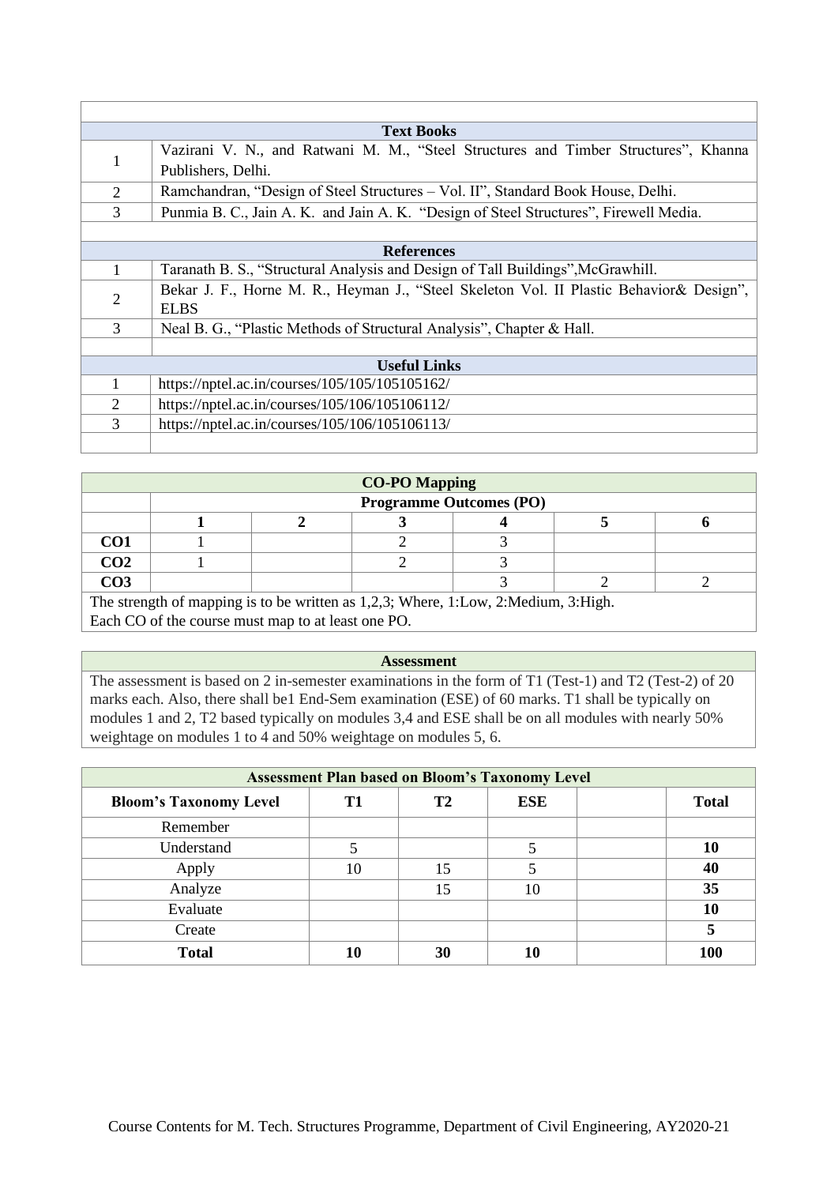| | |
|---|---|
| **Text Books** | |
| 1 | Vazirani V. N., and Ratwani M. M., “Steel Structures and Timber Structures”, Khanna Publishers, Delhi. |
| 2 | Ramchandran, “Design of Steel Structures – Vol. II”, Standard Book House, Delhi. |
| 3 | Punmia B. C., Jain A. K. and Jain A. K. “Design of Steel Structures”, Firewell Media. |
| | |
| **References** | |
| 1 | Taranath B. S., “Structural Analysis and Design of Tall Buildings”,McGrawhill. |
| 2 | Bekar J. F., Horne M. R., Heyman J., “Steel Skeleton Vol. II Plastic Behavior& Design”, ELBS |
| 3 | Neal B. G., “Plastic Methods of Structural Analysis”, Chapter & Hall. |
| | |
| **Useful Links** | |
| 1 | https://nptel.ac.in/courses/105/105/105105162/ |
| 2 | https://nptel.ac.in/courses/105/106/105106112/ |
| 3 | https://nptel.ac.in/courses/105/106/105106113/ |

**CO-PO Mapping**

| | Programme Outcomes (PO) | | | | | |
|---|---|---|---|---|---|---|
| | **1** | **2** | **3** | **4** | **5** | **6** |
| **CO1** | 1 | | 2 | 3 | | |
| **CO2** | 1 | | 2 | 3 | | |
| **CO3** | | | | 3 | 2 | 2 |

The strength of mapping is to be written as 1,2,3; Where, 1:Low, 2:Medium, 3:High.
Each CO of the course must map to at least one PO.

**Assessment**

The assessment is based on 2 in-semester examinations in the form of T1 (Test-1) and T2 (Test-2) of 20 marks each. Also, there shall be1 End-Sem examination (ESE) of 60 marks. T1 shall be typically on modules 1 and 2, T2 based typically on modules 3,4 and ESE shall be on all modules with nearly 50% weightage on modules 1 to 4 and 50% weightage on modules 5, 6.

**Assessment Plan based on Bloom’s Taxonomy Level**

| Bloom’s Taxonomy Level | T1 | T2 | ESE | | Total |
|---|---|---|---|---|---|
| Remember | | | | | |
| Understand | 5 | | 5 | | **10** |
| Apply | 10 | 15 | 5 | | **40** |
| Analyze | | 15 | 10 | | **35** |
| Evaluate | | | | | **10** |
| Create | | | | | **5** |
| **Total** | **10** | **30** | **10** | | **100** |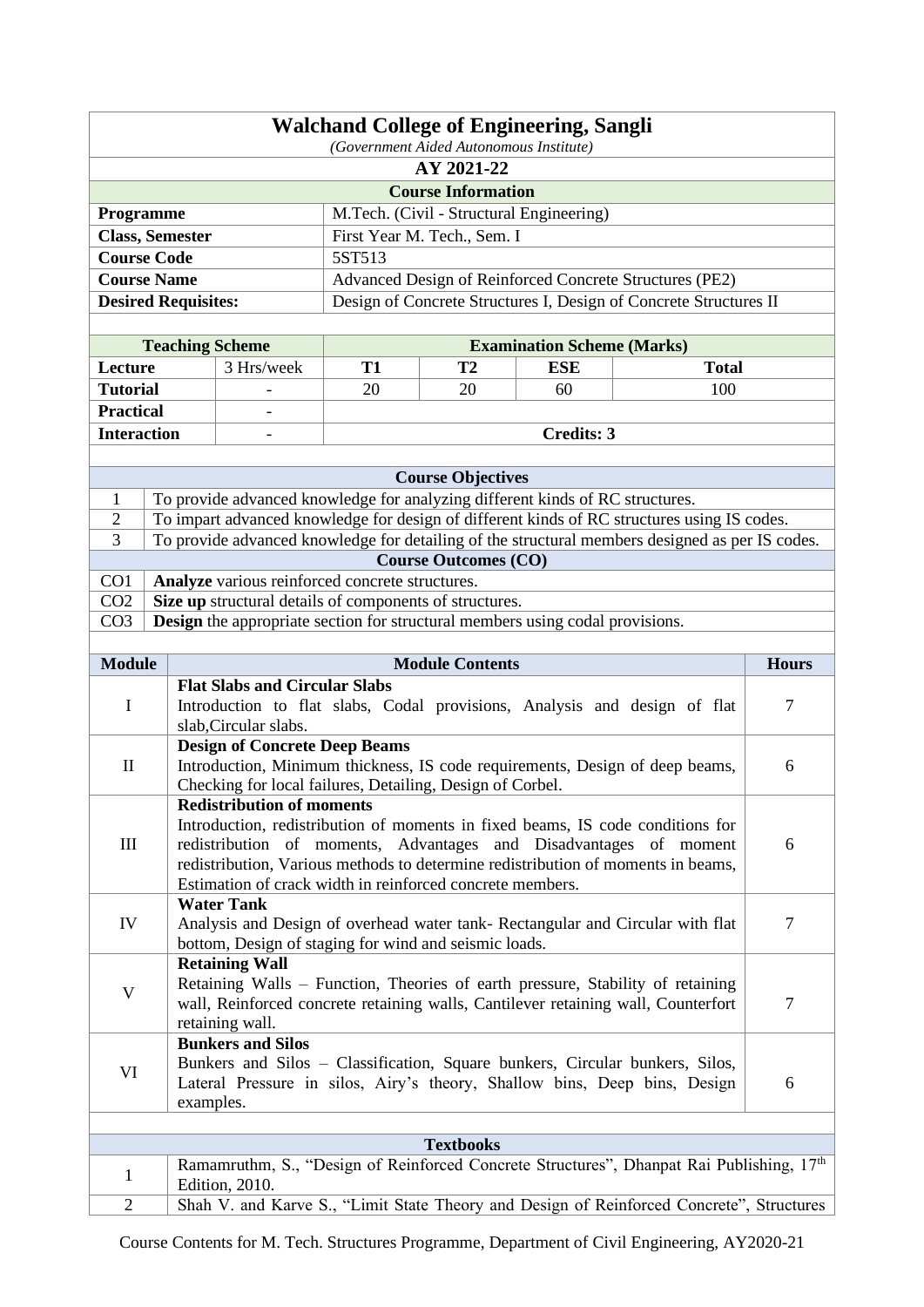# Walchand College of Engineering, Sangli

*(Government Aided Autonomous Institute)*

**AY 2021-22**

## Course Information

| | |
|---|---|
| **Programme** | M.Tech. (Civil - Structural Engineering) |
| **Class, Semester** | First Year M. Tech., Sem. I |
| **Course Code** | 5ST513 |
| **Course Name** | Advanced Design of Reinforced Concrete Structures (PE2) |
| **Desired Requisites:** | Design of Concrete Structures I, Design of Concrete Structures II |

| Teaching Scheme | | Examination Scheme (Marks) | | | |
|---|---|---|---|---|---|
| **Lecture** | 3 Hrs/week | **T1** | **T2** | **ESE** | **Total** |
| **Tutorial** | - | 20 | 20 | 60 | 100 |
| **Practical** | - | | | | |
| **Interaction** | - | **Credits: 3** | | | |

## Course Objectives

| | |
|---|---|
| 1 | To provide advanced knowledge for analyzing different kinds of RC structures. |
| 2 | To impart advanced knowledge for design of different kinds of RC structures using IS codes. |
| 3 | To provide advanced knowledge for detailing of the structural members designed as per IS codes. |

## Course Outcomes (CO)

| | |
|---|---|
| CO1 | **Analyze** various reinforced concrete structures. |
| CO2 | **Size up** structural details of components of structures. |
| CO3 | **Design** the appropriate section for structural members using codal provisions. |

| Module | Module Contents | Hours |
|---|---|---|
| I | **Flat Slabs and Circular Slabs**<br>Introduction to flat slabs, Codal provisions, Analysis and design of flat slab,Circular slabs. | 7 |
| II | **Design of Concrete Deep Beams**<br>Introduction, Minimum thickness, IS code requirements, Design of deep beams, Checking for local failures, Detailing, Design of Corbel. | 6 |
| III | **Redistribution of moments**<br>Introduction, redistribution of moments in fixed beams, IS code conditions for redistribution of moments, Advantages and Disadvantages of moment redistribution, Various methods to determine redistribution of moments in beams, Estimation of crack width in reinforced concrete members. | 6 |
| IV | **Water Tank**<br>Analysis and Design of overhead water tank- Rectangular and Circular with flat bottom, Design of staging for wind and seismic loads. | 7 |
| V | **Retaining Wall**<br>Retaining Walls – Function, Theories of earth pressure, Stability of retaining wall, Reinforced concrete retaining walls, Cantilever retaining wall, Counterfort retaining wall. | 7 |
| VI | **Bunkers and Silos**<br>Bunkers and Silos – Classification, Square bunkers, Circular bunkers, Silos, Lateral Pressure in silos, Airy's theory, Shallow bins, Deep bins, Design examples. | 6 |

## Textbooks

| | |
|---|---|
| 1 | Ramamruthm, S., "Design of Reinforced Concrete Structures", Dhanpat Rai Publishing, 17th Edition, 2010. |
| 2 | Shah V. and Karve S., "Limit State Theory and Design of Reinforced Concrete", Structures |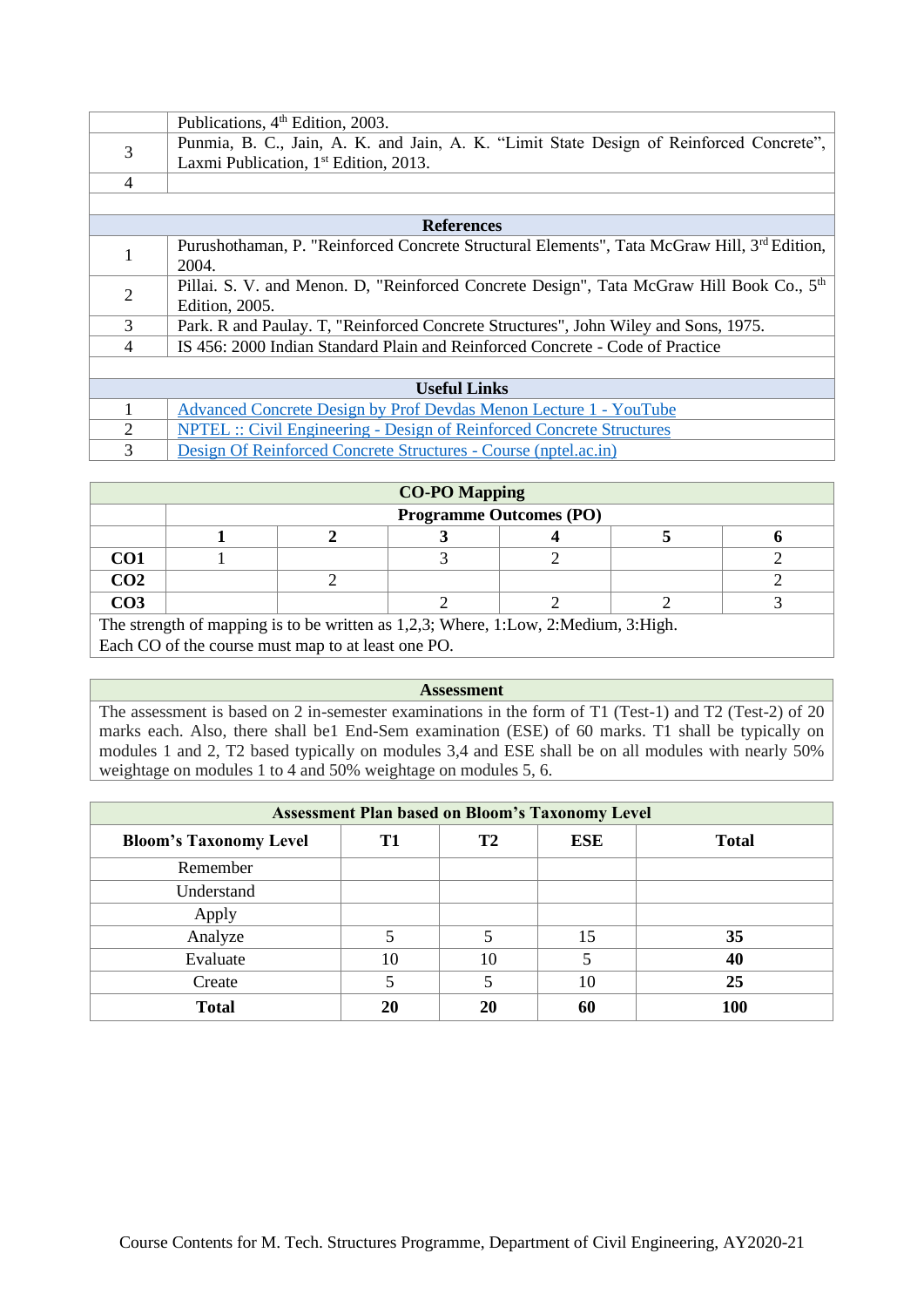| | |
|---|---|
| | Publications, 4th Edition, 2003. |
| 3 | Punmia, B. C., Jain, A. K. and Jain, A. K. "Limit State Design of Reinforced Concrete", Laxmi Publication, 1st Edition, 2013. |
| 4 | |

| References | |
|---|---|
| 1 | Purushothaman, P. "Reinforced Concrete Structural Elements", Tata McGraw Hill, 3rd Edition, 2004. |
| 2 | Pillai. S. V. and Menon. D, "Reinforced Concrete Design", Tata McGraw Hill Book Co., 5th Edition, 2005. |
| 3 | Park. R and Paulay. T, "Reinforced Concrete Structures", John Wiley and Sons, 1975. |
| 4 | IS 456: 2000 Indian Standard Plain and Reinforced Concrete - Code of Practice |

| Useful Links | |
|---|---|
| 1 | Advanced Concrete Design by Prof Devdas Menon Lecture 1 - YouTube |
| 2 | NPTEL :: Civil Engineering - Design of Reinforced Concrete Structures |
| 3 | Design Of Reinforced Concrete Structures - Course (nptel.ac.in) |

| CO-PO Mapping | | | | | | |
|---|---|---|---|---|---|---|
| | Programme Outcomes (PO) | | | | | |
| | 1 | 2 | 3 | 4 | 5 | 6 |
| **CO1** | 1 | | 3 | 2 | | 2 |
| **CO2** | | 2 | | | | 2 |
| **CO3** | | | 2 | 2 | 2 | 3 |

The strength of mapping is to be written as 1,2,3; Where, 1:Low, 2:Medium, 3:High.
Each CO of the course must map to at least one PO.

### Assessment

The assessment is based on 2 in-semester examinations in the form of T1 (Test-1) and T2 (Test-2) of 20 marks each. Also, there shall be1 End-Sem examination (ESE) of 60 marks. T1 shall be typically on modules 1 and 2, T2 based typically on modules 3,4 and ESE shall be on all modules with nearly 50% weightage on modules 1 to 4 and 50% weightage on modules 5, 6.

**Assessment Plan based on Bloom's Taxonomy Level**

| Bloom's Taxonomy Level | T1 | T2 | ESE | Total |
|---|---|---|---|---|
| Remember | | | | |
| Understand | | | | |
| Apply | | | | |
| Analyze | 5 | 5 | 15 | **35** |
| Evaluate | 10 | 10 | 5 | **40** |
| Create | 5 | 5 | 10 | **25** |
| **Total** | **20** | **20** | **60** | **100** |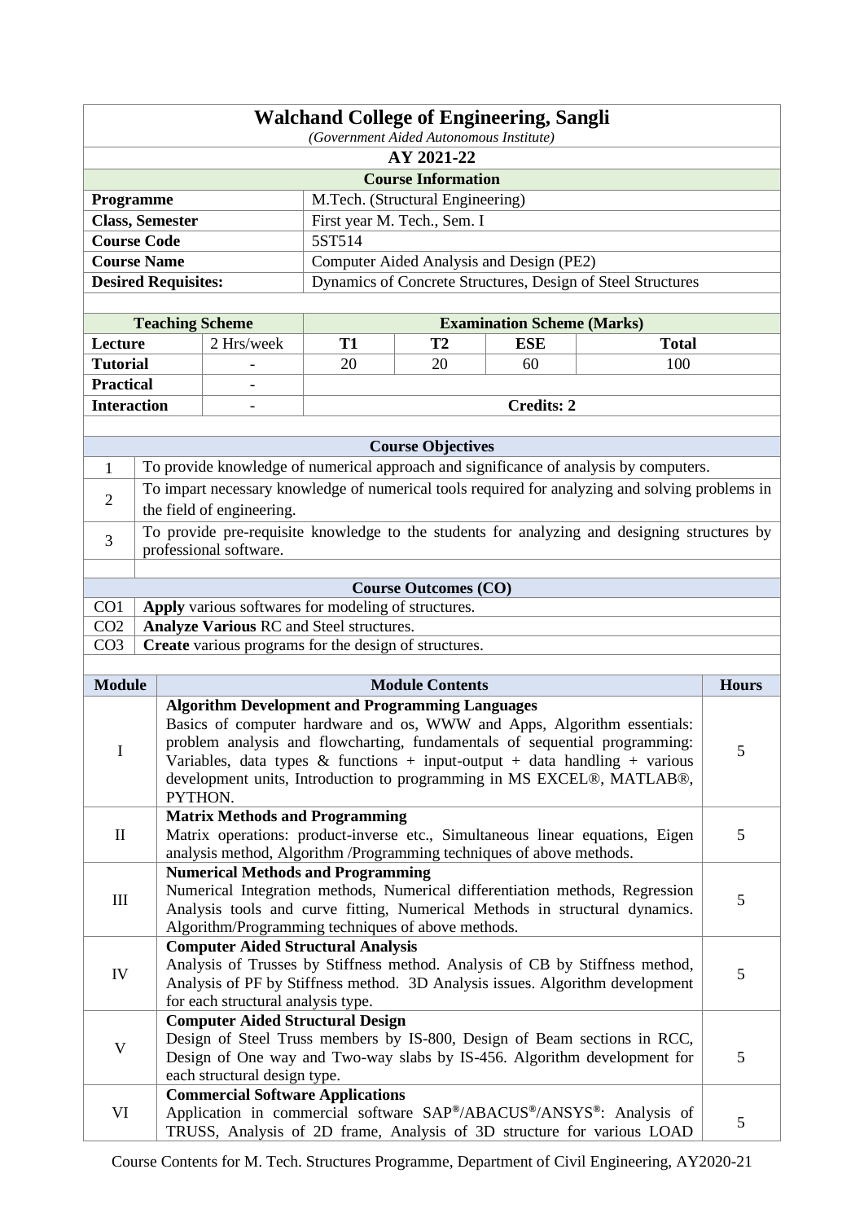# Walchand College of Engineering, Sangli

*(Government Aided Autonomous Institute)*

**AY 2021-22**

**Course Information**

| | |
|---|---|
| **Programme** | M.Tech. (Structural Engineering) |
| **Class, Semester** | First year M. Tech., Sem. I |
| **Course Code** | 5ST514 |
| **Course Name** | Computer Aided Analysis and Design (PE2) |
| **Desired Requisites:** | Dynamics of Concrete Structures, Design of Steel Structures |

| Teaching Scheme | | Examination Scheme (Marks) | | | |
|---|---|---|---|---|---|
| **Lecture** | 2 Hrs/week | **T1** | **T2** | **ESE** | **Total** |
| **Tutorial** | - | 20 | 20 | 60 | 100 |
| **Practical** | - | | | | |
| **Interaction** | - | **Credits: 2** | | | |

**Course Objectives**

| | |
|---|---|
| 1 | To provide knowledge of numerical approach and significance of analysis by computers. |
| 2 | To impart necessary knowledge of numerical tools required for analyzing and solving problems in the field of engineering. |
| 3 | To provide pre-requisite knowledge to the students for analyzing and designing structures by professional software. |

**Course Outcomes (CO)**

| | |
|---|---|
| CO1 | **Apply** various softwares for modeling of structures. |
| CO2 | **Analyze Various** RC and Steel structures. |
| CO3 | **Create** various programs for the design of structures. |

| Module | Module Contents | Hours |
|---|---|---|
| I | **Algorithm Development and Programming Languages**<br>Basics of computer hardware and os, WWW and Apps, Algorithm essentials: problem analysis and flowcharting, fundamentals of sequential programming: Variables, data types & functions + input-output + data handling + various development units, Introduction to programming in MS EXCEL®, MATLAB®, PYTHON. | 5 |
| II | **Matrix Methods and Programming**<br>Matrix operations: product-inverse etc., Simultaneous linear equations, Eigen analysis method, Algorithm /Programming techniques of above methods. | 5 |
| III | **Numerical Methods and Programming**<br>Numerical Integration methods, Numerical differentiation methods, Regression Analysis tools and curve fitting, Numerical Methods in structural dynamics. Algorithm/Programming techniques of above methods. | 5 |
| IV | **Computer Aided Structural Analysis**<br>Analysis of Trusses by Stiffness method. Analysis of CB by Stiffness method, Analysis of PF by Stiffness method. 3D Analysis issues. Algorithm development for each structural analysis type. | 5 |
| V | **Computer Aided Structural Design**<br>Design of Steel Truss members by IS-800, Design of Beam sections in RCC, Design of One way and Two-way slabs by IS-456. Algorithm development for each structural design type. | 5 |
| VI | **Commercial Software Applications**<br>Application in commercial software SAP®/ABACUS®/ANSYS®: Analysis of TRUSS, Analysis of 2D frame, Analysis of 3D structure for various LOAD | 5 |

Course Contents for M. Tech. Structures Programme, Department of Civil Engineering, AY2020-21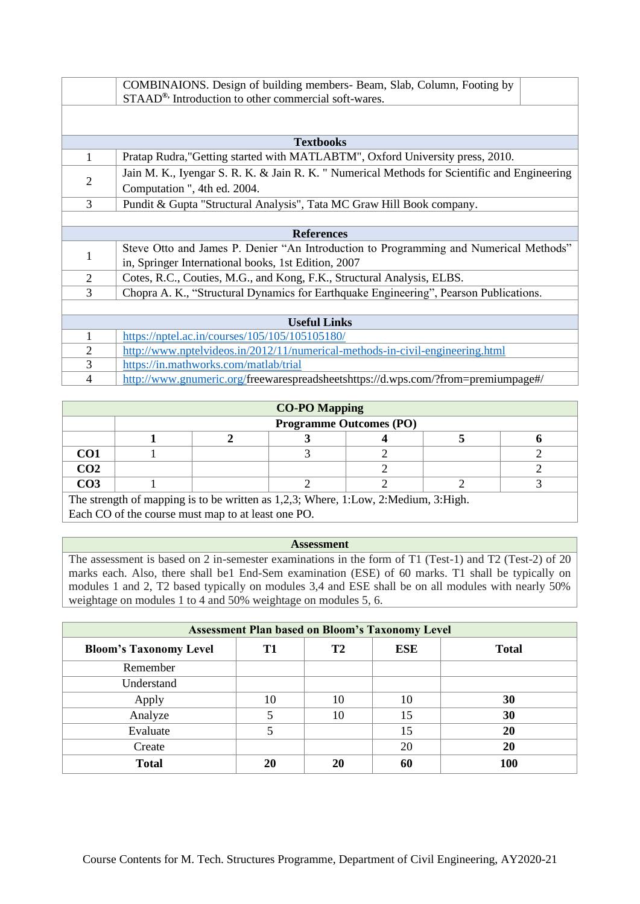| | | |
|---|---|---|
| | COMBINAIONS. Design of building members- Beam, Slab, Column, Footing by STAAD®, Introduction to other commercial soft-wares. | |

| | Textbooks |
|---|---|
| 1 | Pratap Rudra,"Getting started with MATLABTM", Oxford University press, 2010. |
| 2 | Jain M. K., Iyengar S. R. K. & Jain R. K. " Numerical Methods for Scientific and Engineering Computation ", 4th ed. 2004. |
| 3 | Pundit & Gupta "Structural Analysis", Tata MC Graw Hill Book company. |

| | References |
|---|---|
| 1 | Steve Otto and James P. Denier "An Introduction to Programming and Numerical Methods" in, Springer International books, 1st Edition, 2007 |
| 2 | Cotes, R.C., Couties, M.G., and Kong, F.K., Structural Analysis, ELBS. |
| 3 | Chopra A. K., "Structural Dynamics for Earthquake Engineering", Pearson Publications. |

| | Useful Links |
|---|---|
| 1 | https://nptel.ac.in/courses/105/105/105105180/ |
| 2 | http://www.nptelvideos.in/2012/11/numerical-methods-in-civil-engineering.html |
| 3 | https://in.mathworks.com/matlab/trial |
| 4 | http://www.gnumeric.org/freewarespreadsheetshttps://d.wps.com/?from=premiumpage#/ |

| CO-PO Mapping | | | | | | |
|---|---|---|---|---|---|---|
| | Programme Outcomes (PO) | | | | | |
| | **1** | **2** | **3** | **4** | **5** | **6** |
| **CO1** | 1 | | 3 | 2 | | 2 |
| **CO2** | | | | 2 | | 2 |
| **CO3** | 1 | | 2 | 2 | 2 | 3 |

The strength of mapping is to be written as 1,2,3; Where, 1:Low, 2:Medium, 3:High.
Each CO of the course must map to at least one PO.

**Assessment**

The assessment is based on 2 in-semester examinations in the form of T1 (Test-1) and T2 (Test-2) of 20 marks each. Also, there shall be1 End-Sem examination (ESE) of 60 marks. T1 shall be typically on modules 1 and 2, T2 based typically on modules 3,4 and ESE shall be on all modules with nearly 50% weightage on modules 1 to 4 and 50% weightage on modules 5, 6.

**Assessment Plan based on Bloom's Taxonomy Level**

| Bloom's Taxonomy Level | T1 | T2 | ESE | Total |
|---|---|---|---|---|
| Remember | | | | |
| Understand | | | | |
| Apply | 10 | 10 | 10 | **30** |
| Analyze | 5 | 10 | 15 | **30** |
| Evaluate | 5 | | 15 | **20** |
| Create | | | 20 | **20** |
| **Total** | **20** | **20** | **60** | **100** |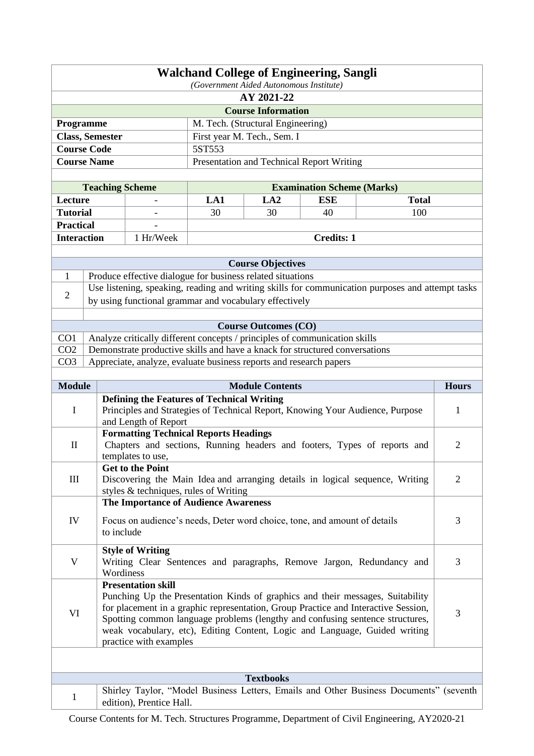# Walchand College of Engineering, Sangli

*(Government Aided Autonomous Institute)*

**AY 2021-22**

## Course Information

| | |
|---|---|
| **Programme** | M. Tech. (Structural Engineering) |
| **Class, Semester** | First year M. Tech., Sem. I |
| **Course Code** | 5ST553 |
| **Course Name** | Presentation and Technical Report Writing |

| **Teaching Scheme** | | **Examination Scheme (Marks)** | | | |
|---|---|---|---|---|---|
| **Lecture** | - | **LA1** | **LA2** | **ESE** | **Total** |
| **Tutorial** | - | 30 | 30 | 40 | 100 |
| **Practical** | - | | | | |
| **Interaction** | 1 Hr/Week | **Credits: 1** | | | |

## Course Objectives

| | |
|---|---|
| 1 | Produce effective dialogue for business related situations |
| 2 | Use listening, speaking, reading and writing skills for communication purposes and attempt tasks by using functional grammar and vocabulary effectively |

## Course Outcomes (CO)

| | |
|---|---|
| CO1 | Analyze critically different concepts / principles of communication skills |
| CO2 | Demonstrate productive skills and have a knack for structured conversations |
| CO3 | Appreciate, analyze, evaluate business reports and research papers |

| **Module** | **Module Contents** | **Hours** |
|---|---|---|
| I | **Defining the Features of Technical Writing**<br>Principles and Strategies of Technical Report, Knowing Your Audience, Purpose and Length of Report | 1 |
| II | **Formatting Technical Reports Headings**<br>Chapters and sections, Running headers and footers, Types of reports and templates to use, | 2 |
| III | **Get to the Point**<br>Discovering the Main Idea and arranging details in logical sequence, Writing styles & techniques, rules of Writing | 2 |
| IV | **The Importance of Audience Awareness**<br>Focus on audience's needs, Deter word choice, tone, and amount of details to include | 3 |
| V | **Style of Writing**<br>Writing Clear Sentences and paragraphs, Remove Jargon, Redundancy and Wordiness | 3 |
| VI | **Presentation skill**<br>Punching Up the Presentation Kinds of graphics and their messages, Suitability for placement in a graphic representation, Group Practice and Interactive Session, Spotting common language problems (lengthy and confusing sentence structures, weak vocabulary, etc), Editing Content, Logic and Language, Guided writing practice with examples | 3 |

## Textbooks

| | |
|---|---|
| 1 | Shirley Taylor, "Model Business Letters, Emails and Other Business Documents" (seventh edition), Prentice Hall. |

Course Contents for M. Tech. Structures Programme, Department of Civil Engineering, AY2020-21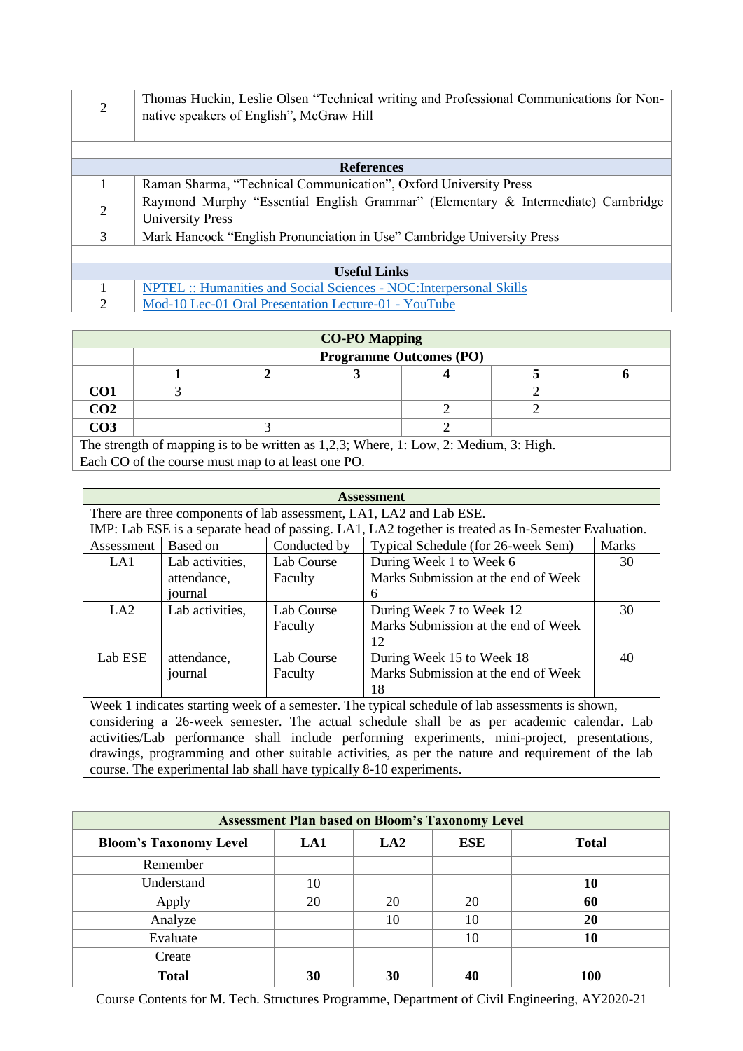| | |
|---|---|
| 2 | Thomas Huckin, Leslie Olsen "Technical writing and Professional Communications for Non-native speakers of English", McGraw Hill |

| References | |
|---|---|
| 1 | Raman Sharma, "Technical Communication", Oxford University Press |
| 2 | Raymond Murphy "Essential English Grammar" (Elementary & Intermediate) Cambridge University Press |
| 3 | Mark Hancock "English Pronunciation in Use" Cambridge University Press |

| Useful Links | |
|---|---|
| 1 | NPTEL :: Humanities and Social Sciences - NOC:Interpersonal Skills |
| 2 | Mod-10 Lec-01 Oral Presentation Lecture-01 - YouTube |

**CO-PO Mapping**

| | Programme Outcomes (PO) | | | | | |
|---|---|---|---|---|---|---|
| | 1 | 2 | 3 | 4 | 5 | 6 |
| **CO1** | 3 | | | | 2 | |
| **CO2** | | | | 2 | 2 | |
| **CO3** | | 3 | | 2 | | |

The strength of mapping is to be written as 1,2,3; Where, 1: Low, 2: Medium, 3: High.
Each CO of the course must map to at least one PO.

**Assessment**

There are three components of lab assessment, LA1, LA2 and Lab ESE.
IMP: Lab ESE is a separate head of passing. LA1, LA2 together is treated as In-Semester Evaluation.

| Assessment | Based on | Conducted by | Typical Schedule (for 26-week Sem) | Marks |
|---|---|---|---|---|
| LA1 | Lab activities, attendance, journal | Lab Course Faculty | During Week 1 to Week 6 Marks Submission at the end of Week 6 | 30 |
| LA2 | Lab activities, | Lab Course Faculty | During Week 7 to Week 12 Marks Submission at the end of Week 12 | 30 |
| Lab ESE | attendance, journal | Lab Course Faculty | During Week 15 to Week 18 Marks Submission at the end of Week 18 | 40 |

Week 1 indicates starting week of a semester. The typical schedule of lab assessments is shown, considering a 26-week semester. The actual schedule shall be as per academic calendar. Lab activities/Lab performance shall include performing experiments, mini-project, presentations, drawings, programming and other suitable activities, as per the nature and requirement of the lab course. The experimental lab shall have typically 8-10 experiments.

**Assessment Plan based on Bloom's Taxonomy Level**

| Bloom's Taxonomy Level | LA1 | LA2 | ESE | Total |
|---|---|---|---|---|
| Remember | | | | |
| Understand | 10 | | | **10** |
| Apply | 20 | 20 | 20 | **60** |
| Analyze | | 10 | 10 | **20** |
| Evaluate | | | 10 | **10** |
| Create | | | | |
| **Total** | **30** | **30** | **40** | **100** |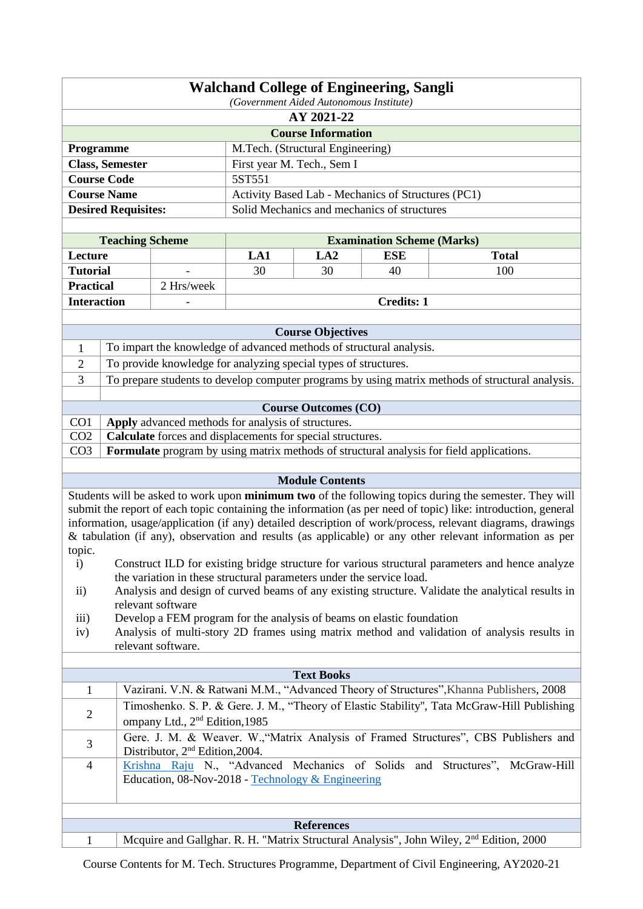# Walchand College of Engineering, Sangli

*(Government Aided Autonomous Institute)*

**AY 2021-22**

## Course Information

| | |
|---|---|
| **Programme** | M.Tech. (Structural Engineering) |
| **Class, Semester** | First year M. Tech., Sem I |
| **Course Code** | 5ST551 |
| **Course Name** | Activity Based Lab - Mechanics of Structures (PC1) |
| **Desired Requisites:** | Solid Mechanics and mechanics of structures |

| Teaching Scheme | | Examination Scheme (Marks) | | | |
|---|---|---|---|---|---|
| **Lecture** | | **LA1** | **LA2** | **ESE** | **Total** |
| **Tutorial** | - | 30 | 30 | 40 | 100 |
| **Practical** | 2 Hrs/week | | | | |
| **Interaction** | - | **Credits: 1** | | | |

## Course Objectives

| | |
|---|---|
| 1 | To impart the knowledge of advanced methods of structural analysis. |
| 2 | To provide knowledge for analyzing special types of structures. |
| 3 | To prepare students to develop computer programs by using matrix methods of structural analysis. |

## Course Outcomes (CO)

| | |
|---|---|
| CO1 | **Apply** advanced methods for analysis of structures. |
| CO2 | **Calculate** forces and displacements for special structures. |
| CO3 | **Formulate** program by using matrix methods of structural analysis for field applications. |

## Module Contents

Students will be asked to work upon **minimum two** of the following topics during the semester. They will submit the report of each topic containing the information (as per need of topic) like: introduction, general information, usage/application (if any) detailed description of work/process, relevant diagrams, drawings & tabulation (if any), observation and results (as applicable) or any other relevant information as per topic.

i) Construct ILD for existing bridge structure for various structural parameters and hence analyze the variation in these structural parameters under the service load.

ii) Analysis and design of curved beams of any existing structure. Validate the analytical results in relevant software

iii) Develop a FEM program for the analysis of beams on elastic foundation

iv) Analysis of multi-story 2D frames using matrix method and validation of analysis results in relevant software.

## Text Books

| | |
|---|---|
| 1 | Vazirani. V.N. & Ratwani M.M., "Advanced Theory of Structures",Khanna Publishers, 2008 |
| 2 | Timoshenko. S. P. & Gere. J. M., "Theory of Elastic Stability", Tata McGraw-Hill Publishing ompany Ltd., 2nd Edition,1985 |
| 3 | Gere. J. M. & Weaver. W.,"Matrix Analysis of Framed Structures", CBS Publishers and Distributor, 2nd Edition,2004. |
| 4 | Krishna Raju N., "Advanced Mechanics of Solids and Structures", McGraw-Hill Education, 08-Nov-2018 - Technology & Engineering |

## References

| | |
|---|---|
| 1 | Mcquire and Gallghar. R. H. "Matrix Structural Analysis", John Wiley, 2nd Edition, 2000 |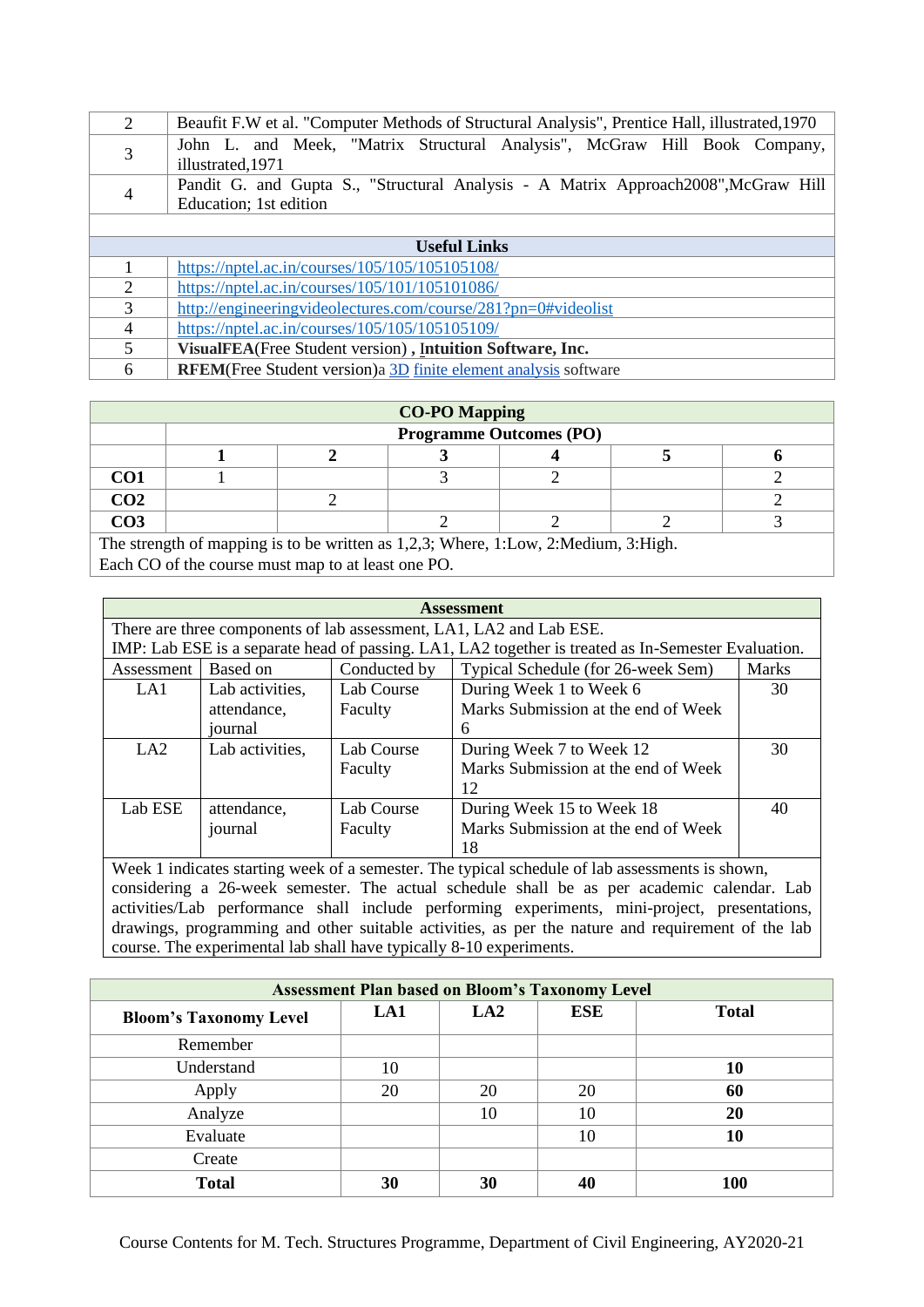| | |
|---|---|
| 2 | Beaufit F.W et al. "Computer Methods of Structural Analysis", Prentice Hall, illustrated,1970 |
| 3 | John L. and Meek, "Matrix Structural Analysis", McGraw Hill Book Company, illustrated,1971 |
| 4 | Pandit G. and Gupta S., "Structural Analysis - A Matrix Approach2008",McGraw Hill Education; 1st edition |

| **Useful Links** | |
|---|---|
| 1 | https://nptel.ac.in/courses/105/105/105105108/ |
| 2 | https://nptel.ac.in/courses/105/101/105101086/ |
| 3 | http://engineeringvideolectures.com/course/281?pn=0#videolist |
| 4 | https://nptel.ac.in/courses/105/105/105105109/ |
| 5 | **VisualFEA**(Free Student version) **, Intuition Software, Inc.** |
| 6 | **RFEM**(Free Student version)a 3D finite element analysis software |

**CO-PO Mapping**

| | Programme Outcomes (PO) | | | | | |
|---|---|---|---|---|---|---|
| | **1** | **2** | **3** | **4** | **5** | **6** |
| **CO1** | 1 | | 3 | 2 | | 2 |
| **CO2** | | 2 | | | | 2 |
| **CO3** | | | 2 | 2 | 2 | 3 |

The strength of mapping is to be written as 1,2,3; Where, 1:Low, 2:Medium, 3:High.
Each CO of the course must map to at least one PO.

**Assessment**

There are three components of lab assessment, LA1, LA2 and Lab ESE.
IMP: Lab ESE is a separate head of passing. LA1, LA2 together is treated as In-Semester Evaluation.

| Assessment | Based on | Conducted by | Typical Schedule (for 26-week Sem) | Marks |
|---|---|---|---|---|
| LA1 | Lab activities, attendance, journal | Lab Course Faculty | During Week 1 to Week 6 Marks Submission at the end of Week 6 | 30 |
| LA2 | Lab activities, | Lab Course Faculty | During Week 7 to Week 12 Marks Submission at the end of Week 12 | 30 |
| Lab ESE | attendance, journal | Lab Course Faculty | During Week 15 to Week 18 Marks Submission at the end of Week 18 | 40 |

Week 1 indicates starting week of a semester. The typical schedule of lab assessments is shown, considering a 26-week semester. The actual schedule shall be as per academic calendar. Lab activities/Lab performance shall include performing experiments, mini-project, presentations, drawings, programming and other suitable activities, as per the nature and requirement of the lab course. The experimental lab shall have typically 8-10 experiments.

**Assessment Plan based on Bloom's Taxonomy Level**

| Bloom's Taxonomy Level | LA1 | LA2 | ESE | Total |
|---|---|---|---|---|
| Remember | | | | |
| Understand | 10 | | | **10** |
| Apply | 20 | 20 | 20 | **60** |
| Analyze | | 10 | 10 | **20** |
| Evaluate | | | 10 | **10** |
| Create | | | | |
| **Total** | **30** | **30** | **40** | **100** |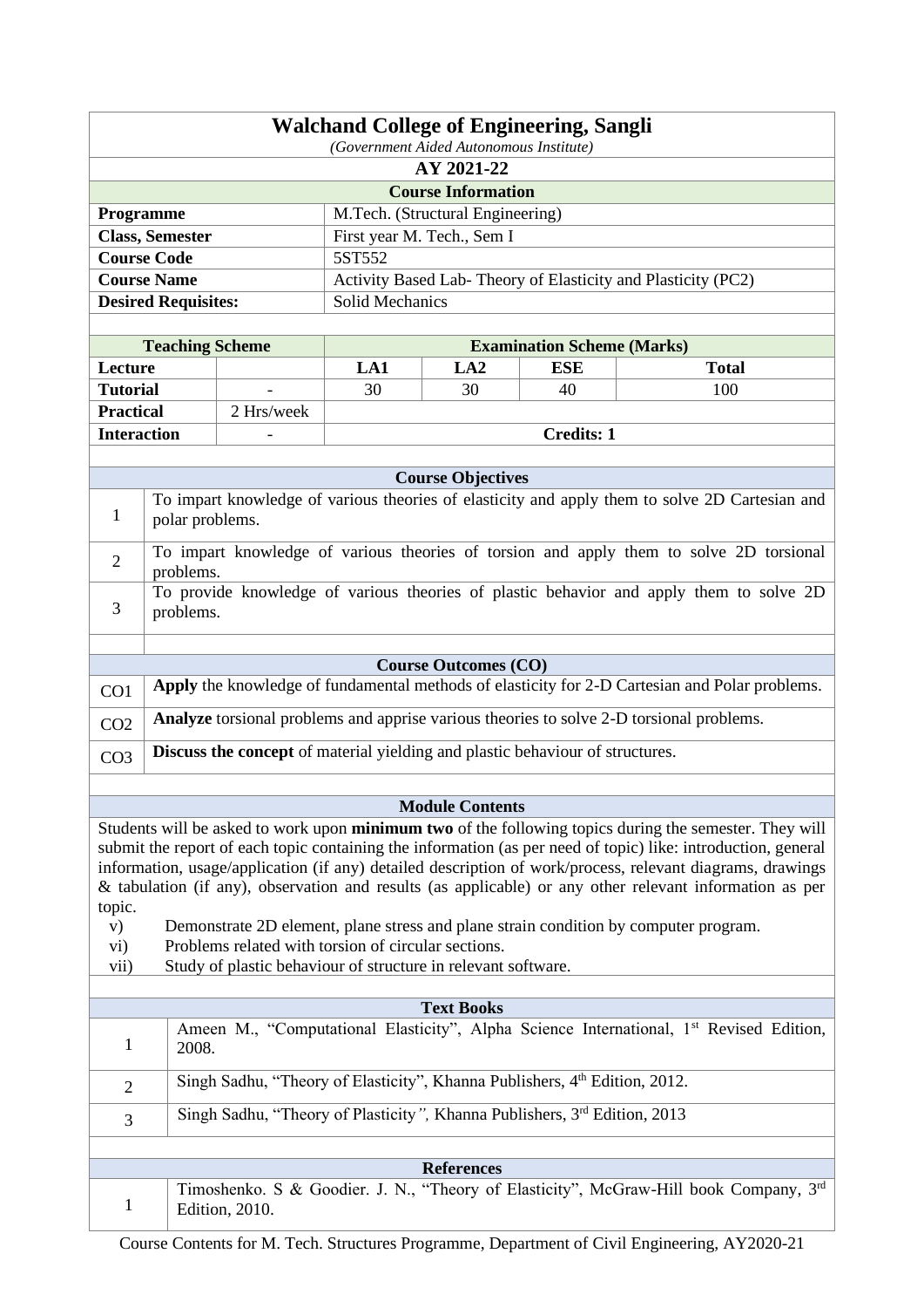# Walchand College of Engineering, Sangli

*(Government Aided Autonomous Institute)*

**AY 2021-22**

## Course Information

| | |
|---|---|
| **Programme** | M.Tech. (Structural Engineering) |
| **Class, Semester** | First year M. Tech., Sem I |
| **Course Code** | 5ST552 |
| **Course Name** | Activity Based Lab- Theory of Elasticity and Plasticity (PC2) |
| **Desired Requisites:** | Solid Mechanics |

| **Teaching Scheme** | | **Examination Scheme (Marks)** | | | |
|---|---|---|---|---|---|
| **Lecture** | | **LA1** | **LA2** | **ESE** | **Total** |
| **Tutorial** | - | 30 | 30 | 40 | 100 |
| **Practical** | 2 Hrs/week | | | | |
| **Interaction** | - | **Credits: 1** | | | |

## Course Objectives

| | |
|---|---|
| 1 | To impart knowledge of various theories of elasticity and apply them to solve 2D Cartesian and polar problems. |
| 2 | To impart knowledge of various theories of torsion and apply them to solve 2D torsional problems. |
| 3 | To provide knowledge of various theories of plastic behavior and apply them to solve 2D problems. |

## Course Outcomes (CO)

| | |
|---|---|
| CO1 | **Apply** the knowledge of fundamental methods of elasticity for 2-D Cartesian and Polar problems. |
| CO2 | **Analyze** torsional problems and apprise various theories to solve 2-D torsional problems. |
| CO3 | **Discuss the concept** of material yielding and plastic behaviour of structures. |

## Module Contents

Students will be asked to work upon **minimum two** of the following topics during the semester. They will submit the report of each topic containing the information (as per need of topic) like: introduction, general information, usage/application (if any) detailed description of work/process, relevant diagrams, drawings & tabulation (if any), observation and results (as applicable) or any other relevant information as per topic.

v) Demonstrate 2D element, plane stress and plane strain condition by computer program.
vi) Problems related with torsion of circular sections.
vii) Study of plastic behaviour of structure in relevant software.

## Text Books

| | |
|---|---|
| 1 | Ameen M., "Computational Elasticity", Alpha Science International, 1st Revised Edition, 2008. |
| 2 | Singh Sadhu, "Theory of Elasticity", Khanna Publishers, 4th Edition, 2012. |
| 3 | Singh Sadhu, "Theory of Plasticity*",* Khanna Publishers, 3rd Edition, 2013 |

## References

| | |
|---|---|
| 1 | Timoshenko. S & Goodier. J. N., "Theory of Elasticity", McGraw-Hill book Company, 3rd Edition, 2010. |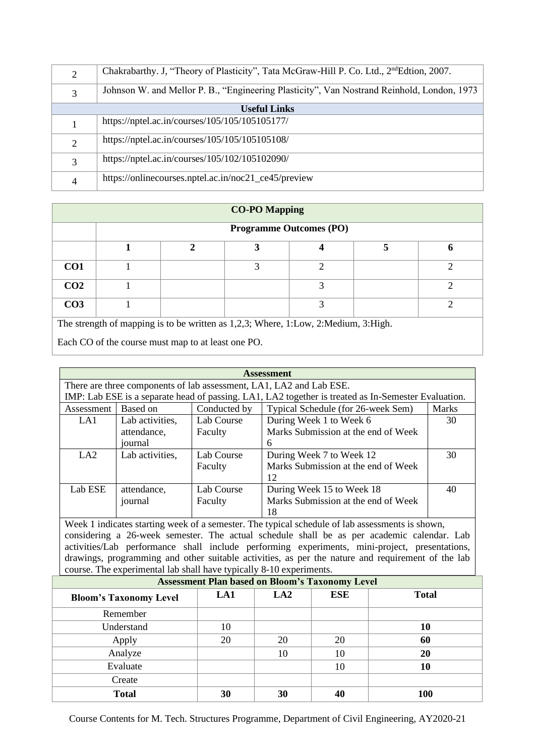| | |
|---|---|
| 2 | Chakrabarthy. J, "Theory of Plasticity", Tata McGraw-Hill P. Co. Ltd., 2ndEdtion, 2007. |
| 3 | Johnson W. and Mellor P. B., "Engineering Plasticity", Van Nostrand Reinhold, London, 1973 |
| **Useful Links** | |
| 1 | https://nptel.ac.in/courses/105/105/105105177/ |
| 2 | https://nptel.ac.in/courses/105/105/105105108/ |
| 3 | https://nptel.ac.in/courses/105/102/105102090/ |
| 4 | https://onlinecourses.nptel.ac.in/noc21_ce45/preview |

**CO-PO Mapping**

| | **Programme Outcomes (PO)** | | | | | |
|---|---|---|---|---|---|---|
| | **1** | **2** | **3** | **4** | **5** | **6** |
| **CO1** | 1 | | 3 | 2 | | 2 |
| **CO2** | 1 | | | 3 | | 2 |
| **CO3** | 1 | | | 3 | | 2 |

The strength of mapping is to be written as 1,2,3; Where, 1:Low, 2:Medium, 3:High.

Each CO of the course must map to at least one PO.

**Assessment**

There are three components of lab assessment, LA1, LA2 and Lab ESE.

IMP: Lab ESE is a separate head of passing. LA1, LA2 together is treated as In-Semester Evaluation.

| Assessment | Based on | Conducted by | Typical Schedule (for 26-week Sem) | Marks |
|---|---|---|---|---|
| LA1 | Lab activities, attendance, journal | Lab Course Faculty | During Week 1 to Week 6<br>Marks Submission at the end of Week 6 | 30 |
| LA2 | Lab activities, | Lab Course Faculty | During Week 7 to Week 12<br>Marks Submission at the end of Week 12 | 30 |
| Lab ESE | attendance, journal | Lab Course Faculty | During Week 15 to Week 18<br>Marks Submission at the end of Week 18 | 40 |

Week 1 indicates starting week of a semester. The typical schedule of lab assessments is shown, considering a 26-week semester. The actual schedule shall be as per academic calendar. Lab activities/Lab performance shall include performing experiments, mini-project, presentations, drawings, programming and other suitable activities, as per the nature and requirement of the lab course. The experimental lab shall have typically 8-10 experiments.

**Assessment Plan based on Bloom's Taxonomy Level**

| **Bloom's Taxonomy Level** | **LA1** | **LA2** | **ESE** | **Total** |
|---|---|---|---|---|
| Remember | | | | |
| Understand | 10 | | | **10** |
| Apply | 20 | 20 | 20 | **60** |
| Analyze | | 10 | 10 | **20** |
| Evaluate | | | 10 | **10** |
| Create | | | | |
| **Total** | **30** | **30** | **40** | **100** |

Course Contents for M. Tech. Structures Programme, Department of Civil Engineering, AY2020-21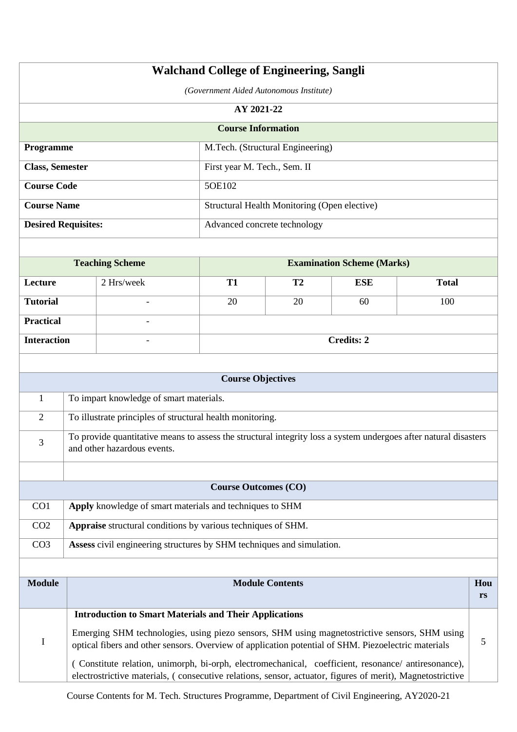# Walchand College of Engineering, Sangli

*(Government Aided Autonomous Institute)*

**AY 2021-22**

**Course Information**

| | |
|---|---|
| **Programme** | M.Tech. (Structural Engineering) |
| **Class, Semester** | First year M. Tech., Sem. II |
| **Course Code** | 5OE102 |
| **Course Name** | Structural Health Monitoring (Open elective) |
| **Desired Requisites:** | Advanced concrete technology |

| **Teaching Scheme** | | **Examination Scheme (Marks)** | | | |
|---|---|---|---|---|---|
| **Lecture** | 2 Hrs/week | **T1** | **T2** | **ESE** | **Total** |
| **Tutorial** | - | 20 | 20 | 60 | 100 |
| **Practical** | - | | | | |
| **Interaction** | - | **Credits: 2** | | | |

**Course Objectives**

| | |
|---|---|
| 1 | To impart knowledge of smart materials. |
| 2 | To illustrate principles of structural health monitoring. |
| 3 | To provide quantitative means to assess the structural integrity loss a system undergoes after natural disasters and other hazardous events. |

**Course Outcomes (CO)**

| | |
|---|---|
| CO1 | **Apply** knowledge of smart materials and techniques to SHM |
| CO2 | **Appraise** structural conditions by various techniques of SHM. |
| CO3 | **Assess** civil engineering structures by SHM techniques and simulation. |

| Module | Module Contents | Hours |
|---|---|---|
| I | **Introduction to Smart Materials and Their Applications**<br>Emerging SHM technologies, using piezo sensors, SHM using magnetostrictive sensors, SHM using optical fibers and other sensors. Overview of application potential of SHM. Piezoelectric materials<br>( Constitute relation, unimorph, bi-orph, electromechanical, coefficient, resonance/ antiresonance), electrostrictive materials, ( consecutive relations, sensor, actuator, figures of merit), Magnetostrictive | 5 |

Course Contents for M. Tech. Structures Programme, Department of Civil Engineering, AY2020-21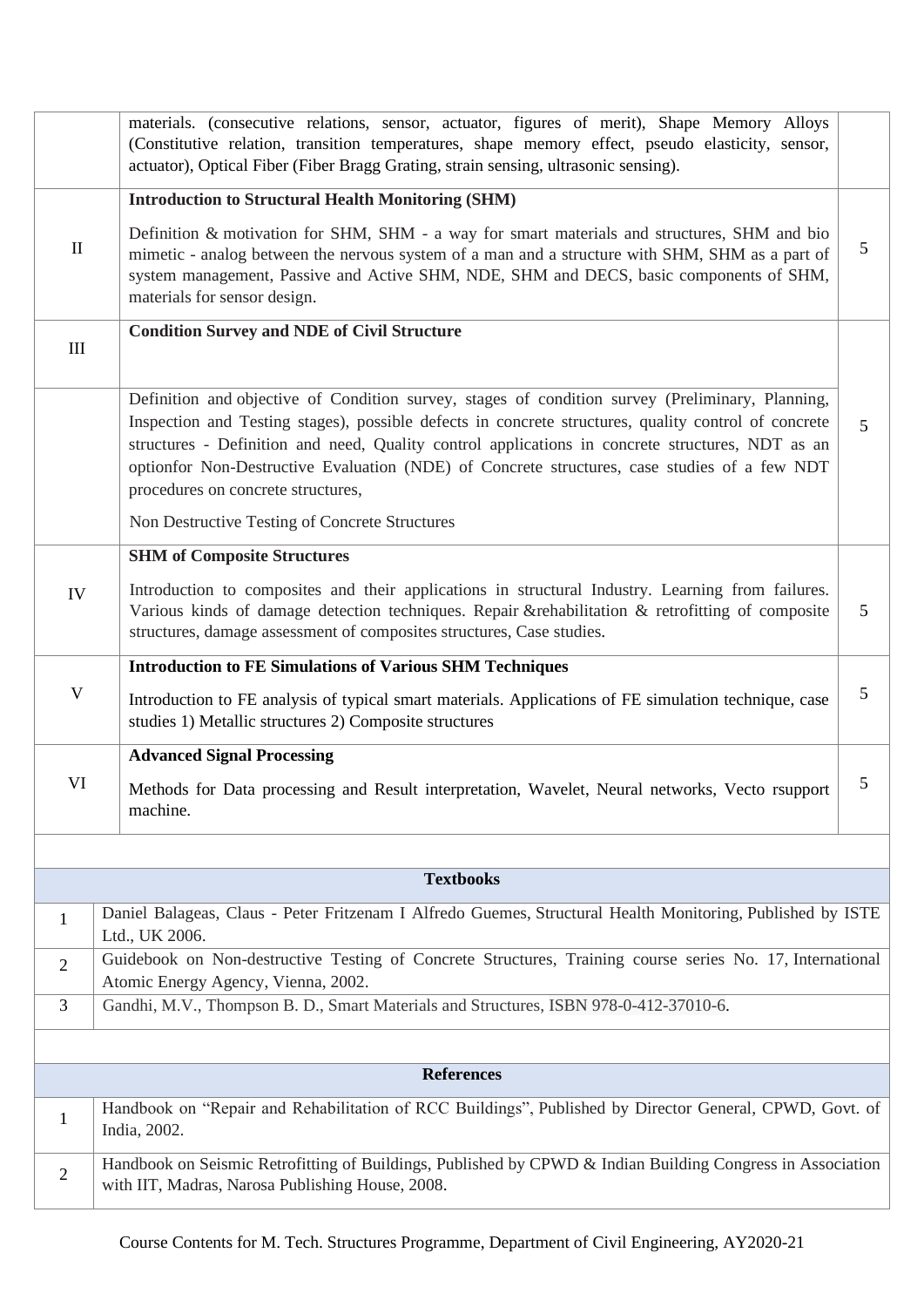| | | |
|---|---|---|
| | materials. (consecutive relations, sensor, actuator, figures of merit), Shape Memory Alloys (Constitutive relation, transition temperatures, shape memory effect, pseudo elasticity, sensor, actuator), Optical Fiber (Fiber Bragg Grating, strain sensing, ultrasonic sensing). | |
| II | **Introduction to Structural Health Monitoring (SHM)**<br><br>Definition & motivation for SHM, SHM - a way for smart materials and structures, SHM and bio mimetic - analog between the nervous system of a man and a structure with SHM, SHM as a part of system management, Passive and Active SHM, NDE, SHM and DECS, basic components of SHM, materials for sensor design. | 5 |
| III | **Condition Survey and NDE of Civil Structure** | 5 |
| | Definition and objective of Condition survey, stages of condition survey (Preliminary, Planning, Inspection and Testing stages), possible defects in concrete structures, quality control of concrete structures - Definition and need, Quality control applications in concrete structures, NDT as an optionfor Non-Destructive Evaluation (NDE) of Concrete structures, case studies of a few NDT procedures on concrete structures,<br><br>Non Destructive Testing of Concrete Structures | |
| IV | **SHM of Composite Structures**<br><br>Introduction to composites and their applications in structural Industry. Learning from failures. Various kinds of damage detection techniques. Repair &rehabilitation & retrofitting of composite structures, damage assessment of composites structures, Case studies. | 5 |
| V | **Introduction to FE Simulations of Various SHM Techniques**<br><br>Introduction to FE analysis of typical smart materials. Applications of FE simulation technique, case studies 1) Metallic structures 2) Composite structures | 5 |
| VI | **Advanced Signal Processing**<br><br>Methods for Data processing and Result interpretation, Wavelet, Neural networks, Vecto rsupport machine. | 5 |

| | |
|---|---|
| | **Textbooks** |
| 1 | Daniel Balageas, Claus - Peter Fritzenam I Alfredo Guemes, Structural Health Monitoring, Published by ISTE Ltd., UK 2006. |
| 2 | Guidebook on Non-destructive Testing of Concrete Structures, Training course series No. 17, International Atomic Energy Agency, Vienna, 2002. |
| 3 | Gandhi, M.V., Thompson B. D., Smart Materials and Structures, ISBN 978-0-412-37010-6. |

| | |
|---|---|
| | **References** |
| 1 | Handbook on "Repair and Rehabilitation of RCC Buildings", Published by Director General, CPWD, Govt. of India, 2002. |
| 2 | Handbook on Seismic Retrofitting of Buildings, Published by CPWD & Indian Building Congress in Association with IIT, Madras, Narosa Publishing House, 2008. |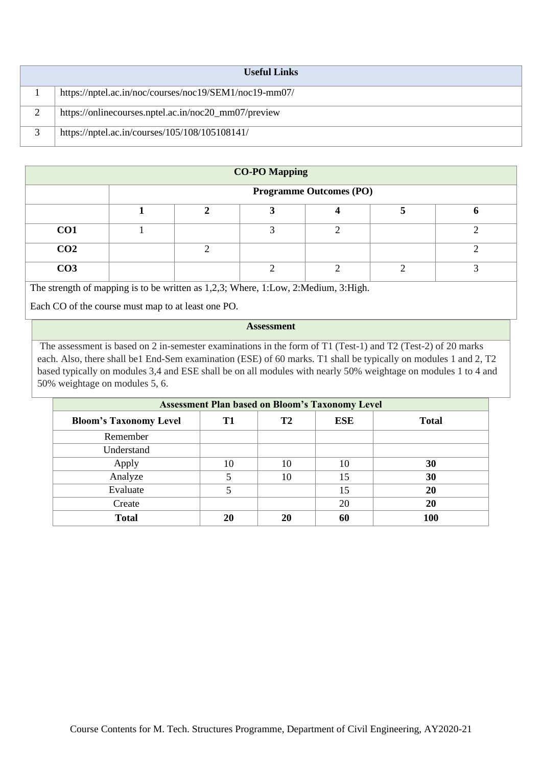| Useful Links | |
|---|---|
| 1 | https://nptel.ac.in/noc/courses/noc19/SEM1/noc19-mm07/ |
| 2 | https://onlinecourses.nptel.ac.in/noc20_mm07/preview |
| 3 | https://nptel.ac.in/courses/105/108/105108141/ |

**CO-PO Mapping**

| | Programme Outcomes (PO) | | | | | |
|---|---|---|---|---|---|---|
| | **1** | **2** | **3** | **4** | **5** | **6** |
| **CO1** | 1 | | 3 | 2 | | 2 |
| **CO2** | | 2 | | | | 2 |
| **CO3** | | | 2 | 2 | 2 | 3 |

The strength of mapping is to be written as 1,2,3; Where, 1:Low, 2:Medium, 3:High.

Each CO of the course must map to at least one PO.

**Assessment**

The assessment is based on 2 in-semester examinations in the form of T1 (Test-1) and T2 (Test-2) of 20 marks each. Also, there shall be1 End-Sem examination (ESE) of 60 marks. T1 shall be typically on modules 1 and 2, T2 based typically on modules 3,4 and ESE shall be on all modules with nearly 50% weightage on modules 1 to 4 and 50% weightage on modules 5, 6.

**Assessment Plan based on Bloom's Taxonomy Level**

| Bloom's Taxonomy Level | T1 | T2 | ESE | Total |
|---|---|---|---|---|
| Remember | | | | |
| Understand | | | | |
| Apply | 10 | 10 | 10 | **30** |
| Analyze | 5 | 10 | 15 | **30** |
| Evaluate | 5 | | 15 | **20** |
| Create | | | 20 | **20** |
| **Total** | **20** | **20** | **60** | **100** |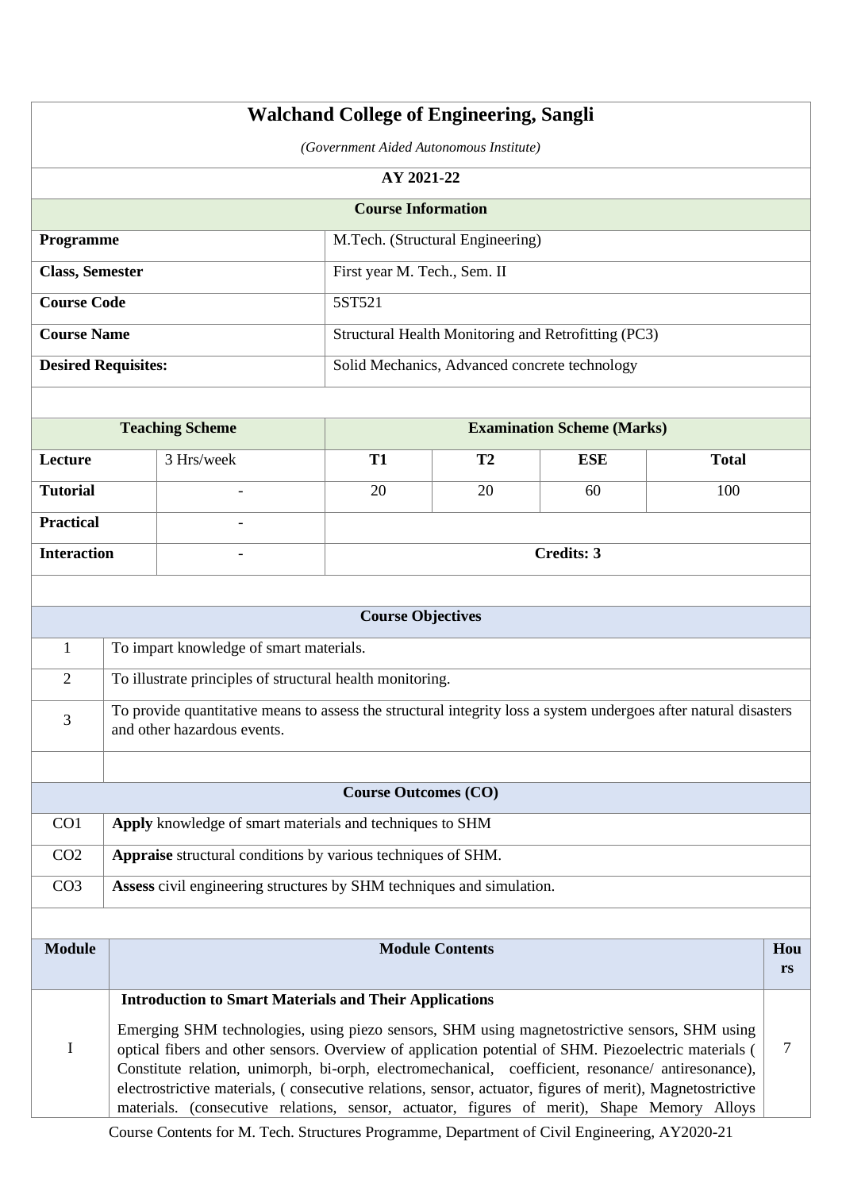# Walchand College of Engineering, Sangli

*(Government Aided Autonomous Institute)*

**AY 2021-22**

| **Course Information** | |
|---|---|
| **Programme** | M.Tech. (Structural Engineering) |
| **Class, Semester** | First year M. Tech., Sem. II |
| **Course Code** | 5ST521 |
| **Course Name** | Structural Health Monitoring and Retrofitting (PC3) |
| **Desired Requisites:** | Solid Mechanics, Advanced concrete technology |

| **Teaching Scheme** | | **Examination Scheme (Marks)** | | | |
|---|---|---|---|---|---|
| **Lecture** | 3 Hrs/week | **T1** | **T2** | **ESE** | **Total** |
| **Tutorial** | - | 20 | 20 | 60 | 100 |
| **Practical** | - | | | | |
| **Interaction** | - | **Credits: 3** | | | |

| **Course Objectives** | |
|---|---|
| 1 | To impart knowledge of smart materials. |
| 2 | To illustrate principles of structural health monitoring. |
| 3 | To provide quantitative means to assess the structural integrity loss a system undergoes after natural disasters and other hazardous events. |

| **Course Outcomes (CO)** | |
|---|---|
| CO1 | **Apply** knowledge of smart materials and techniques to SHM |
| CO2 | **Appraise** structural conditions by various techniques of SHM. |
| CO3 | **Assess** civil engineering structures by SHM techniques and simulation. |

| **Module** | **Module Contents** | **Hours** |
|---|---|---|
| I | **Introduction to Smart Materials and Their Applications**<br>Emerging SHM technologies, using piezo sensors, SHM using magnetostrictive sensors, SHM using optical fibers and other sensors. Overview of application potential of SHM. Piezoelectric materials ( Constitute relation, unimorph, bi-orph, electromechanical, coefficient, resonance/ antiresonance), electrostrictive materials, ( consecutive relations, sensor, actuator, figures of merit), Magnetostrictive materials. (consecutive relations, sensor, actuator, figures of merit), Shape Memory Alloys | 7 |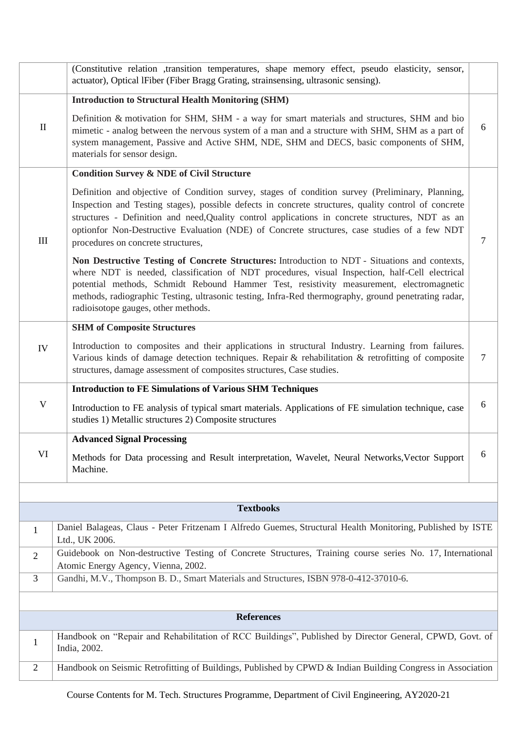| | | |
|---|---|---|
| | (Constitutive relation ,transition temperatures, shape memory effect, pseudo elasticity, sensor, actuator), Optical lFiber (Fiber Bragg Grating, strainsensing, ultrasonic sensing). | |
| II | **Introduction to Structural Health Monitoring (SHM)**<br><br>Definition & motivation for SHM, SHM - a way for smart materials and structures, SHM and bio mimetic - analog between the nervous system of a man and a structure with SHM, SHM as a part of system management, Passive and Active SHM, NDE, SHM and DECS, basic components of SHM, materials for sensor design. | 6 |
| III | **Condition Survey & NDE of Civil Structure**<br><br>Definition and objective of Condition survey, stages of condition survey (Preliminary, Planning, Inspection and Testing stages), possible defects in concrete structures, quality control of concrete structures - Definition and need,Quality control applications in concrete structures, NDT as an optionfor Non-Destructive Evaluation (NDE) of Concrete structures, case studies of a few NDT procedures on concrete structures,<br><br>**Non Destructive Testing of Concrete Structures:** Introduction to NDT - Situations and contexts, where NDT is needed, classification of NDT procedures, visual Inspection, half-Cell electrical potential methods, Schmidt Rebound Hammer Test, resistivity measurement, electromagnetic methods, radiographic Testing, ultrasonic testing, Infra-Red thermography, ground penetrating radar, radioisotope gauges, other methods. | 7 |
| IV | **SHM of Composite Structures**<br><br>Introduction to composites and their applications in structural Industry. Learning from failures. Various kinds of damage detection techniques. Repair & rehabilitation & retrofitting of composite structures, damage assessment of composites structures, Case studies. | 7 |
| V | **Introduction to FE Simulations of Various SHM Techniques**<br><br>Introduction to FE analysis of typical smart materials. Applications of FE simulation technique, case studies 1) Metallic structures 2) Composite structures | 6 |
| VI | **Advanced Signal Processing**<br><br>Methods for Data processing and Result interpretation, Wavelet, Neural Networks,Vector Support Machine. | 6 |

| Textbooks | |
|---|---|
| 1 | Daniel Balageas, Claus - Peter Fritzenam I Alfredo Guemes, Structural Health Monitoring, Published by ISTE Ltd., UK 2006. |
| 2 | Guidebook on Non-destructive Testing of Concrete Structures, Training course series No. 17, International Atomic Energy Agency, Vienna, 2002. |
| 3 | Gandhi, M.V., Thompson B. D., Smart Materials and Structures, ISBN 978-0-412-37010-6. |

| References | |
|---|---|
| 1 | Handbook on "Repair and Rehabilitation of RCC Buildings", Published by Director General, CPWD, Govt. of India, 2002. |
| 2 | Handbook on Seismic Retrofitting of Buildings, Published by CPWD & Indian Building Congress in Association |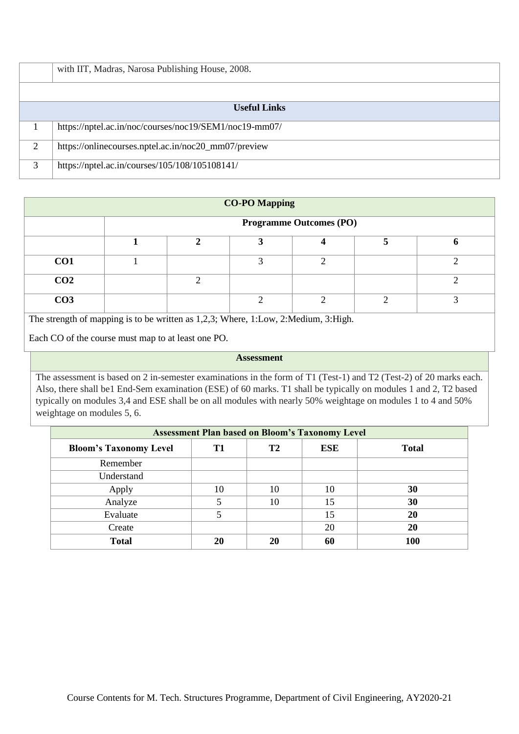| | |
|---|---|
| | with IIT, Madras, Narosa Publishing House, 2008. |

**Useful Links**

| | |
|---|---|
| 1 | https://nptel.ac.in/noc/courses/noc19/SEM1/noc19-mm07/ |
| 2 | https://onlinecourses.nptel.ac.in/noc20_mm07/preview |
| 3 | https://nptel.ac.in/courses/105/108/105108141/ |

**CO-PO Mapping**

| | Programme Outcomes (PO) | | | | | |
|---|---|---|---|---|---|---|
| | **1** | **2** | **3** | **4** | **5** | **6** |
| **CO1** | 1 | | 3 | 2 | | 2 |
| **CO2** | | 2 | | | | 2 |
| **CO3** | | | 2 | 2 | 2 | 3 |

The strength of mapping is to be written as 1,2,3; Where, 1:Low, 2:Medium, 3:High.

Each CO of the course must map to at least one PO.

**Assessment**

The assessment is based on 2 in-semester examinations in the form of T1 (Test-1) and T2 (Test-2) of 20 marks each. Also, there shall be1 End-Sem examination (ESE) of 60 marks. T1 shall be typically on modules 1 and 2, T2 based typically on modules 3,4 and ESE shall be on all modules with nearly 50% weightage on modules 1 to 4 and 50% weightage on modules 5, 6.

**Assessment Plan based on Bloom's Taxonomy Level**

| Bloom's Taxonomy Level | T1 | T2 | ESE | Total |
|---|---|---|---|---|
| Remember | | | | |
| Understand | | | | |
| Apply | 10 | 10 | 10 | **30** |
| Analyze | 5 | 10 | 15 | **30** |
| Evaluate | 5 | | 15 | **20** |
| Create | | | 20 | **20** |
| **Total** | **20** | **20** | **60** | **100** |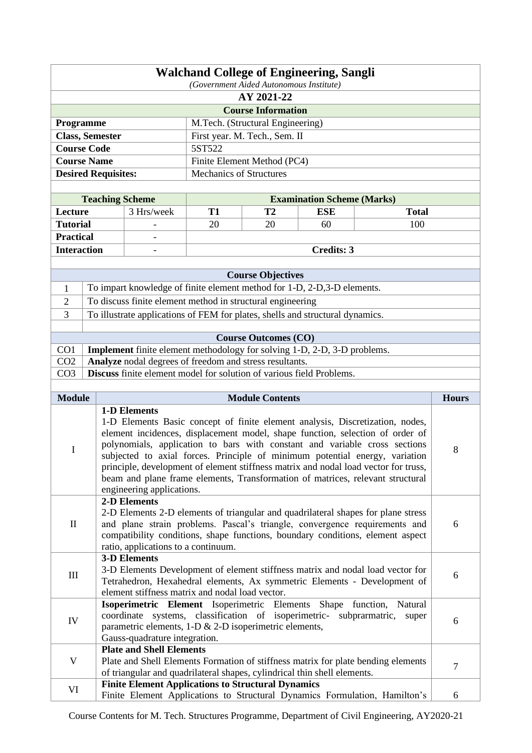# Walchand College of Engineering, Sangli

*(Government Aided Autonomous Institute)*

**AY 2021-22**

## Course Information

| | |
|---|---|
| **Programme** | M.Tech. (Structural Engineering) |
| **Class, Semester** | First year. M. Tech., Sem. II |
| **Course Code** | 5ST522 |
| **Course Name** | Finite Element Method (PC4) |
| **Desired Requisites:** | Mechanics of Structures |

| **Teaching Scheme** | | **Examination Scheme (Marks)** | | | |
|---|---|---|---|---|---|
| **Lecture** | 3 Hrs/week | **T1** | **T2** | **ESE** | **Total** |
| **Tutorial** | - | 20 | 20 | 60 | 100 |
| **Practical** | - | | | | |
| **Interaction** | - | **Credits: 3** | | | |

## Course Objectives

| | |
|---|---|
| 1 | To impart knowledge of finite element method for 1-D, 2-D,3-D elements. |
| 2 | To discuss finite element method in structural engineering |
| 3 | To illustrate applications of FEM for plates, shells and structural dynamics. |

## Course Outcomes (CO)

| | |
|---|---|
| CO1 | **Implement** finite element methodology for solving 1-D, 2-D, 3-D problems. |
| CO2 | **Analyze** nodal degrees of freedom and stress resultants. |
| CO3 | **Discuss** finite element model for solution of various field Problems. |

| **Module** | **Module Contents** | **Hours** |
|---|---|---|
| I | **1-D Elements**<br>1-D Elements Basic concept of finite element analysis, Discretization, nodes, element incidences, displacement model, shape function, selection of order of polynomials, application to bars with constant and variable cross sections subjected to axial forces. Principle of minimum potential energy, variation principle, development of element stiffness matrix and nodal load vector for truss, beam and plane frame elements, Transformation of matrices, relevant structural engineering applications. | 8 |
| II | **2-D Elements**<br>2-D Elements 2-D elements of triangular and quadrilateral shapes for plane stress and plane strain problems. Pascal's triangle, convergence requirements and compatibility conditions, shape functions, boundary conditions, element aspect ratio, applications to a continuum. | 6 |
| III | **3-D Elements**<br>3-D Elements Development of element stiffness matrix and nodal load vector for Tetrahedron, Hexahedral elements, Ax symmetric Elements - Development of element stiffness matrix and nodal load vector. | 6 |
| IV | **Isoperimetric Element** Isoperimetric Elements Shape function, Natural coordinate systems, classification of isoperimetric- subprarmatric, super parametric elements, 1-D & 2-D isoperimetric elements,<br>Gauss-quadrature integration. | 6 |
| V | **Plate and Shell Elements**<br>Plate and Shell Elements Formation of stiffness matrix for plate bending elements of triangular and quadrilateral shapes, cylindrical thin shell elements. | 7 |
| VI | **Finite Element Applications to Structural Dynamics**<br>Finite Element Applications to Structural Dynamics Formulation, Hamilton's | 6 |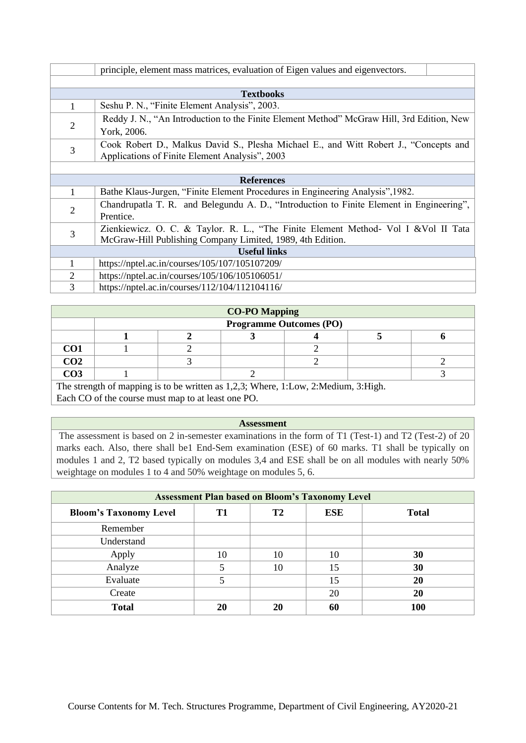| | | |
|---|---|---|
| | principle, element mass matrices, evaluation of Eigen values and eigenvectors. | |

| Textbooks | |
|---|---|
| 1 | Seshu P. N., "Finite Element Analysis", 2003. |
| 2 | Reddy J. N., "An Introduction to the Finite Element Method" McGraw Hill, 3rd Edition, New York, 2006. |
| 3 | Cook Robert D., Malkus David S., Plesha Michael E., and Witt Robert J., "Concepts and Applications of Finite Element Analysis", 2003 |

| References | |
|---|---|
| 1 | Bathe Klaus-Jurgen, "Finite Element Procedures in Engineering Analysis",1982. |
| 2 | Chandrupatla T. R. and Belegundu A. D., "Introduction to Finite Element in Engineering", Prentice. |
| 3 | Zienkiewicz. O. C. & Taylor. R. L., "The Finite Element Method- Vol I &Vol II Tata McGraw-Hill Publishing Company Limited, 1989, 4th Edition. |

| Useful links | |
|---|---|
| 1 | https://nptel.ac.in/courses/105/107/105107209/ |
| 2 | https://nptel.ac.in/courses/105/106/105106051/ |
| 3 | https://nptel.ac.in/courses/112/104/112104116/ |

**CO-PO Mapping**

| | Programme Outcomes (PO) | | | | | |
|---|---|---|---|---|---|---|
| | **1** | **2** | **3** | **4** | **5** | **6** |
| **CO1** | 1 | 2 | | 2 | | |
| **CO2** | | 3 | | 2 | | 2 |
| **CO3** | 1 | | 2 | | | 3 |

The strength of mapping is to be written as 1,2,3; Where, 1:Low, 2:Medium, 3:High.
Each CO of the course must map to at least one PO.

**Assessment**

The assessment is based on 2 in-semester examinations in the form of T1 (Test-1) and T2 (Test-2) of 20 marks each. Also, there shall be1 End-Sem examination (ESE) of 60 marks. T1 shall be typically on modules 1 and 2, T2 based typically on modules 3,4 and ESE shall be on all modules with nearly 50% weightage on modules 1 to 4 and 50% weightage on modules 5, 6.

**Assessment Plan based on Bloom's Taxonomy Level**

| Bloom's Taxonomy Level | T1 | T2 | ESE | Total |
|---|---|---|---|---|
| Remember | | | | |
| Understand | | | | |
| Apply | 10 | 10 | 10 | **30** |
| Analyze | 5 | 10 | 15 | **30** |
| Evaluate | 5 | | 15 | **20** |
| Create | | | 20 | **20** |
| **Total** | **20** | **20** | **60** | **100** |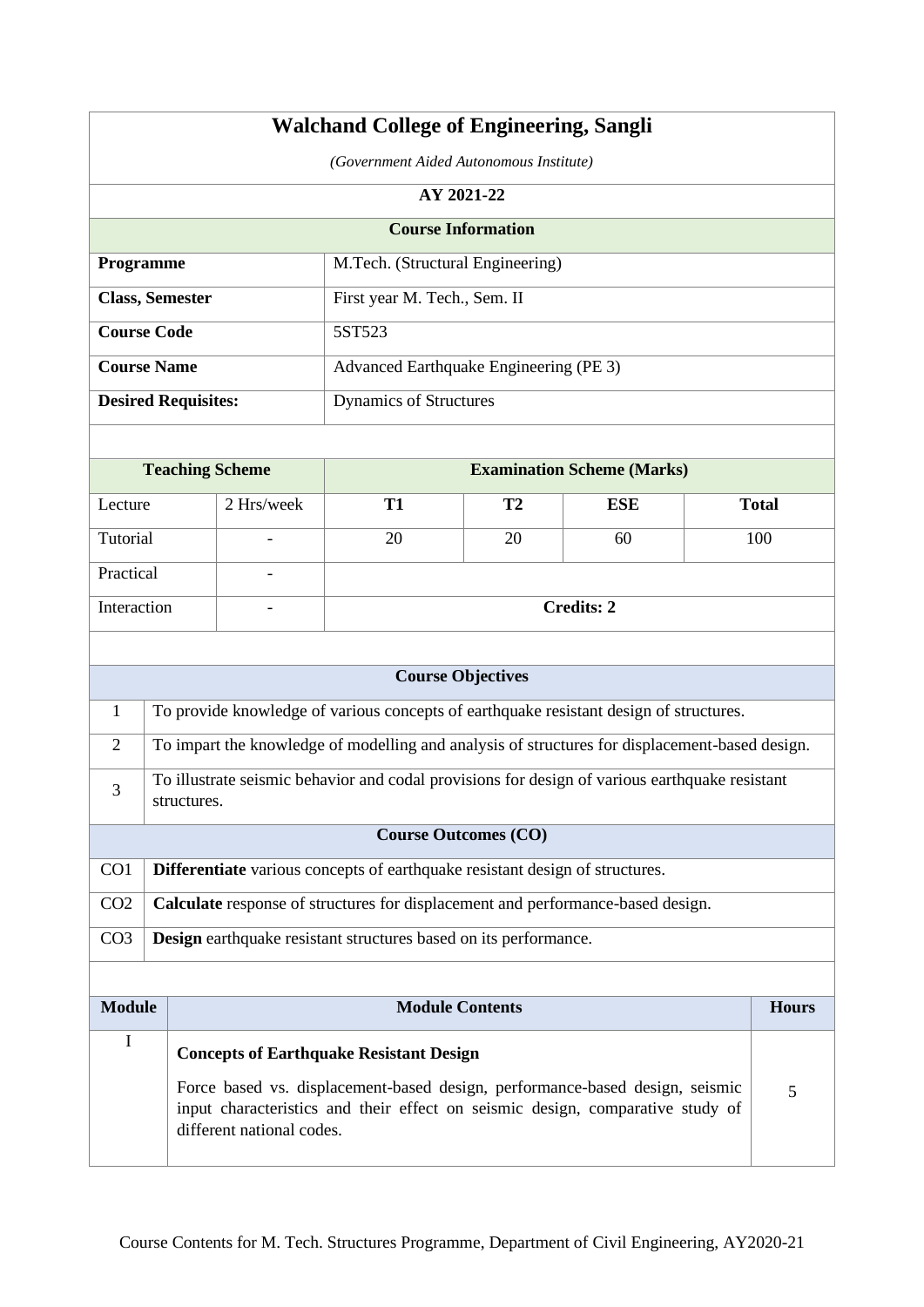# Walchand College of Engineering, Sangli

*(Government Aided Autonomous Institute)*

**AY 2021-22**

| **Course Information** | |
|---|---|
| **Programme** | M.Tech. (Structural Engineering) |
| **Class, Semester** | First year M. Tech., Sem. II |
| **Course Code** | 5ST523 |
| **Course Name** | Advanced Earthquake Engineering (PE 3) |
| **Desired Requisites:** | Dynamics of Structures |

| **Teaching Scheme** | | **Examination Scheme (Marks)** | | | |
|---|---|---|---|---|---|
| Lecture | 2 Hrs/week | **T1** | **T2** | **ESE** | **Total** |
| Tutorial | - | 20 | 20 | 60 | 100 |
| Practical | - | | | | |
| Interaction | - | **Credits: 2** | | | |

| **Course Objectives** | |
|---|---|
| 1 | To provide knowledge of various concepts of earthquake resistant design of structures. |
| 2 | To impart the knowledge of modelling and analysis of structures for displacement-based design. |
| 3 | To illustrate seismic behavior and codal provisions for design of various earthquake resistant structures. |

| **Course Outcomes (CO)** | |
|---|---|
| CO1 | **Differentiate** various concepts of earthquake resistant design of structures. |
| CO2 | **Calculate** response of structures for displacement and performance-based design. |
| CO3 | **Design** earthquake resistant structures based on its performance. |

| **Module** | **Module Contents** | **Hours** |
|---|---|---|
| I | **Concepts of Earthquake Resistant Design**<br>Force based vs. displacement-based design, performance-based design, seismic input characteristics and their effect on seismic design, comparative study of different national codes. | 5 |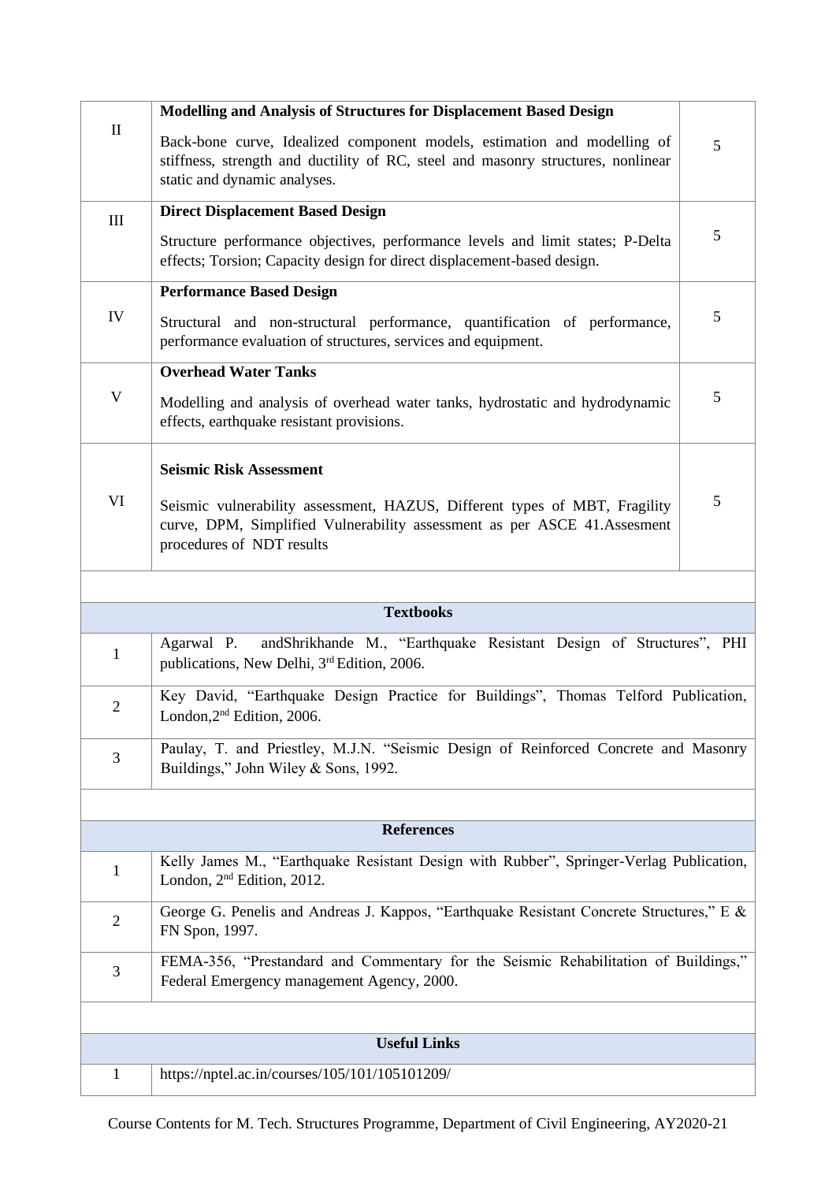| | | |
|---|---|---|
| II | **Modelling and Analysis of Structures for Displacement Based Design**<br><br>Back-bone curve, Idealized component models, estimation and modelling of stiffness, strength and ductility of RC, steel and masonry structures, nonlinear static and dynamic analyses. | 5 |
| III | **Direct Displacement Based Design**<br><br>Structure performance objectives, performance levels and limit states; P-Delta effects; Torsion; Capacity design for direct displacement-based design. | 5 |
| IV | **Performance Based Design**<br><br>Structural and non-structural performance, quantification of performance, performance evaluation of structures, services and equipment. | 5 |
| V | **Overhead Water Tanks**<br><br>Modelling and analysis of overhead water tanks, hydrostatic and hydrodynamic effects, earthquake resistant provisions. | 5 |
| VI | **Seismic Risk Assessment**<br><br>Seismic vulnerability assessment, HAZUS, Different types of MBT, Fragility curve, DPM, Simplified Vulnerability assessment as per ASCE 41.Assesment procedures of NDT results | 5 |

**Textbooks**

| | |
|---|---|
| 1 | Agarwal P. andShrikhande M., "Earthquake Resistant Design of Structures", PHI publications, New Delhi, 3rd Edition, 2006. |
| 2 | Key David, "Earthquake Design Practice for Buildings", Thomas Telford Publication, London,2nd Edition, 2006. |
| 3 | Paulay, T. and Priestley, M.J.N. "Seismic Design of Reinforced Concrete and Masonry Buildings," John Wiley & Sons, 1992. |

**References**

| | |
|---|---|
| 1 | Kelly James M., "Earthquake Resistant Design with Rubber", Springer-Verlag Publication, London, 2nd Edition, 2012. |
| 2 | George G. Penelis and Andreas J. Kappos, "Earthquake Resistant Concrete Structures," E & FN Spon, 1997. |
| 3 | FEMA-356, "Prestandard and Commentary for the Seismic Rehabilitation of Buildings," Federal Emergency management Agency, 2000. |

**Useful Links**

| | |
|---|---|
| 1 | https://nptel.ac.in/courses/105/101/105101209/ |

Course Contents for M. Tech. Structures Programme, Department of Civil Engineering, AY2020-21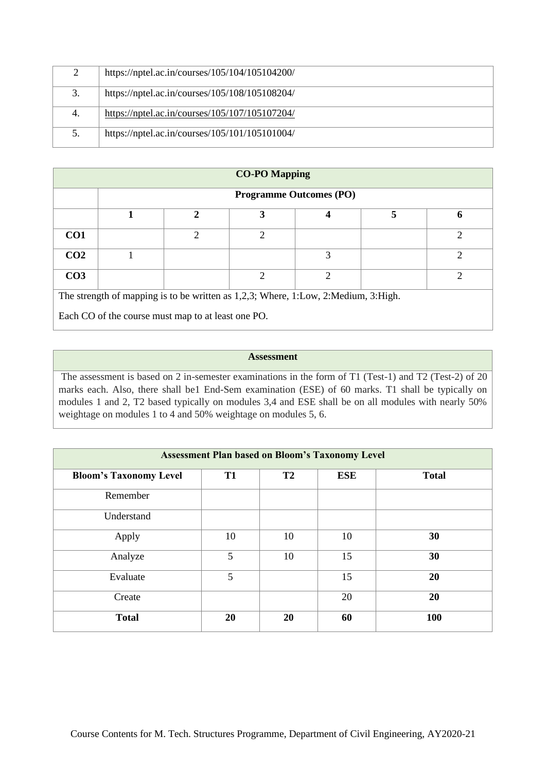| | |
|---|---|
| 2 | https://nptel.ac.in/courses/105/104/105104200/ |
| 3. | https://nptel.ac.in/courses/105/108/105108204/ |
| 4. | https://nptel.ac.in/courses/105/107/105107204/ |
| 5. | https://nptel.ac.in/courses/105/101/105101004/ |

**CO-PO Mapping**

| | Programme Outcomes (PO) | | | | | |
|---|---|---|---|---|---|---|
| | **1** | **2** | **3** | **4** | **5** | **6** |
| **CO1** | | 2 | 2 | | | 2 |
| **CO2** | 1 | | | 3 | | 2 |
| **CO3** | | | 2 | 2 | | 2 |

The strength of mapping is to be written as 1,2,3; Where, 1:Low, 2:Medium, 3:High.

Each CO of the course must map to at least one PO.

**Assessment**

The assessment is based on 2 in-semester examinations in the form of T1 (Test-1) and T2 (Test-2) of 20 marks each. Also, there shall be1 End-Sem examination (ESE) of 60 marks. T1 shall be typically on modules 1 and 2, T2 based typically on modules 3,4 and ESE shall be on all modules with nearly 50% weightage on modules 1 to 4 and 50% weightage on modules 5, 6.

**Assessment Plan based on Bloom's Taxonomy Level**

| Bloom's Taxonomy Level | T1 | T2 | ESE | Total |
|---|---|---|---|---|
| Remember | | | | |
| Understand | | | | |
| Apply | 10 | 10 | 10 | **30** |
| Analyze | 5 | 10 | 15 | **30** |
| Evaluate | 5 | | 15 | **20** |
| Create | | | 20 | **20** |
| **Total** | **20** | **20** | **60** | **100** |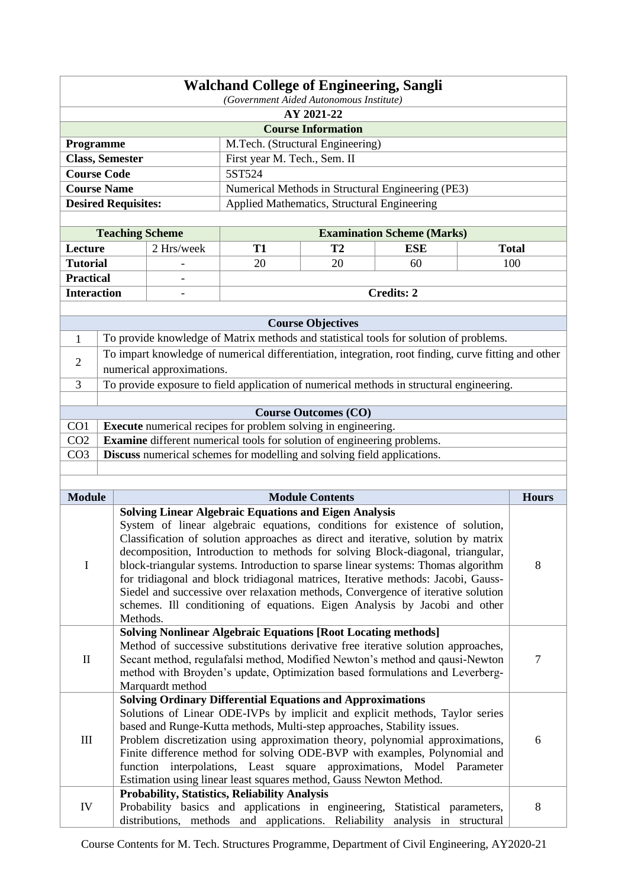# Walchand College of Engineering, Sangli

*(Government Aided Autonomous Institute)*

**AY 2021-22**

## Course Information

| | |
|---|---|
| **Programme** | M.Tech. (Structural Engineering) |
| **Class, Semester** | First year M. Tech., Sem. II |
| **Course Code** | 5ST524 |
| **Course Name** | Numerical Methods in Structural Engineering (PE3) |
| **Desired Requisites:** | Applied Mathematics, Structural Engineering |

| Teaching Scheme | | Examination Scheme (Marks) | | | |
|---|---|---|---|---|---|
| **Lecture** | 2 Hrs/week | **T1** | **T2** | **ESE** | **Total** |
| **Tutorial** | - | 20 | 20 | 60 | 100 |
| **Practical** | - | | | | |
| **Interaction** | - | **Credits: 2** | | | |

## Course Objectives

| | |
|---|---|
| 1 | To provide knowledge of Matrix methods and statistical tools for solution of problems. |
| 2 | To impart knowledge of numerical differentiation, integration, root finding, curve fitting and other numerical approximations. |
| 3 | To provide exposure to field application of numerical methods in structural engineering. |

## Course Outcomes (CO)

| | |
|---|---|
| CO1 | **Execute** numerical recipes for problem solving in engineering. |
| CO2 | **Examine** different numerical tools for solution of engineering problems. |
| CO3 | **Discuss** numerical schemes for modelling and solving field applications. |

| Module | Module Contents | Hours |
|---|---|---|
| I | **Solving Linear Algebraic Equations and Eigen Analysis** System of linear algebraic equations, conditions for existence of solution, Classification of solution approaches as direct and iterative, solution by matrix decomposition, Introduction to methods for solving Block-diagonal, triangular, block-triangular systems. Introduction to sparse linear systems: Thomas algorithm for tridiagonal and block tridiagonal matrices, Iterative methods: Jacobi, Gauss-Siedel and successive over relaxation methods, Convergence of iterative solution schemes. Ill conditioning of equations. Eigen Analysis by Jacobi and other Methods. | 8 |
| II | **Solving Nonlinear Algebraic Equations [Root Locating methods]** Method of successive substitutions derivative free iterative solution approaches, Secant method, regulafalsi method, Modified Newton's method and qausi-Newton method with Broyden's update, Optimization based formulations and Leverberg-Marquardt method | 7 |
| III | **Solving Ordinary Differential Equations and Approximations** Solutions of Linear ODE-IVPs by implicit and explicit methods, Taylor series based and Runge-Kutta methods, Multi-step approaches, Stability issues. Problem discretization using approximation theory, polynomial approximations, Finite difference method for solving ODE-BVP with examples, Polynomial and function interpolations, Least square approximations, Model Parameter Estimation using linear least squares method, Gauss Newton Method. | 6 |
| IV | **Probability, Statistics, Reliability Analysis** Probability basics and applications in engineering, Statistical parameters, distributions, methods and applications. Reliability analysis in structural | 8 |

Course Contents for M. Tech. Structures Programme, Department of Civil Engineering, AY2020-21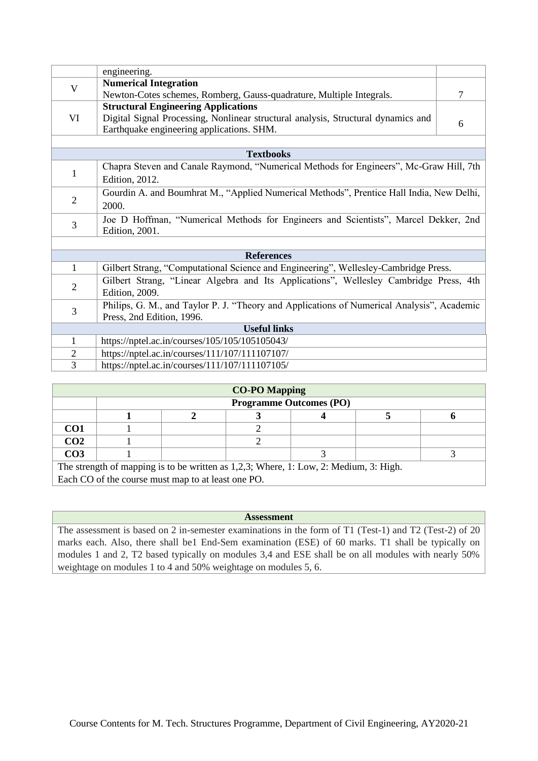| | | |
|---|---|---|
| | engineering. | |
| V | **Numerical Integration**<br>Newton-Cotes schemes, Romberg, Gauss-quadrature, Multiple Integrals. | 7 |
| VI | **Structural Engineering Applications**<br>Digital Signal Processing, Nonlinear structural analysis, Structural dynamics and Earthquake engineering applications. SHM. | 6 |

| **Textbooks** | |
|---|---|
| 1 | Chapra Steven and Canale Raymond, "Numerical Methods for Engineers", Mc-Graw Hill, 7th Edition, 2012. |
| 2 | Gourdin A. and Boumhrat M., "Applied Numerical Methods", Prentice Hall India, New Delhi, 2000. |
| 3 | Joe D Hoffman, "Numerical Methods for Engineers and Scientists", Marcel Dekker, 2nd Edition, 2001. |

| **References** | |
|---|---|
| 1 | Gilbert Strang, "Computational Science and Engineering", Wellesley-Cambridge Press. |
| 2 | Gilbert Strang, "Linear Algebra and Its Applications", Wellesley Cambridge Press, 4th Edition, 2009. |
| 3 | Philips, G. M., and Taylor P. J. "Theory and Applications of Numerical Analysis", Academic Press, 2nd Edition, 1996. |

| **Useful links** | |
|---|---|
| 1 | https://nptel.ac.in/courses/105/105/105105043/ |
| 2 | https://nptel.ac.in/courses/111/107/111107107/ |
| 3 | https://nptel.ac.in/courses/111/107/111107105/ |

**CO-PO Mapping**

| | **Programme Outcomes (PO)** | | | | | |
|---|---|---|---|---|---|---|
| | **1** | **2** | **3** | **4** | **5** | **6** |
| **CO1** | 1 | | 2 | | | |
| **CO2** | 1 | | 2 | | | |
| **CO3** | 1 | | | 3 | | 3 |

The strength of mapping is to be written as 1,2,3; Where, 1: Low, 2: Medium, 3: High.
Each CO of the course must map to at least one PO.

**Assessment**

The assessment is based on 2 in-semester examinations in the form of T1 (Test-1) and T2 (Test-2) of 20 marks each. Also, there shall be1 End-Sem examination (ESE) of 60 marks. T1 shall be typically on modules 1 and 2, T2 based typically on modules 3,4 and ESE shall be on all modules with nearly 50% weightage on modules 1 to 4 and 50% weightage on modules 5, 6.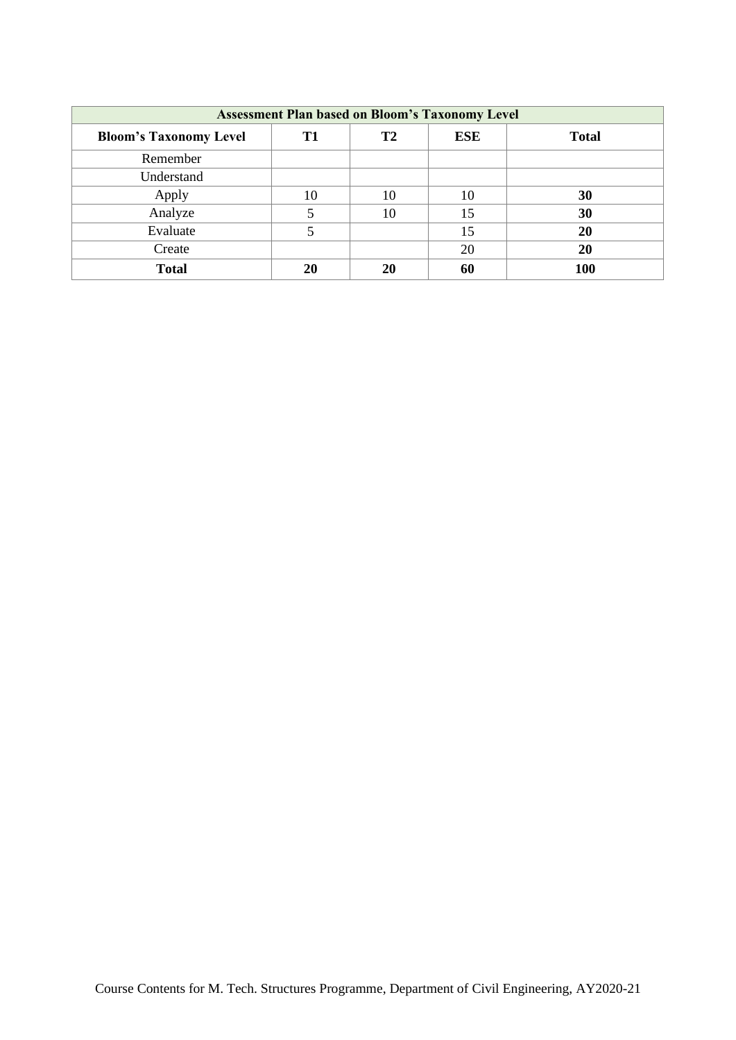| Assessment Plan based on Bloom's Taxonomy Level | | | | |
|---|---|---|---|---|
| **Bloom's Taxonomy Level** | **T1** | **T2** | **ESE** | **Total** |
| Remember | | | | |
| Understand | | | | |
| Apply | 10 | 10 | 10 | **30** |
| Analyze | 5 | 10 | 15 | **30** |
| Evaluate | 5 | | 15 | **20** |
| Create | | | 20 | **20** |
| **Total** | **20** | **20** | **60** | **100** |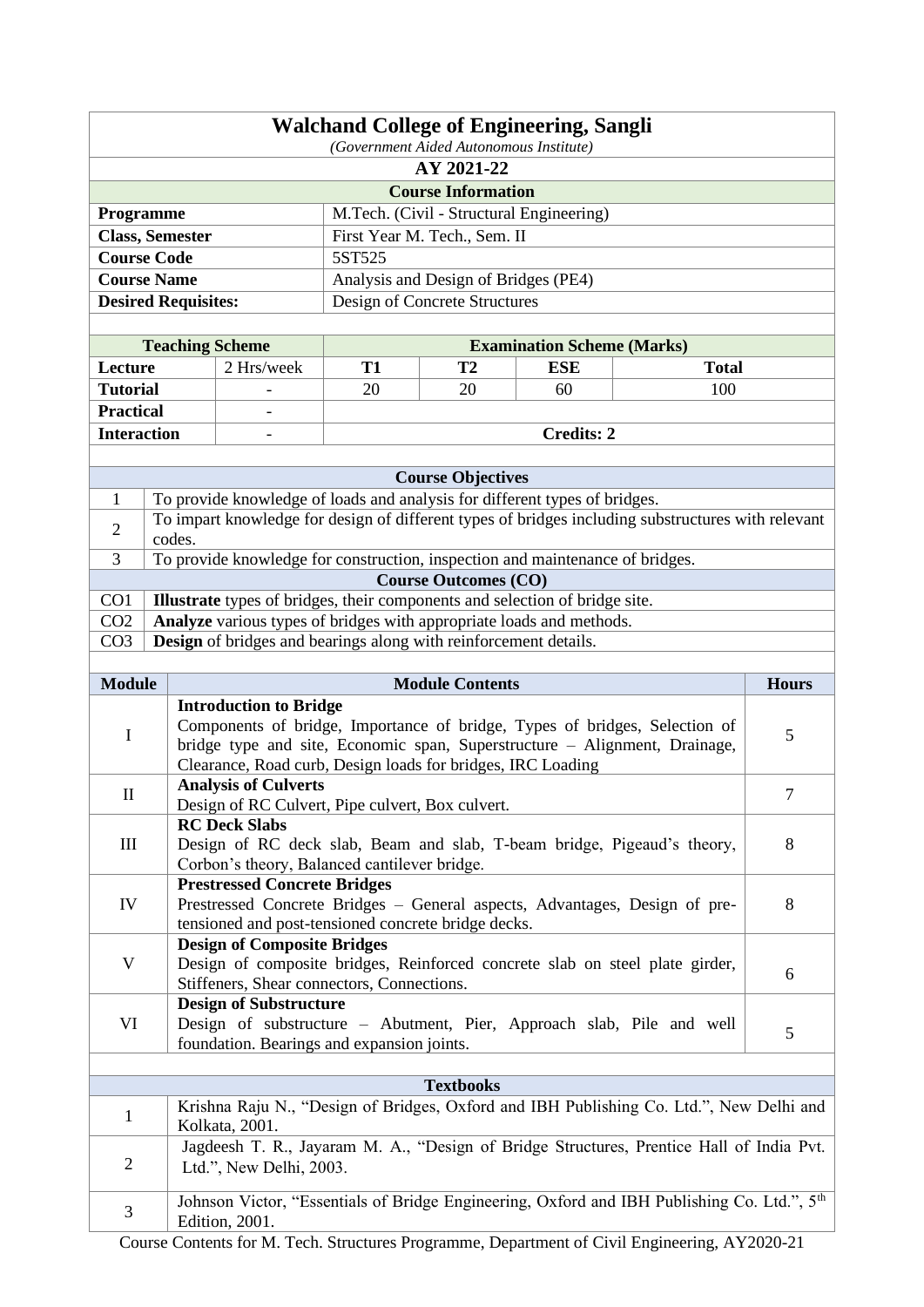# Walchand College of Engineering, Sangli

*(Government Aided Autonomous Institute)*

**AY 2021-22**

| Course Information | |
|---|---|
| **Programme** | M.Tech. (Civil - Structural Engineering) |
| **Class, Semester** | First Year M. Tech., Sem. II |
| **Course Code** | 5ST525 |
| **Course Name** | Analysis and Design of Bridges (PE4) |
| **Desired Requisites:** | Design of Concrete Structures |

| Teaching Scheme | | Examination Scheme (Marks) | | | |
|---|---|---|---|---|---|
| **Lecture** | 2 Hrs/week | **T1** | **T2** | **ESE** | **Total** |
| **Tutorial** | - | 20 | 20 | 60 | 100 |
| **Practical** | - | | | | |
| **Interaction** | - | **Credits: 2** | | | |

| Course Objectives | |
|---|---|
| 1 | To provide knowledge of loads and analysis for different types of bridges. |
| 2 | To impart knowledge for design of different types of bridges including substructures with relevant codes. |
| 3 | To provide knowledge for construction, inspection and maintenance of bridges. |

| Course Outcomes (CO) | |
|---|---|
| CO1 | **Illustrate** types of bridges, their components and selection of bridge site. |
| CO2 | **Analyze** various types of bridges with appropriate loads and methods. |
| CO3 | **Design** of bridges and bearings along with reinforcement details. |

| Module | Module Contents | Hours |
|---|---|---|
| I | **Introduction to Bridge**<br>Components of bridge, Importance of bridge, Types of bridges, Selection of bridge type and site, Economic span, Superstructure – Alignment, Drainage, Clearance, Road curb, Design loads for bridges, IRC Loading | 5 |
| II | **Analysis of Culverts**<br>Design of RC Culvert, Pipe culvert, Box culvert. | 7 |
| III | **RC Deck Slabs**<br>Design of RC deck slab, Beam and slab, T-beam bridge, Pigeaud's theory, Corbon's theory, Balanced cantilever bridge. | 8 |
| IV | **Prestressed Concrete Bridges**<br>Prestressed Concrete Bridges – General aspects, Advantages, Design of pre-tensioned and post-tensioned concrete bridge decks. | 8 |
| V | **Design of Composite Bridges**<br>Design of composite bridges, Reinforced concrete slab on steel plate girder, Stiffeners, Shear connectors, Connections. | 6 |
| VI | **Design of Substructure**<br>Design of substructure – Abutment, Pier, Approach slab, Pile and well foundation. Bearings and expansion joints. | 5 |

| Textbooks | |
|---|---|
| 1 | Krishna Raju N., "Design of Bridges, Oxford and IBH Publishing Co. Ltd.", New Delhi and Kolkata, 2001. |
| 2 | Jagdeesh T. R., Jayaram M. A., "Design of Bridge Structures, Prentice Hall of India Pvt. Ltd.", New Delhi, 2003. |
| 3 | Johnson Victor, "Essentials of Bridge Engineering, Oxford and IBH Publishing Co. Ltd.", 5th Edition, 2001. |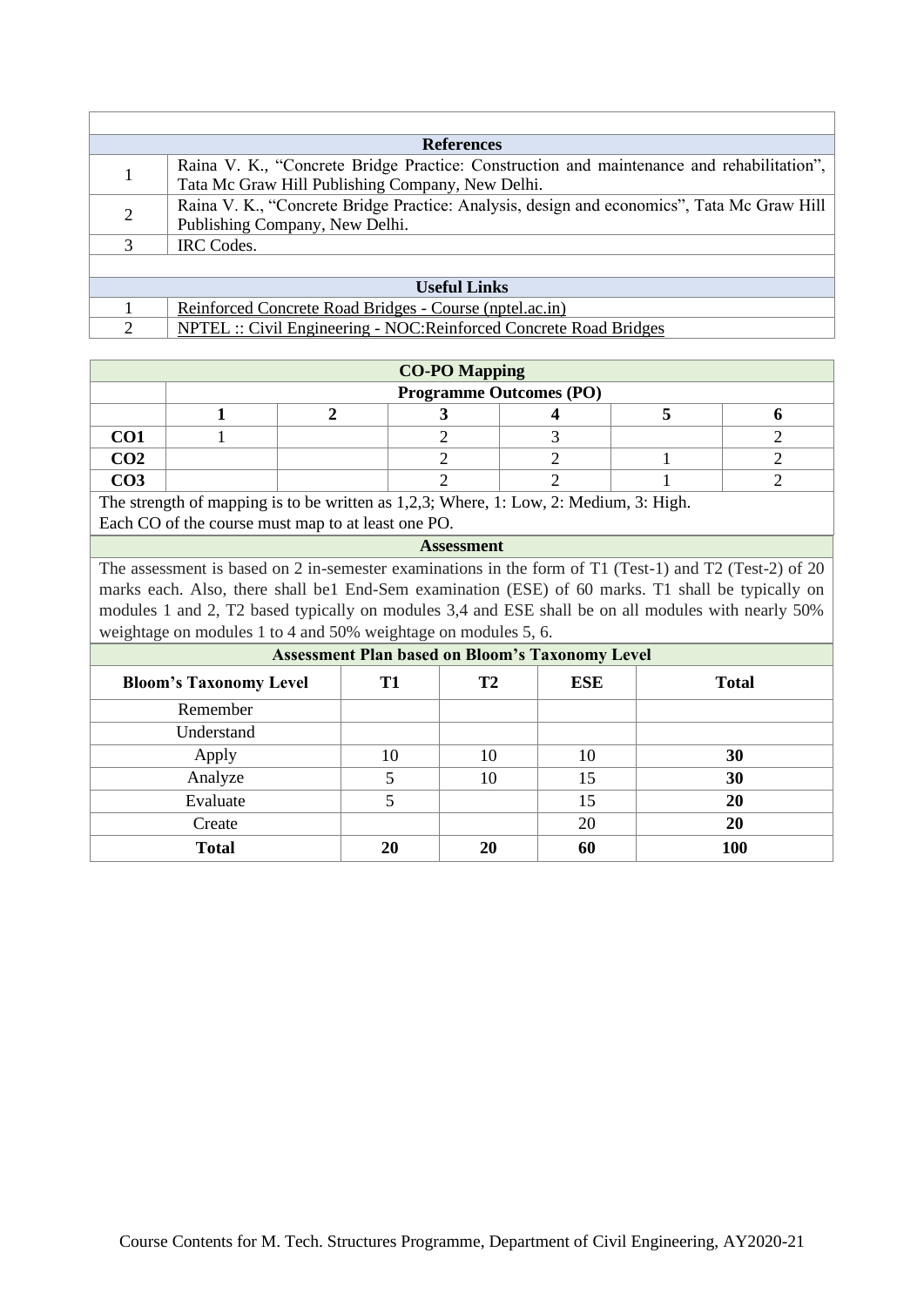| | |
|---|---|
| **References** | |
| 1 | Raina V. K., "Concrete Bridge Practice: Construction and maintenance and rehabilitation", Tata Mc Graw Hill Publishing Company, New Delhi. |
| 2 | Raina V. K., "Concrete Bridge Practice: Analysis, design and economics", Tata Mc Graw Hill Publishing Company, New Delhi. |
| 3 | IRC Codes. |

| | |
|---|---|
| **Useful Links** | |
| 1 | Reinforced Concrete Road Bridges - Course (nptel.ac.in) |
| 2 | NPTEL :: Civil Engineering - NOC:Reinforced Concrete Road Bridges |

**CO-PO Mapping**

| | Programme Outcomes (PO) | | | | | |
|---|---|---|---|---|---|---|
| | **1** | **2** | **3** | **4** | **5** | **6** |
| **CO1** | 1 | | 2 | 3 | | 2 |
| **CO2** | | | 2 | 2 | 1 | 2 |
| **CO3** | | | 2 | 2 | 1 | 2 |

The strength of mapping is to be written as 1,2,3; Where, 1: Low, 2: Medium, 3: High.
Each CO of the course must map to at least one PO.

**Assessment**

The assessment is based on 2 in-semester examinations in the form of T1 (Test-1) and T2 (Test-2) of 20 marks each. Also, there shall be1 End-Sem examination (ESE) of 60 marks. T1 shall be typically on modules 1 and 2, T2 based typically on modules 3,4 and ESE shall be on all modules with nearly 50% weightage on modules 1 to 4 and 50% weightage on modules 5, 6.

**Assessment Plan based on Bloom's Taxonomy Level**

| Bloom's Taxonomy Level | T1 | T2 | ESE | Total |
|---|---|---|---|---|
| Remember | | | | |
| Understand | | | | |
| Apply | 10 | 10 | 10 | **30** |
| Analyze | 5 | 10 | 15 | **30** |
| Evaluate | 5 | | 15 | **20** |
| Create | | | 20 | **20** |
| **Total** | **20** | **20** | **60** | **100** |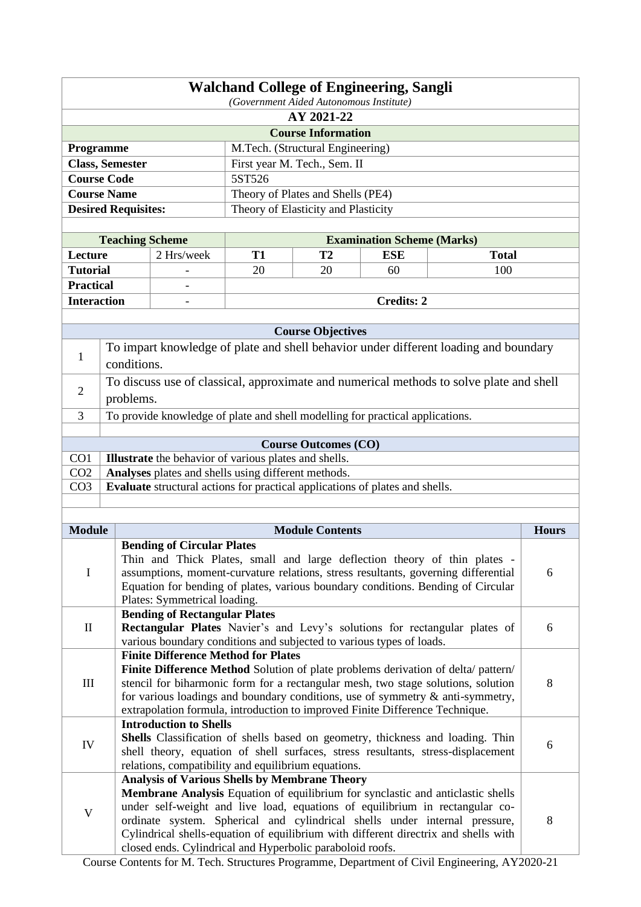# Walchand College of Engineering, Sangli

*(Government Aided Autonomous Institute)*

**AY 2021-22**

### Course Information

| | |
|---|---|
| **Programme** | M.Tech. (Structural Engineering) |
| **Class, Semester** | First year M. Tech., Sem. II |
| **Course Code** | 5ST526 |
| **Course Name** | Theory of Plates and Shells (PE4) |
| **Desired Requisites:** | Theory of Elasticity and Plasticity |

| Teaching Scheme | | Examination Scheme (Marks) | | | |
|---|---|---|---|---|---|
| **Lecture** | 2 Hrs/week | **T1** | **T2** | **ESE** | **Total** |
| **Tutorial** | - | 20 | 20 | 60 | 100 |
| **Practical** | - | | | | |
| **Interaction** | - | **Credits: 2** | | | |

### Course Objectives

| | |
|---|---|
| 1 | To impart knowledge of plate and shell behavior under different loading and boundary conditions. |
| 2 | To discuss use of classical, approximate and numerical methods to solve plate and shell problems. |
| 3 | To provide knowledge of plate and shell modelling for practical applications. |

### Course Outcomes (CO)

| | |
|---|---|
| CO1 | **Illustrate** the behavior of various plates and shells. |
| CO2 | **Analyses** plates and shells using different methods. |
| CO3 | **Evaluate** structural actions for practical applications of plates and shells. |

| Module | Module Contents | Hours |
|---|---|---|
| I | **Bending of Circular Plates**<br>Thin and Thick Plates, small and large deflection theory of thin plates - assumptions, moment-curvature relations, stress resultants, governing differential Equation for bending of plates, various boundary conditions. Bending of Circular Plates: Symmetrical loading. | 6 |
| II | **Bending of Rectangular Plates**<br>**Rectangular Plates** Navier's and Levy's solutions for rectangular plates of various boundary conditions and subjected to various types of loads. | 6 |
| III | **Finite Difference Method for Plates**<br>**Finite Difference Method** Solution of plate problems derivation of delta/ pattern/ stencil for biharmonic form for a rectangular mesh, two stage solutions, solution for various loadings and boundary conditions, use of symmetry & anti-symmetry, extrapolation formula, introduction to improved Finite Difference Technique. | 8 |
| IV | **Introduction to Shells**<br>**Shells** Classification of shells based on geometry, thickness and loading. Thin shell theory, equation of shell surfaces, stress resultants, stress-displacement relations, compatibility and equilibrium equations. | 6 |
| V | **Analysis of Various Shells by Membrane Theory**<br>**Membrane Analysis** Equation of equilibrium for synclastic and anticlastic shells under self-weight and live load, equations of equilibrium in rectangular co-ordinate system. Spherical and cylindrical shells under internal pressure, Cylindrical shells-equation of equilibrium with different directrix and shells with closed ends. Cylindrical and Hyperbolic paraboloid roofs. | 8 |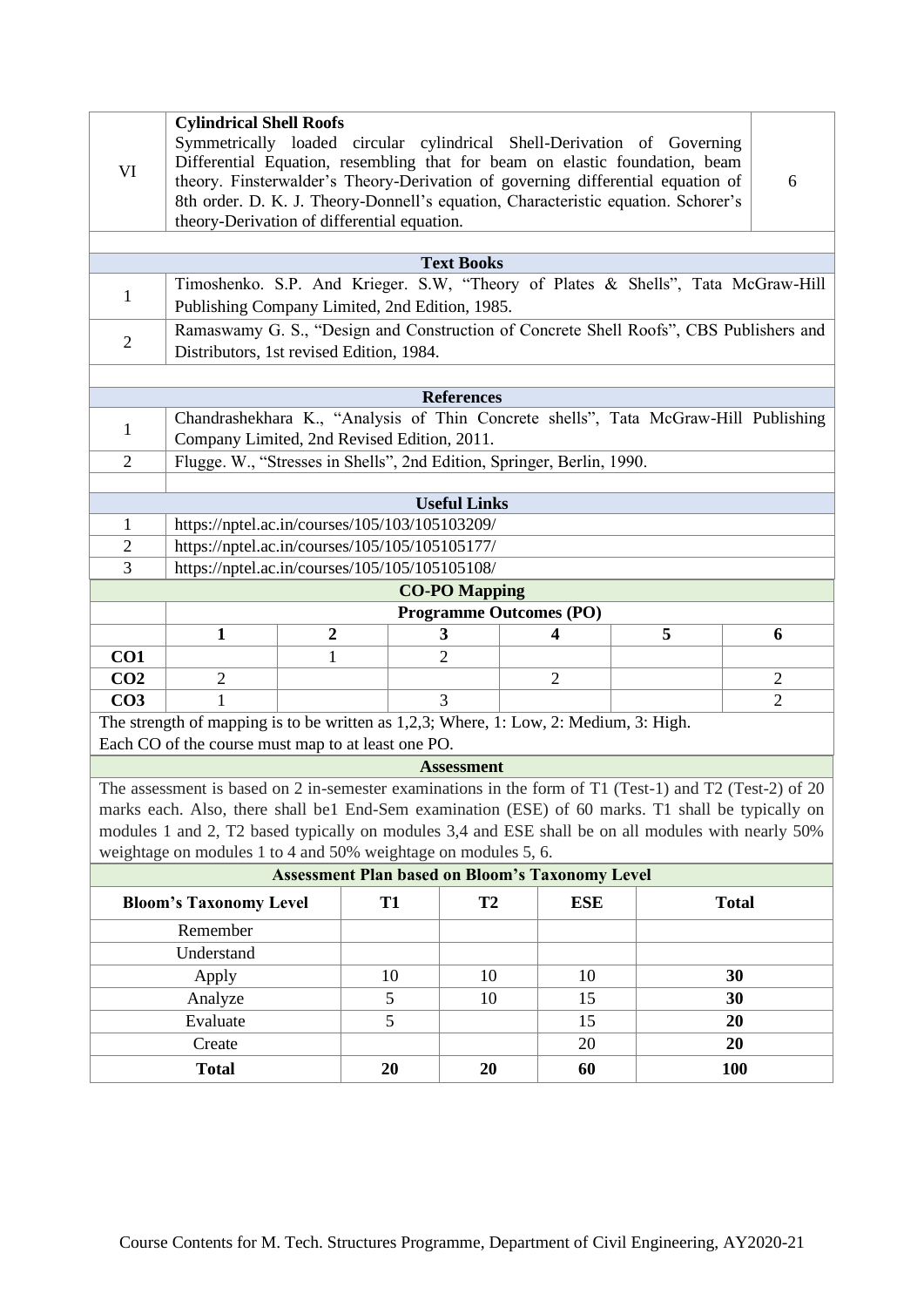| | | |
|---|---|---|
| VI | **Cylindrical Shell Roofs**<br>Symmetrically loaded circular cylindrical Shell-Derivation of Governing Differential Equation, resembling that for beam on elastic foundation, beam theory. Finsterwalder's Theory-Derivation of governing differential equation of 8th order. D. K. J. Theory-Donnell's equation, Characteristic equation. Schorer's theory-Derivation of differential equation. | 6 |

### Text Books

| | |
|---|---|
| 1 | Timoshenko. S.P. And Krieger. S.W, "Theory of Plates & Shells", Tata McGraw-Hill Publishing Company Limited, 2nd Edition, 1985. |
| 2 | Ramaswamy G. S., "Design and Construction of Concrete Shell Roofs", CBS Publishers and Distributors, 1st revised Edition, 1984. |

### References

| | |
|---|---|
| 1 | Chandrashekhara K., "Analysis of Thin Concrete shells", Tata McGraw-Hill Publishing Company Limited, 2nd Revised Edition, 2011. |
| 2 | Flugge. W., "Stresses in Shells", 2nd Edition, Springer, Berlin, 1990. |

### Useful Links

| | |
|---|---|
| 1 | https://nptel.ac.in/courses/105/103/105103209/ |
| 2 | https://nptel.ac.in/courses/105/105/105105177/ |
| 3 | https://nptel.ac.in/courses/105/105/105105108/ |

### CO-PO Mapping

| | Programme Outcomes (PO) | | | | | |
|---|---|---|---|---|---|---|
| | **1** | **2** | **3** | **4** | **5** | **6** |
| **CO1** | | 1 | 2 | | | |
| **CO2** | 2 | | | 2 | | 2 |
| **CO3** | 1 | | 3 | | | 2 |

The strength of mapping is to be written as 1,2,3; Where, 1: Low, 2: Medium, 3: High.
Each CO of the course must map to at least one PO.

### Assessment

The assessment is based on 2 in-semester examinations in the form of T1 (Test-1) and T2 (Test-2) of 20 marks each. Also, there shall be1 End-Sem examination (ESE) of 60 marks. T1 shall be typically on modules 1 and 2, T2 based typically on modules 3,4 and ESE shall be on all modules with nearly 50% weightage on modules 1 to 4 and 50% weightage on modules 5, 6.

### Assessment Plan based on Bloom's Taxonomy Level

| Bloom's Taxonomy Level | T1 | T2 | ESE | Total |
|---|---|---|---|---|
| Remember | | | | |
| Understand | | | | |
| Apply | 10 | 10 | 10 | **30** |
| Analyze | 5 | 10 | 15 | **30** |
| Evaluate | 5 | | 15 | **20** |
| Create | | | 20 | **20** |
| **Total** | **20** | **20** | **60** | **100** |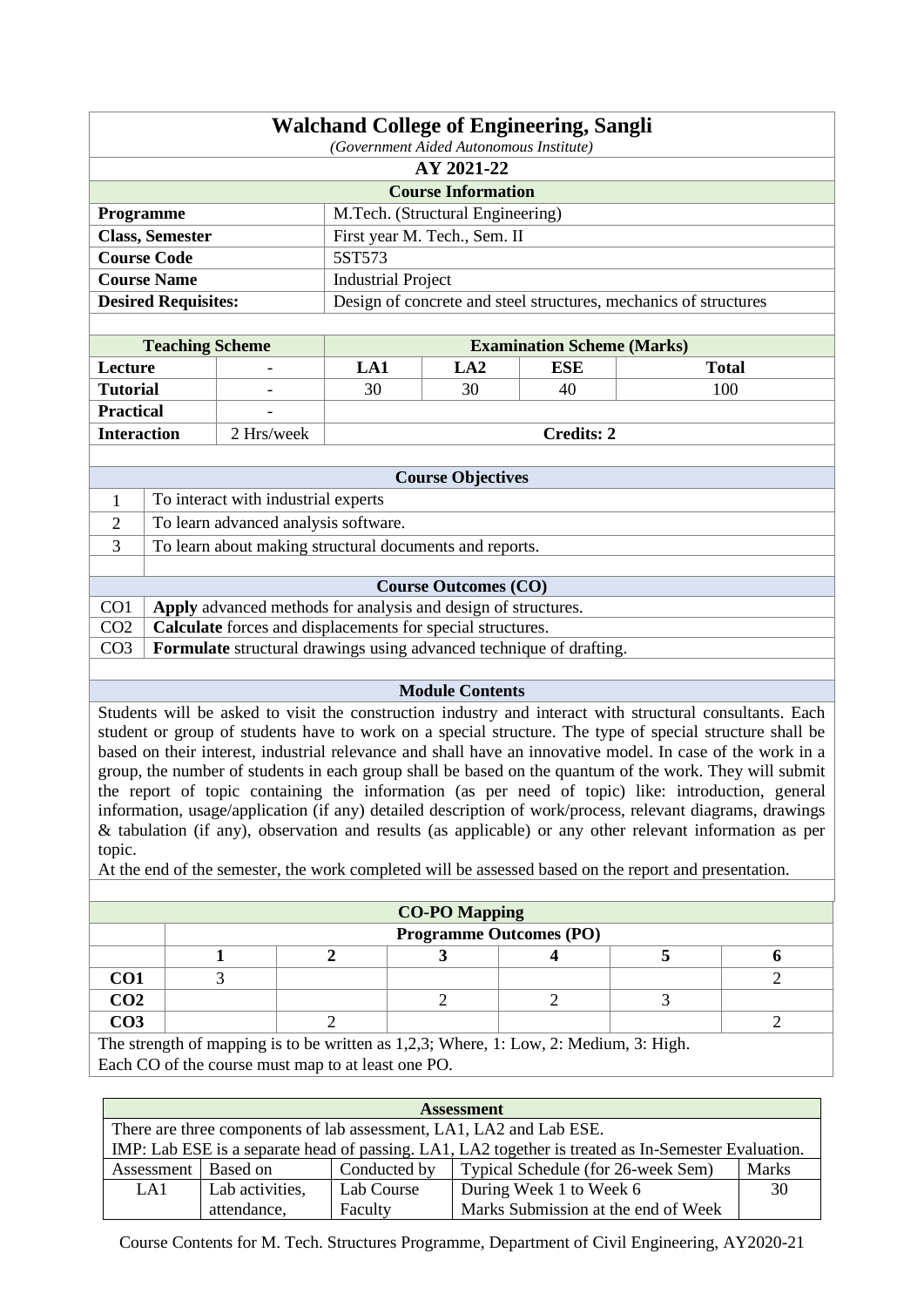# Walchand College of Engineering, Sangli

*(Government Aided Autonomous Institute)*

**AY 2021-22**

## Course Information

| | |
|---|---|
| **Programme** | M.Tech. (Structural Engineering) |
| **Class, Semester** | First year M. Tech., Sem. II |
| **Course Code** | 5ST573 |
| **Course Name** | Industrial Project |
| **Desired Requisites:** | Design of concrete and steel structures, mechanics of structures |

| Teaching Scheme | | Examination Scheme (Marks) | | | |
|---|---|---|---|---|---|
| **Lecture** | - | **LA1** | **LA2** | **ESE** | **Total** |
| **Tutorial** | - | 30 | 30 | 40 | 100 |
| **Practical** | - | | | | |
| **Interaction** | 2 Hrs/week | **Credits: 2** | | | |

## Course Objectives

| | |
|---|---|
| 1 | To interact with industrial experts |
| 2 | To learn advanced analysis software. |
| 3 | To learn about making structural documents and reports. |

## Course Outcomes (CO)

| | |
|---|---|
| CO1 | **Apply** advanced methods for analysis and design of structures. |
| CO2 | **Calculate** forces and displacements for special structures. |
| CO3 | **Formulate** structural drawings using advanced technique of drafting. |

## Module Contents

Students will be asked to visit the construction industry and interact with structural consultants. Each student or group of students have to work on a special structure. The type of special structure shall be based on their interest, industrial relevance and shall have an innovative model. In case of the work in a group, the number of students in each group shall be based on the quantum of the work. They will submit the report of topic containing the information (as per need of topic) like: introduction, general information, usage/application (if any) detailed description of work/process, relevant diagrams, drawings & tabulation (if any), observation and results (as applicable) or any other relevant information as per topic.

At the end of the semester, the work completed will be assessed based on the report and presentation.

## CO-PO Mapping

| | Programme Outcomes (PO) | | | | | |
|---|---|---|---|---|---|---|
| | **1** | **2** | **3** | **4** | **5** | **6** |
| **CO1** | 3 | | | | | 2 |
| **CO2** | | | 2 | 2 | 3 | |
| **CO3** | | 2 | | | | 2 |

The strength of mapping is to be written as 1,2,3; Where, 1: Low, 2: Medium, 3: High.
Each CO of the course must map to at least one PO.

## Assessment

There are three components of lab assessment, LA1, LA2 and Lab ESE.

IMP: Lab ESE is a separate head of passing. LA1, LA2 together is treated as In-Semester Evaluation.

| Assessment | Based on | Conducted by | Typical Schedule (for 26-week Sem) | Marks |
|---|---|---|---|---|
| LA1 | Lab activities, attendance, | Lab Course Faculty | During Week 1 to Week 6<br>Marks Submission at the end of Week | 30 |

Course Contents for M. Tech. Structures Programme, Department of Civil Engineering, AY2020-21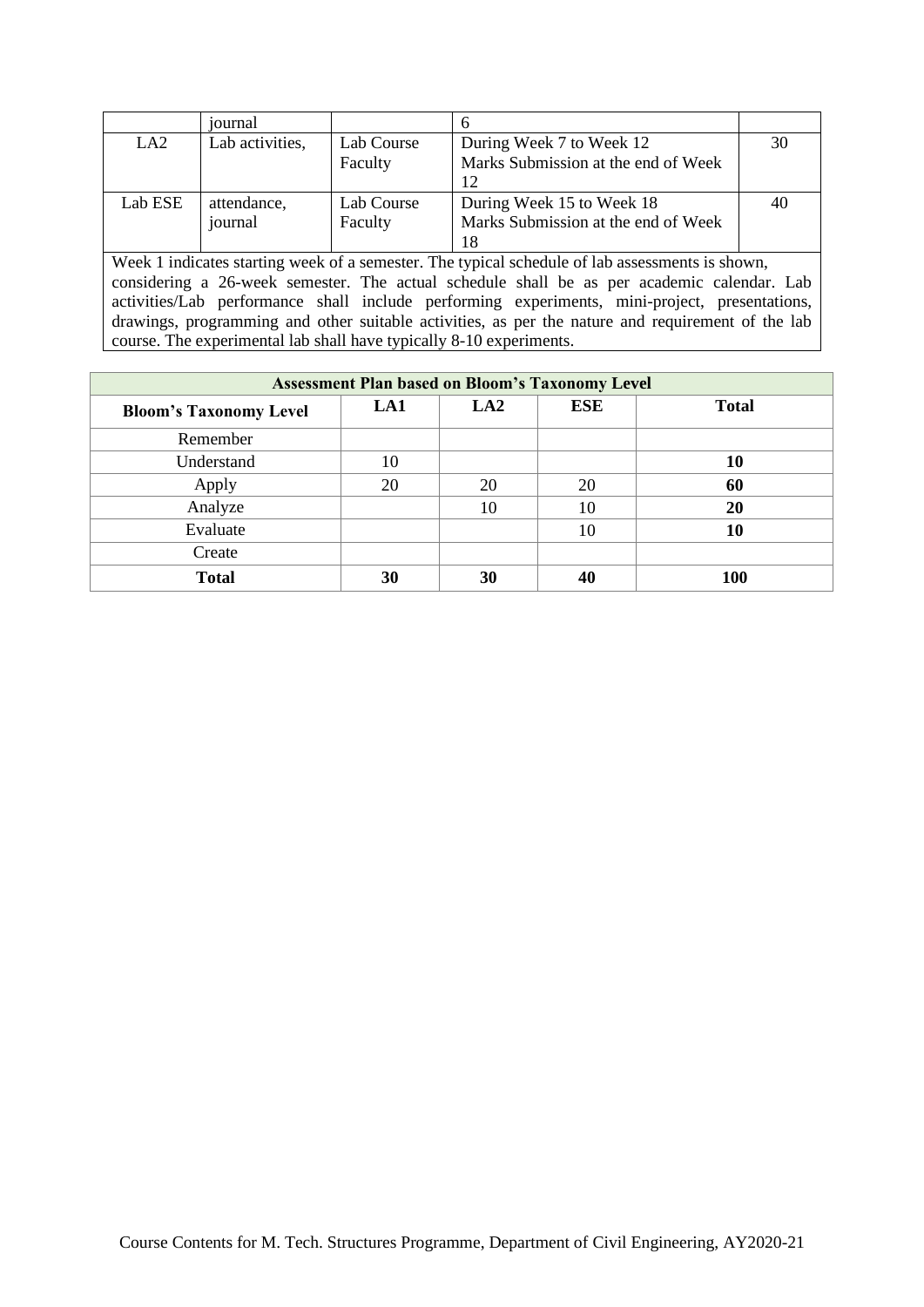|  | journal |  | 6 |  |
|---|---|---|---|---|
| LA2 | Lab activities, | Lab Course Faculty | During Week 7 to Week 12<br>Marks Submission at the end of Week 12 | 30 |
| Lab ESE | attendance, journal | Lab Course Faculty | During Week 15 to Week 18<br>Marks Submission at the end of Week 18 | 40 |

Week 1 indicates starting week of a semester. The typical schedule of lab assessments is shown, considering a 26-week semester. The actual schedule shall be as per academic calendar. Lab activities/Lab performance shall include performing experiments, mini-project, presentations, drawings, programming and other suitable activities, as per the nature and requirement of the lab course. The experimental lab shall have typically 8-10 experiments.

| **Assessment Plan based on Bloom's Taxonomy Level** | | | | |
|---|---|---|---|---|
| **Bloom's Taxonomy Level** | **LA1** | **LA2** | **ESE** | **Total** |
| Remember |  |  |  |  |
| Understand | 10 |  |  | **10** |
| Apply | 20 | 20 | 20 | **60** |
| Analyze |  | 10 | 10 | **20** |
| Evaluate |  |  | 10 | **10** |
| Create |  |  |  |  |
| **Total** | **30** | **30** | **40** | **100** |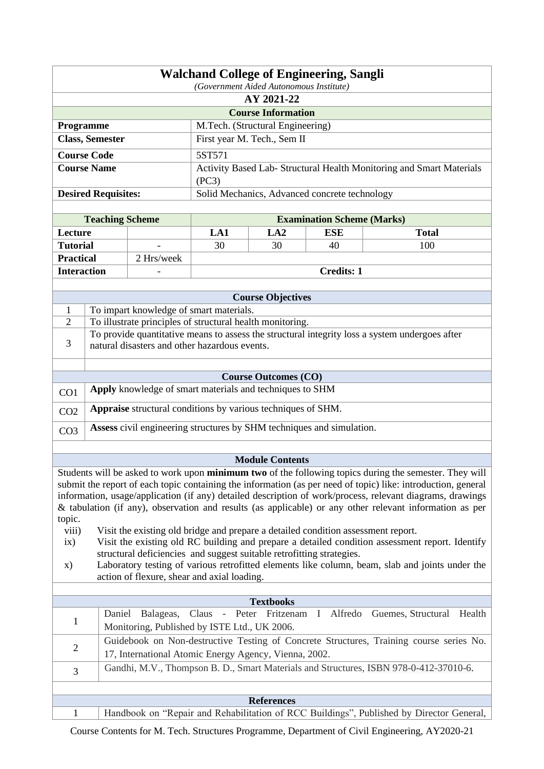# Walchand College of Engineering, Sangli

*(Government Aided Autonomous Institute)*

**AY 2021-22**

## Course Information

| | |
|---|---|
| **Programme** | M.Tech. (Structural Engineering) |
| **Class, Semester** | First year M. Tech., Sem II |
| **Course Code** | 5ST571 |
| **Course Name** | Activity Based Lab- Structural Health Monitoring and Smart Materials (PC3) |
| **Desired Requisites:** | Solid Mechanics, Advanced concrete technology |

| **Teaching Scheme** | | **Examination Scheme (Marks)** | | | |
|---|---|---|---|---|---|
| **Lecture** | | **LA1** | **LA2** | **ESE** | **Total** |
| **Tutorial** | - | 30 | 30 | 40 | 100 |
| **Practical** | 2 Hrs/week | | | | |
| **Interaction** | - | **Credits: 1** | | | |

## Course Objectives

| | |
|---|---|
| 1 | To impart knowledge of smart materials. |
| 2 | To illustrate principles of structural health monitoring. |
| 3 | To provide quantitative means to assess the structural integrity loss a system undergoes after natural disasters and other hazardous events. |

## Course Outcomes (CO)

| | |
|---|---|
| CO1 | **Apply** knowledge of smart materials and techniques to SHM |
| CO2 | **Appraise** structural conditions by various techniques of SHM. |
| CO3 | **Assess** civil engineering structures by SHM techniques and simulation. |

## Module Contents

Students will be asked to work upon **minimum two** of the following topics during the semester. They will submit the report of each topic containing the information (as per need of topic) like: introduction, general information, usage/application (if any) detailed description of work/process, relevant diagrams, drawings & tabulation (if any), observation and results (as applicable) or any other relevant information as per topic.

viii) Visit the existing old bridge and prepare a detailed condition assessment report.

ix) Visit the existing old RC building and prepare a detailed condition assessment report. Identify structural deficiencies and suggest suitable retrofitting strategies.

x) Laboratory testing of various retrofitted elements like column, beam, slab and joints under the action of flexure, shear and axial loading.

## Textbooks

| | |
|---|---|
| 1 | Daniel Balageas, Claus - Peter Fritzenam I Alfredo Guemes, Structural Health Monitoring, Published by ISTE Ltd., UK 2006. |
| 2 | Guidebook on Non-destructive Testing of Concrete Structures, Training course series No. 17, International Atomic Energy Agency, Vienna, 2002. |
| 3 | Gandhi, M.V., Thompson B. D., Smart Materials and Structures, ISBN 978-0-412-37010-6. |

## References

| | |
|---|---|
| 1 | Handbook on "Repair and Rehabilitation of RCC Buildings", Published by Director General, |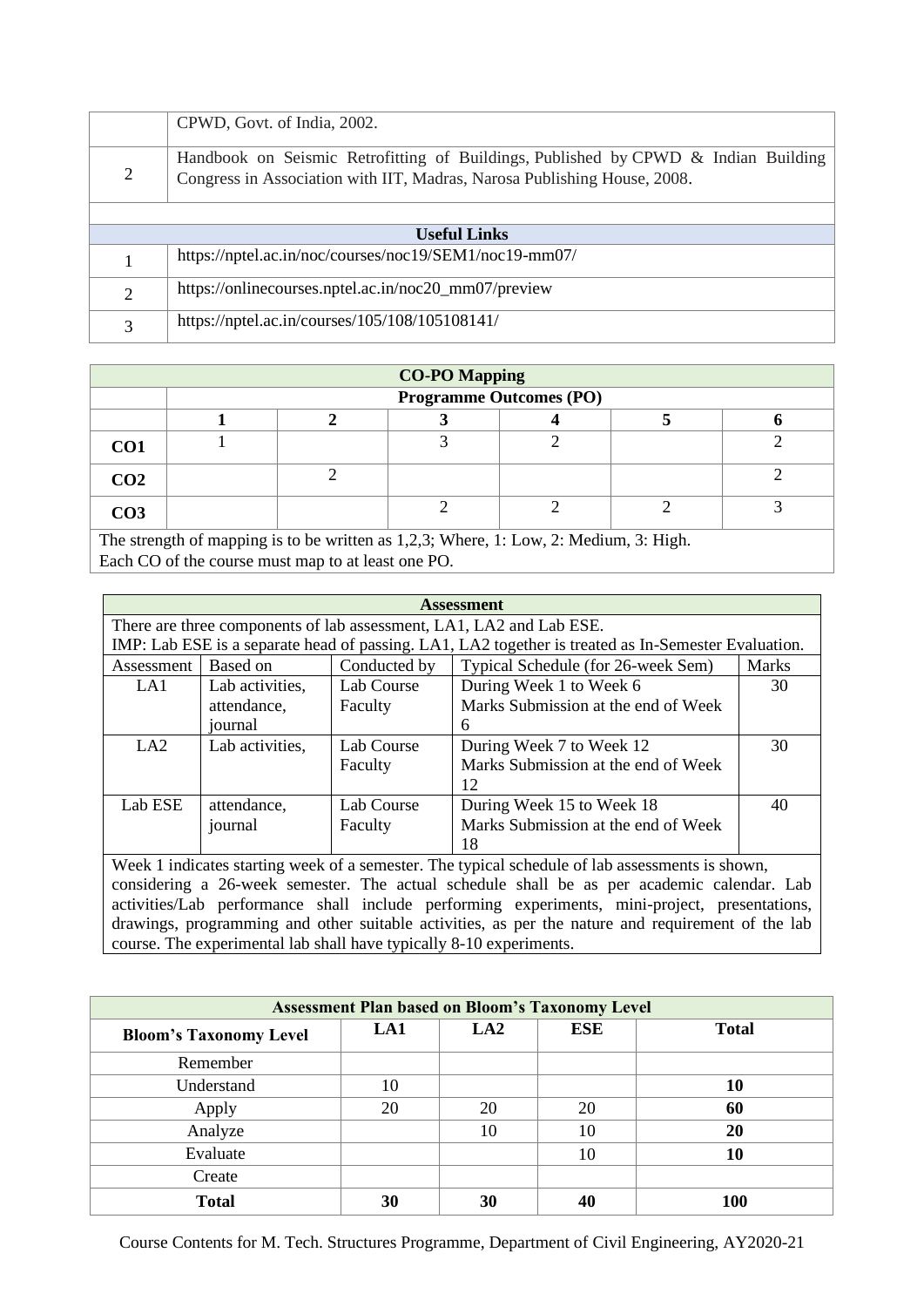| | |
|---|---|
| | CPWD, Govt. of India, 2002. |
| 2 | Handbook on Seismic Retrofitting of Buildings, Published by CPWD & Indian Building Congress in Association with IIT, Madras, Narosa Publishing House, 2008. |

**Useful Links**

| | |
|---|---|
| 1 | https://nptel.ac.in/noc/courses/noc19/SEM1/noc19-mm07/ |
| 2 | https://onlinecourses.nptel.ac.in/noc20_mm07/preview |
| 3 | https://nptel.ac.in/courses/105/108/105108141/ |

**CO-PO Mapping**

| | Programme Outcomes (PO) | | | | | |
|---|---|---|---|---|---|---|
| | 1 | 2 | 3 | 4 | 5 | 6 |
| **CO1** | 1 | | 3 | 2 | | 2 |
| **CO2** | | 2 | | | | 2 |
| **CO3** | | | 2 | 2 | 2 | 3 |

The strength of mapping is to be written as 1,2,3; Where, 1: Low, 2: Medium, 3: High.
Each CO of the course must map to at least one PO.

**Assessment**

There are three components of lab assessment, LA1, LA2 and Lab ESE.
IMP: Lab ESE is a separate head of passing. LA1, LA2 together is treated as In-Semester Evaluation.

| Assessment | Based on | Conducted by | Typical Schedule (for 26-week Sem) | Marks |
|---|---|---|---|---|
| LA1 | Lab activities, attendance, journal | Lab Course Faculty | During Week 1 to Week 6<br>Marks Submission at the end of Week 6 | 30 |
| LA2 | Lab activities, | Lab Course Faculty | During Week 7 to Week 12<br>Marks Submission at the end of Week 12 | 30 |
| Lab ESE | attendance, journal | Lab Course Faculty | During Week 15 to Week 18<br>Marks Submission at the end of Week 18 | 40 |

Week 1 indicates starting week of a semester. The typical schedule of lab assessments is shown, considering a 26-week semester. The actual schedule shall be as per academic calendar. Lab activities/Lab performance shall include performing experiments, mini-project, presentations, drawings, programming and other suitable activities, as per the nature and requirement of the lab course. The experimental lab shall have typically 8-10 experiments.

**Assessment Plan based on Bloom's Taxonomy Level**

| Bloom's Taxonomy Level | LA1 | LA2 | ESE | Total |
|---|---|---|---|---|
| Remember | | | | |
| Understand | 10 | | | **10** |
| Apply | 20 | 20 | 20 | **60** |
| Analyze | | 10 | 10 | **20** |
| Evaluate | | | 10 | **10** |
| Create | | | | |
| **Total** | **30** | **30** | **40** | **100** |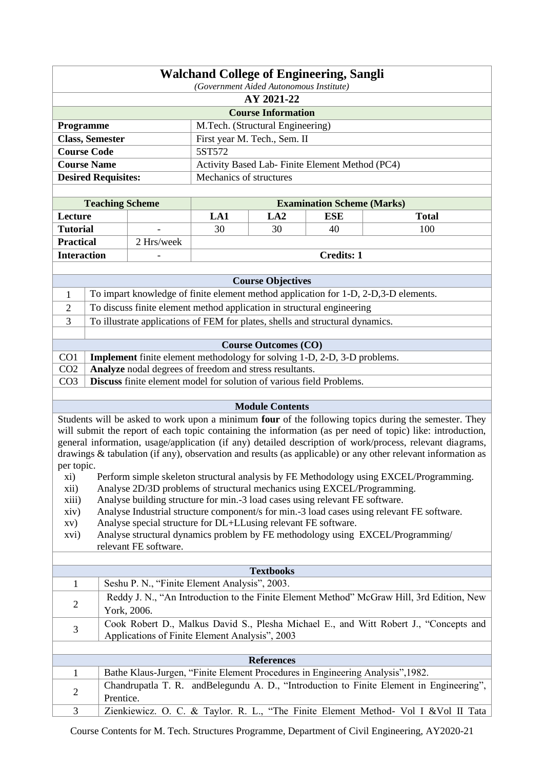# Walchand College of Engineering, Sangli

*(Government Aided Autonomous Institute)*

## AY 2021-22

### Course Information

| | |
|---|---|
| **Programme** | M.Tech. (Structural Engineering) |
| **Class, Semester** | First year M. Tech., Sem. II |
| **Course Code** | 5ST572 |
| **Course Name** | Activity Based Lab- Finite Element Method (PC4) |
| **Desired Requisites:** | Mechanics of structures |

| **Teaching Scheme** | | **Examination Scheme (Marks)** | | | |
|---|---|---|---|---|---|
| **Lecture** | | **LA1** | **LA2** | **ESE** | **Total** |
| **Tutorial** | - | 30 | 30 | 40 | 100 |
| **Practical** | 2 Hrs/week | | | | |
| **Interaction** | - | **Credits: 1** | | | |

### Course Objectives

| | |
|---|---|
| 1 | To impart knowledge of finite element method application for 1-D, 2-D,3-D elements. |
| 2 | To discuss finite element method application in structural engineering |
| 3 | To illustrate applications of FEM for plates, shells and structural dynamics. |

### Course Outcomes (CO)

| | |
|---|---|
| CO1 | **Implement** finite element methodology for solving 1-D, 2-D, 3-D problems. |
| CO2 | **Analyze** nodal degrees of freedom and stress resultants. |
| CO3 | **Discuss** finite element model for solution of various field Problems. |

### Module Contents

Students will be asked to work upon a minimum **four** of the following topics during the semester. They will submit the report of each topic containing the information (as per need of topic) like: introduction, general information, usage/application (if any) detailed description of work/process, relevant diagrams, drawings & tabulation (if any), observation and results (as applicable) or any other relevant information as per topic.

xi) Perform simple skeleton structural analysis by FE Methodology using EXCEL/Programming.
xii) Analyse 2D/3D problems of structural mechanics using EXCEL/Programming.
xiii) Analyse building structure for min.-3 load cases using relevant FE software.
xiv) Analyse Industrial structure component/s for min.-3 load cases using relevant FE software.
xv) Analyse special structure for DL+LLusing relevant FE software.
xvi) Analyse structural dynamics problem by FE methodology using EXCEL/Programming/ relevant FE software.

### Textbooks

| | |
|---|---|
| 1 | Seshu P. N., "Finite Element Analysis", 2003. |
| 2 | Reddy J. N., "An Introduction to the Finite Element Method" McGraw Hill, 3rd Edition, New York, 2006. |
| 3 | Cook Robert D., Malkus David S., Plesha Michael E., and Witt Robert J., "Concepts and Applications of Finite Element Analysis", 2003 |

### References

| | |
|---|---|
| 1 | Bathe Klaus-Jurgen, "Finite Element Procedures in Engineering Analysis",1982. |
| 2 | Chandrupatla T. R. andBelegundu A. D., "Introduction to Finite Element in Engineering", Prentice. |
| 3 | Zienkiewicz. O. C. & Taylor. R. L., "The Finite Element Method- Vol I &Vol II Tata |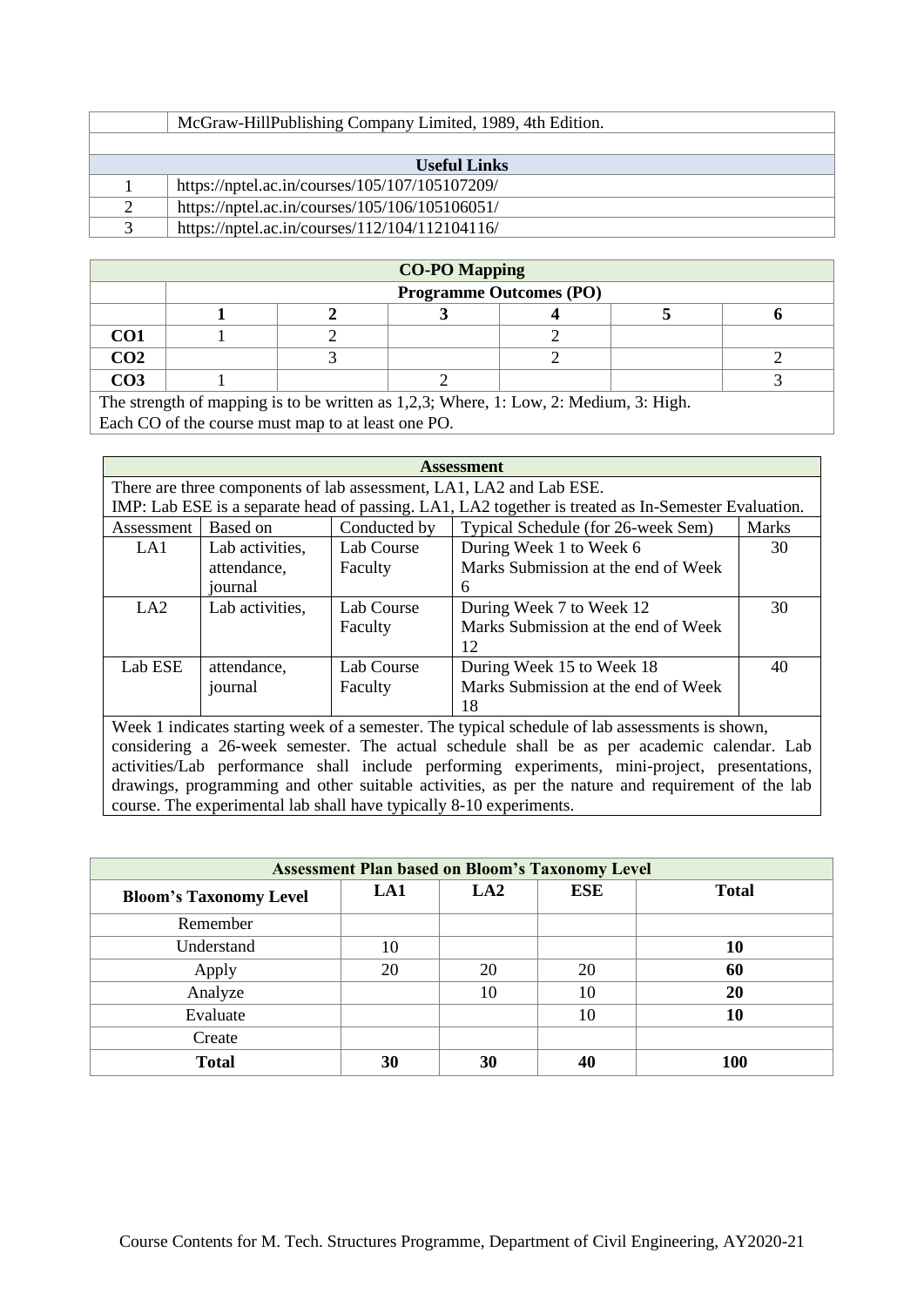| | |
|---|---|
| | McGraw-HillPublishing Company Limited, 1989, 4th Edition. |

| Useful Links | |
|---|---|
| 1 | https://nptel.ac.in/courses/105/107/105107209/ |
| 2 | https://nptel.ac.in/courses/105/106/105106051/ |
| 3 | https://nptel.ac.in/courses/112/104/112104116/ |

**CO-PO Mapping**

| | Programme Outcomes (PO) | | | | | |
|---|---|---|---|---|---|---|
| | 1 | 2 | 3 | 4 | 5 | 6 |
| CO1 | 1 | 2 | | 2 | | |
| CO2 | | 3 | | 2 | | 2 |
| CO3 | 1 | | 2 | | | 3 |

The strength of mapping is to be written as 1,2,3; Where, 1: Low, 2: Medium, 3: High.
Each CO of the course must map to at least one PO.

**Assessment**

There are three components of lab assessment, LA1, LA2 and Lab ESE.
IMP: Lab ESE is a separate head of passing. LA1, LA2 together is treated as In-Semester Evaluation.

| Assessment | Based on | Conducted by | Typical Schedule (for 26-week Sem) | Marks |
|---|---|---|---|---|
| LA1 | Lab activities, attendance, journal | Lab Course Faculty | During Week 1 to Week 6 Marks Submission at the end of Week 6 | 30 |
| LA2 | Lab activities, | Lab Course Faculty | During Week 7 to Week 12 Marks Submission at the end of Week 12 | 30 |
| Lab ESE | attendance, journal | Lab Course Faculty | During Week 15 to Week 18 Marks Submission at the end of Week 18 | 40 |

Week 1 indicates starting week of a semester. The typical schedule of lab assessments is shown, considering a 26-week semester. The actual schedule shall be as per academic calendar. Lab activities/Lab performance shall include performing experiments, mini-project, presentations, drawings, programming and other suitable activities, as per the nature and requirement of the lab course. The experimental lab shall have typically 8-10 experiments.

**Assessment Plan based on Bloom's Taxonomy Level**

| Bloom's Taxonomy Level | LA1 | LA2 | ESE | Total |
|---|---|---|---|---|
| Remember | | | | |
| Understand | 10 | | | **10** |
| Apply | 20 | 20 | 20 | **60** |
| Analyze | | 10 | 10 | **20** |
| Evaluate | | | 10 | **10** |
| Create | | | | |
| **Total** | **30** | **30** | **40** | **100** |

Course Contents for M. Tech. Structures Programme, Department of Civil Engineering, AY2020-21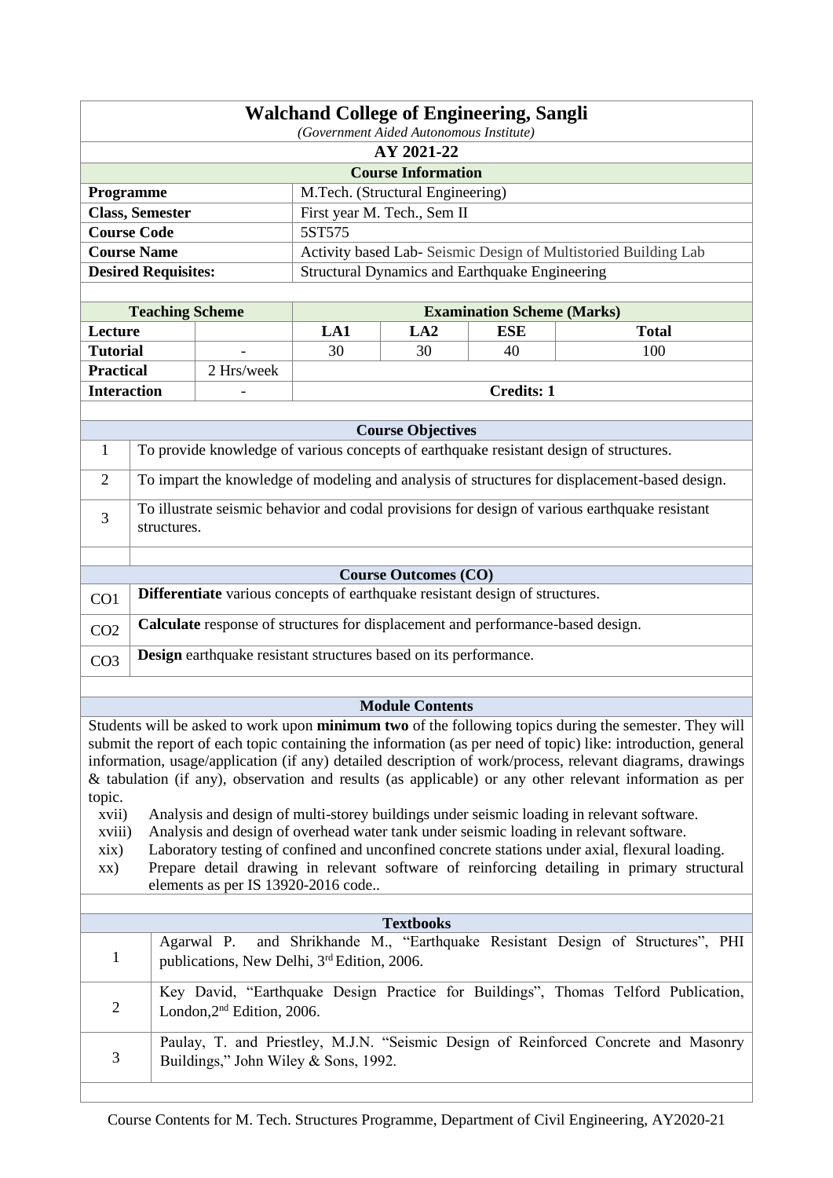# Walchand College of Engineering, Sangli

*(Government Aided Autonomous Institute)*

**AY 2021-22**

## Course Information

| | |
|---|---|
| **Programme** | M.Tech. (Structural Engineering) |
| **Class, Semester** | First year M. Tech., Sem II |
| **Course Code** | 5ST575 |
| **Course Name** | Activity based Lab- Seismic Design of Multistoried Building Lab |
| **Desired Requisites:** | Structural Dynamics and Earthquake Engineering |

| Teaching Scheme | | Examination Scheme (Marks) | | | |
|---|---|---|---|---|---|
| **Lecture** | | **LA1** | **LA2** | **ESE** | **Total** |
| **Tutorial** | - | 30 | 30 | 40 | 100 |
| **Practical** | 2 Hrs/week | | | | |
| **Interaction** | - | **Credits: 1** | | | |

## Course Objectives

| | |
|---|---|
| 1 | To provide knowledge of various concepts of earthquake resistant design of structures. |
| 2 | To impart the knowledge of modeling and analysis of structures for displacement-based design. |
| 3 | To illustrate seismic behavior and codal provisions for design of various earthquake resistant structures. |

## Course Outcomes (CO)

| | |
|---|---|
| CO1 | **Differentiate** various concepts of earthquake resistant design of structures. |
| CO2 | **Calculate** response of structures for displacement and performance-based design. |
| CO3 | **Design** earthquake resistant structures based on its performance. |

## Module Contents

Students will be asked to work upon **minimum two** of the following topics during the semester. They will submit the report of each topic containing the information (as per need of topic) like: introduction, general information, usage/application (if any) detailed description of work/process, relevant diagrams, drawings & tabulation (if any), observation and results (as applicable) or any other relevant information as per topic.

xvii) Analysis and design of multi-storey buildings under seismic loading in relevant software.
xviii) Analysis and design of overhead water tank under seismic loading in relevant software.
xix) Laboratory testing of confined and unconfined concrete stations under axial, flexural loading.
xx) Prepare detail drawing in relevant software of reinforcing detailing in primary structural elements as per IS 13920-2016 code..

## Textbooks

| | |
|---|---|
| 1 | Agarwal P. and Shrikhande M., "Earthquake Resistant Design of Structures", PHI publications, New Delhi, 3rd Edition, 2006. |
| 2 | Key David, "Earthquake Design Practice for Buildings", Thomas Telford Publication, London,2nd Edition, 2006. |
| 3 | Paulay, T. and Priestley, M.J.N. "Seismic Design of Reinforced Concrete and Masonry Buildings," John Wiley & Sons, 1992. |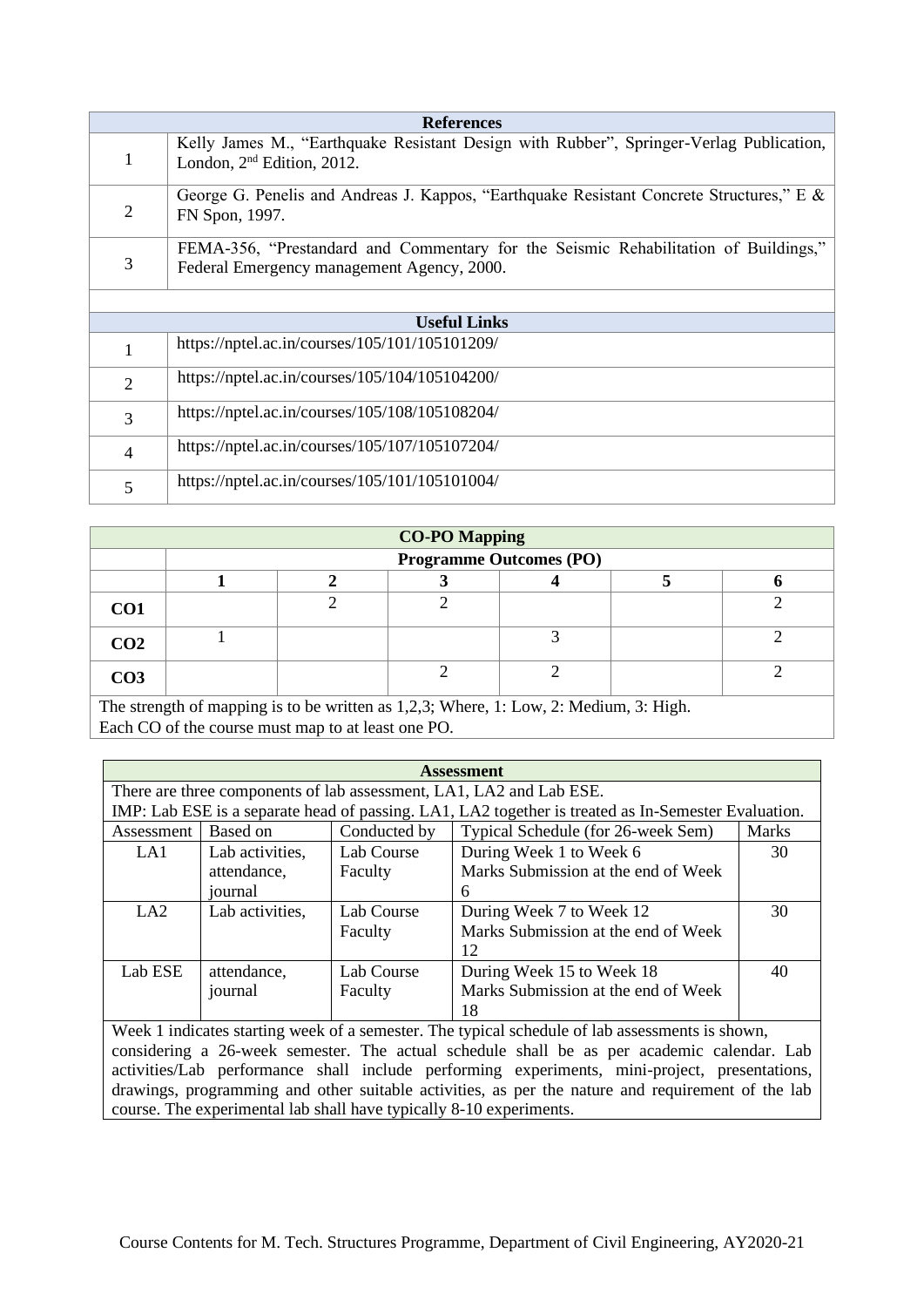| References | |
|---|---|
| 1 | Kelly James M., "Earthquake Resistant Design with Rubber", Springer-Verlag Publication, London, 2nd Edition, 2012. |
| 2 | George G. Penelis and Andreas J. Kappos, "Earthquake Resistant Concrete Structures," E & FN Spon, 1997. |
| 3 | FEMA-356, "Prestandard and Commentary for the Seismic Rehabilitation of Buildings," Federal Emergency management Agency, 2000. |

| Useful Links | |
|---|---|
| 1 | https://nptel.ac.in/courses/105/101/105101209/ |
| 2 | https://nptel.ac.in/courses/105/104/105104200/ |
| 3 | https://nptel.ac.in/courses/105/108/105108204/ |
| 4 | https://nptel.ac.in/courses/105/107/105107204/ |
| 5 | https://nptel.ac.in/courses/105/101/105101004/ |

**CO-PO Mapping**

| | Programme Outcomes (PO) | | | | | |
|---|---|---|---|---|---|---|
| | **1** | **2** | **3** | **4** | **5** | **6** |
| **CO1** | | 2 | 2 | | | 2 |
| **CO2** | 1 | | | 3 | | 2 |
| **CO3** | | | 2 | 2 | | 2 |

The strength of mapping is to be written as 1,2,3; Where, 1: Low, 2: Medium, 3: High.
Each CO of the course must map to at least one PO.

**Assessment**

There are three components of lab assessment, LA1, LA2 and Lab ESE.
IMP: Lab ESE is a separate head of passing. LA1, LA2 together is treated as In-Semester Evaluation.

| Assessment | Based on | Conducted by | Typical Schedule (for 26-week Sem) | Marks |
|---|---|---|---|---|
| LA1 | Lab activities, attendance, journal | Lab Course Faculty | During Week 1 to Week 6 Marks Submission at the end of Week 6 | 30 |
| LA2 | Lab activities, | Lab Course Faculty | During Week 7 to Week 12 Marks Submission at the end of Week 12 | 30 |
| Lab ESE | attendance, journal | Lab Course Faculty | During Week 15 to Week 18 Marks Submission at the end of Week 18 | 40 |

Week 1 indicates starting week of a semester. The typical schedule of lab assessments is shown, considering a 26-week semester. The actual schedule shall be as per academic calendar. Lab activities/Lab performance shall include performing experiments, mini-project, presentations, drawings, programming and other suitable activities, as per the nature and requirement of the lab course. The experimental lab shall have typically 8-10 experiments.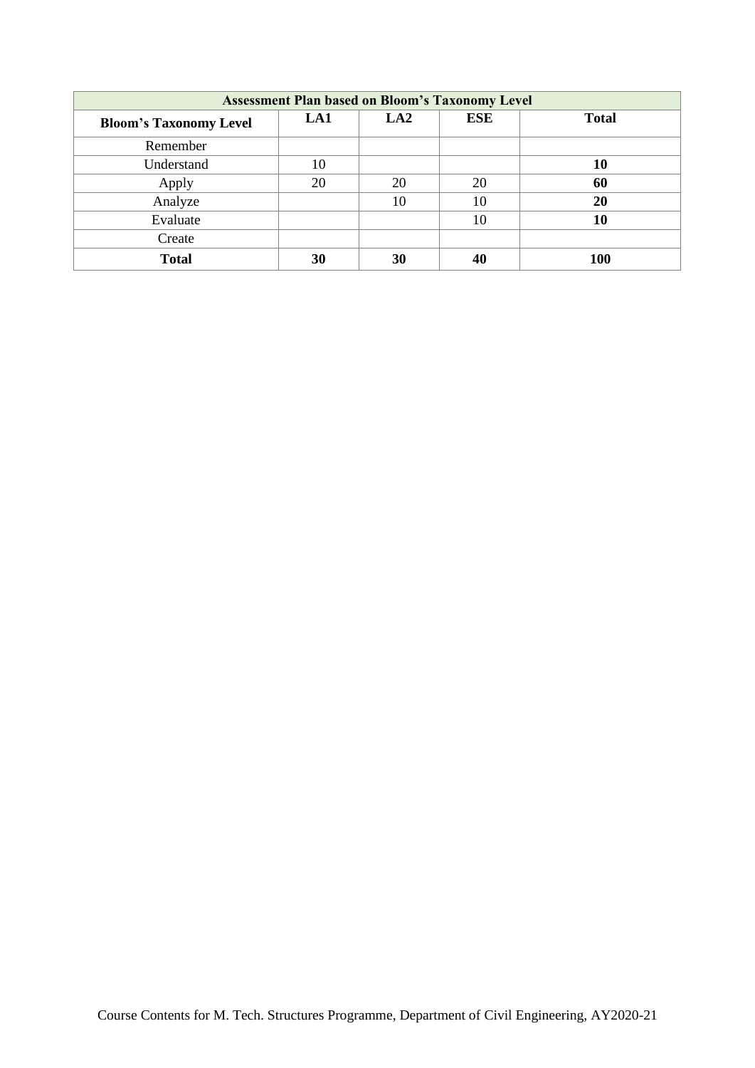| Assessment Plan based on Bloom's Taxonomy Level | | | | |
|---|---|---|---|---|
| **Bloom's Taxonomy Level** | **LA1** | **LA2** | **ESE** | **Total** |
| Remember | | | | |
| Understand | 10 | | | **10** |
| Apply | 20 | 20 | 20 | **60** |
| Analyze | | 10 | 10 | **20** |
| Evaluate | | | 10 | **10** |
| Create | | | | |
| **Total** | **30** | **30** | **40** | **100** |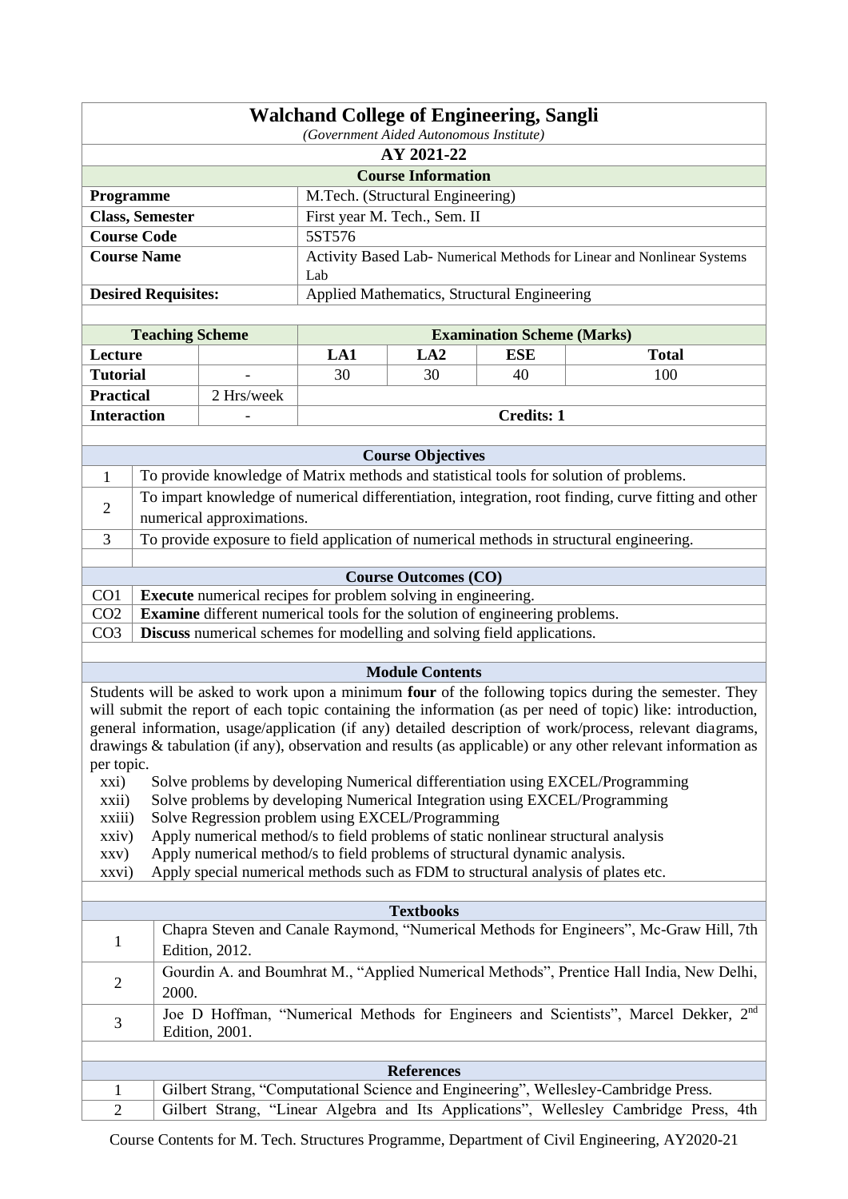# Walchand College of Engineering, Sangli

*(Government Aided Autonomous Institute)*

**AY 2021-22**

## Course Information

| | |
|---|---|
| **Programme** | M.Tech. (Structural Engineering) |
| **Class, Semester** | First year M. Tech., Sem. II |
| **Course Code** | 5ST576 |
| **Course Name** | Activity Based Lab- Numerical Methods for Linear and Nonlinear Systems Lab |
| **Desired Requisites:** | Applied Mathematics, Structural Engineering |

| Teaching Scheme | | Examination Scheme (Marks) | | | |
|---|---|---|---|---|---|
| **Lecture** | | **LA1** | **LA2** | **ESE** | **Total** |
| **Tutorial** | - | 30 | 30 | 40 | 100 |
| **Practical** | 2 Hrs/week | | | | |
| **Interaction** | - | **Credits: 1** | | | |

## Course Objectives

| | |
|---|---|
| 1 | To provide knowledge of Matrix methods and statistical tools for solution of problems. |
| 2 | To impart knowledge of numerical differentiation, integration, root finding, curve fitting and other numerical approximations. |
| 3 | To provide exposure to field application of numerical methods in structural engineering. |

## Course Outcomes (CO)

| | |
|---|---|
| CO1 | **Execute** numerical recipes for problem solving in engineering. |
| CO2 | **Examine** different numerical tools for the solution of engineering problems. |
| CO3 | **Discuss** numerical schemes for modelling and solving field applications. |

## Module Contents

Students will be asked to work upon a minimum **four** of the following topics during the semester. They will submit the report of each topic containing the information (as per need of topic) like: introduction, general information, usage/application (if any) detailed description of work/process, relevant diagrams, drawings & tabulation (if any), observation and results (as applicable) or any other relevant information as per topic.

- xxi) Solve problems by developing Numerical differentiation using EXCEL/Programming
- xxii) Solve problems by developing Numerical Integration using EXCEL/Programming
- xxiii) Solve Regression problem using EXCEL/Programming
- xxiv) Apply numerical method/s to field problems of static nonlinear structural analysis
- xxv) Apply numerical method/s to field problems of structural dynamic analysis.
- xxvi) Apply special numerical methods such as FDM to structural analysis of plates etc.

## Textbooks

| | |
|---|---|
| 1 | Chapra Steven and Canale Raymond, "Numerical Methods for Engineers", Mc-Graw Hill, 7th Edition, 2012. |
| 2 | Gourdin A. and Boumhrat M., "Applied Numerical Methods", Prentice Hall India, New Delhi, 2000. |
| 3 | Joe D Hoffman, "Numerical Methods for Engineers and Scientists", Marcel Dekker, 2nd Edition, 2001. |

## References

| | |
|---|---|
| 1 | Gilbert Strang, "Computational Science and Engineering", Wellesley-Cambridge Press. |
| 2 | Gilbert Strang, "Linear Algebra and Its Applications", Wellesley Cambridge Press, 4th |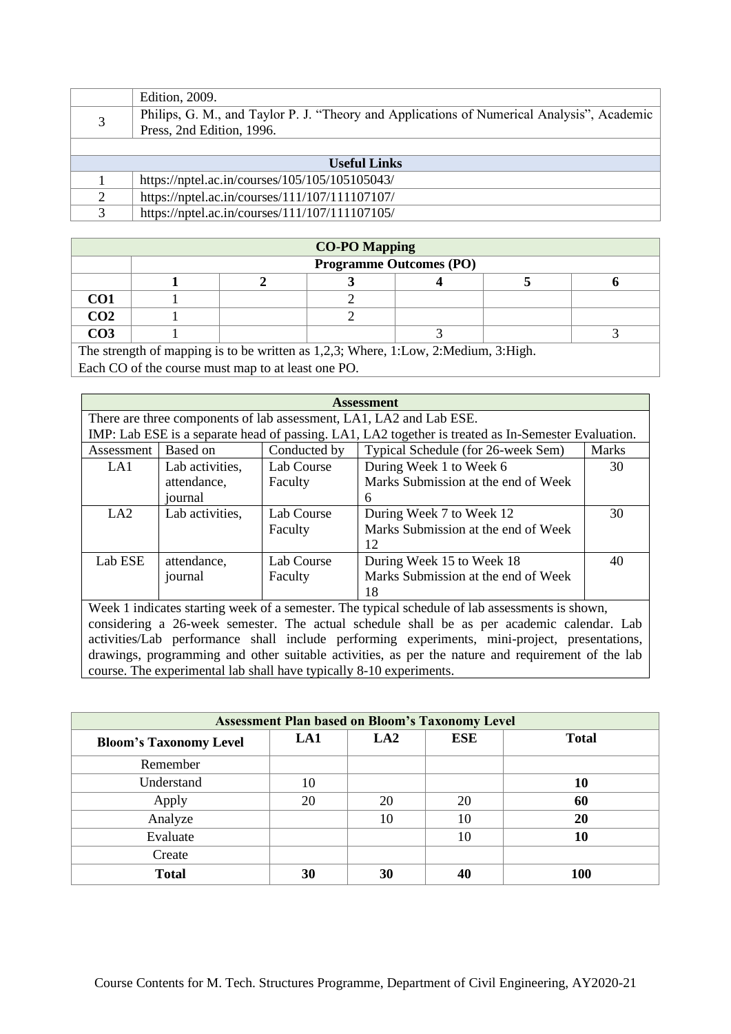| | |
|---|---|
| | Edition, 2009. |
| 3 | Philips, G. M., and Taylor P. J. "Theory and Applications of Numerical Analysis", Academic Press, 2nd Edition, 1996. |

| Useful Links | |
|---|---|
| 1 | https://nptel.ac.in/courses/105/105105043/ |
| 2 | https://nptel.ac.in/courses/111/107/111107107/ |
| 3 | https://nptel.ac.in/courses/111/107/111107105/ |

**CO-PO Mapping**

| | Programme Outcomes (PO) | | | | | |
|---|---|---|---|---|---|---|
| | **1** | **2** | **3** | **4** | **5** | **6** |
| **CO1** | 1 | | 2 | | | |
| **CO2** | 1 | | 2 | | | |
| **CO3** | 1 | | | 3 | | 3 |

The strength of mapping is to be written as 1,2,3; Where, 1:Low, 2:Medium, 3:High.
Each CO of the course must map to at least one PO.

**Assessment**

There are three components of lab assessment, LA1, LA2 and Lab ESE.
IMP: Lab ESE is a separate head of passing. LA1, LA2 together is treated as In-Semester Evaluation.

| Assessment | Based on | Conducted by | Typical Schedule (for 26-week Sem) | Marks |
|---|---|---|---|---|
| LA1 | Lab activities, attendance, journal | Lab Course Faculty | During Week 1 to Week 6 Marks Submission at the end of Week 6 | 30 |
| LA2 | Lab activities, | Lab Course Faculty | During Week 7 to Week 12 Marks Submission at the end of Week 12 | 30 |
| Lab ESE | attendance, journal | Lab Course Faculty | During Week 15 to Week 18 Marks Submission at the end of Week 18 | 40 |

Week 1 indicates starting week of a semester. The typical schedule of lab assessments is shown, considering a 26-week semester. The actual schedule shall be as per academic calendar. Lab activities/Lab performance shall include performing experiments, mini-project, presentations, drawings, programming and other suitable activities, as per the nature and requirement of the lab course. The experimental lab shall have typically 8-10 experiments.

**Assessment Plan based on Bloom's Taxonomy Level**

| Bloom's Taxonomy Level | LA1 | LA2 | ESE | Total |
|---|---|---|---|---|
| Remember | | | | |
| Understand | 10 | | | **10** |
| Apply | 20 | 20 | 20 | **60** |
| Analyze | | 10 | 10 | **20** |
| Evaluate | | | 10 | **10** |
| Create | | | | |
| **Total** | **30** | **30** | **40** | **100** |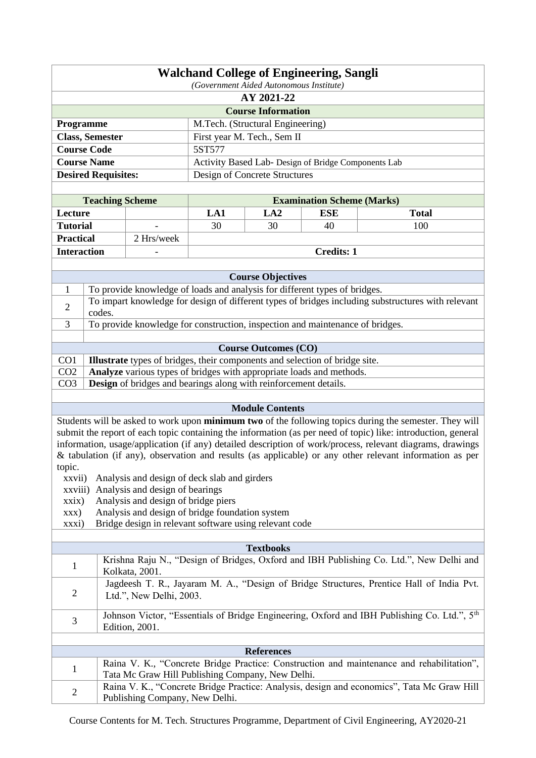# Walchand College of Engineering, Sangli

*(Government Aided Autonomous Institute)*

**AY 2021-22**

## Course Information

| | |
|---|---|
| **Programme** | M.Tech. (Structural Engineering) |
| **Class, Semester** | First year M. Tech., Sem II |
| **Course Code** | 5ST577 |
| **Course Name** | Activity Based Lab- Design of Bridge Components Lab |
| **Desired Requisites:** | Design of Concrete Structures |

| Teaching Scheme | | Examination Scheme (Marks) | | | |
|---|---|---|---|---|---|
| **Lecture** | | **LA1** | **LA2** | **ESE** | **Total** |
| **Tutorial** | - | 30 | 30 | 40 | 100 |
| **Practical** | 2 Hrs/week | | | | |
| **Interaction** | - | **Credits: 1** | | | |

## Course Objectives

| | |
|---|---|
| 1 | To provide knowledge of loads and analysis for different types of bridges. |
| 2 | To impart knowledge for design of different types of bridges including substructures with relevant codes. |
| 3 | To provide knowledge for construction, inspection and maintenance of bridges. |

## Course Outcomes (CO)

| | |
|---|---|
| CO1 | **Illustrate** types of bridges, their components and selection of bridge site. |
| CO2 | **Analyze** various types of bridges with appropriate loads and methods. |
| CO3 | **Design** of bridges and bearings along with reinforcement details. |

## Module Contents

Students will be asked to work upon **minimum two** of the following topics during the semester. They will submit the report of each topic containing the information (as per need of topic) like: introduction, general information, usage/application (if any) detailed description of work/process, relevant diagrams, drawings & tabulation (if any), observation and results (as applicable) or any other relevant information as per topic.

xxvii) Analysis and design of deck slab and girders
xxviii) Analysis and design of bearings
xxix) Analysis and design of bridge piers
xxx) Analysis and design of bridge foundation system
xxxi) Bridge design in relevant software using relevant code

## Textbooks

| | |
|---|---|
| 1 | Krishna Raju N., "Design of Bridges, Oxford and IBH Publishing Co. Ltd.", New Delhi and Kolkata, 2001. |
| 2 | Jagdeesh T. R., Jayaram M. A., "Design of Bridge Structures, Prentice Hall of India Pvt. Ltd.", New Delhi, 2003. |
| 3 | Johnson Victor, "Essentials of Bridge Engineering, Oxford and IBH Publishing Co. Ltd.", 5th Edition, 2001. |

## References

| | |
|---|---|
| 1 | Raina V. K., "Concrete Bridge Practice: Construction and maintenance and rehabilitation", Tata Mc Graw Hill Publishing Company, New Delhi. |
| 2 | Raina V. K., "Concrete Bridge Practice: Analysis, design and economics", Tata Mc Graw Hill Publishing Company, New Delhi. |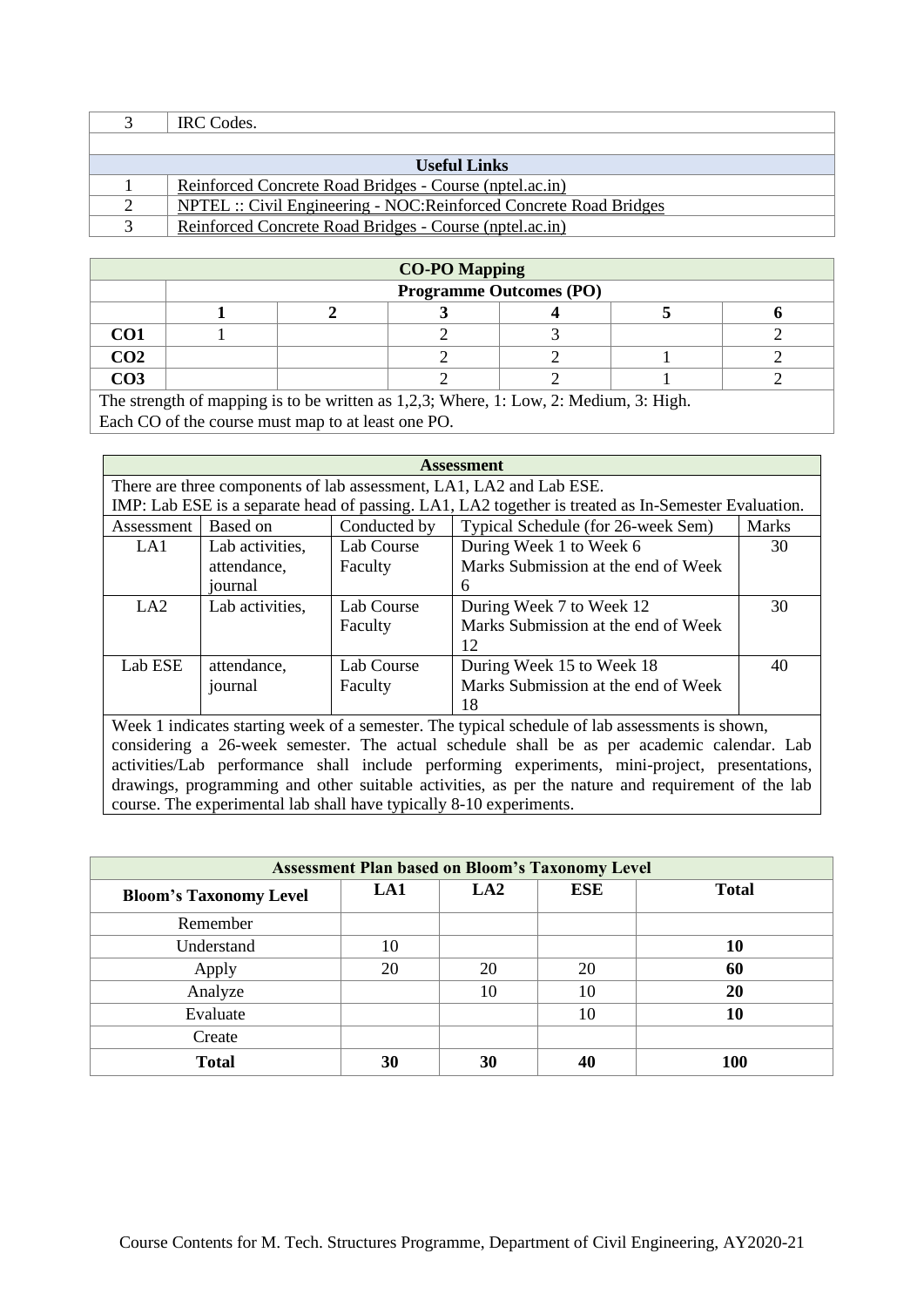| | |
|---|---|
| 3 | IRC Codes. |

| | Useful Links |
|---|---|
| 1 | Reinforced Concrete Road Bridges - Course (nptel.ac.in) |
| 2 | NPTEL :: Civil Engineering - NOC:Reinforced Concrete Road Bridges |
| 3 | Reinforced Concrete Road Bridges - Course (nptel.ac.in) |

**CO-PO Mapping**

| | Programme Outcomes (PO) | | | | | |
|---|---|---|---|---|---|---|
| | 1 | 2 | 3 | 4 | 5 | 6 |
| CO1 | 1 | | 2 | 3 | | 2 |
| CO2 | | | 2 | 2 | 1 | 2 |
| CO3 | | | 2 | 2 | 1 | 2 |

The strength of mapping is to be written as 1,2,3; Where, 1: Low, 2: Medium, 3: High.
Each CO of the course must map to at least one PO.

**Assessment**

There are three components of lab assessment, LA1, LA2 and Lab ESE.
IMP: Lab ESE is a separate head of passing. LA1, LA2 together is treated as In-Semester Evaluation.

| Assessment | Based on | Conducted by | Typical Schedule (for 26-week Sem) | Marks |
|---|---|---|---|---|
| LA1 | Lab activities, attendance, journal | Lab Course Faculty | During Week 1 to Week 6 Marks Submission at the end of Week 6 | 30 |
| LA2 | Lab activities, | Lab Course Faculty | During Week 7 to Week 12 Marks Submission at the end of Week 12 | 30 |
| Lab ESE | attendance, journal | Lab Course Faculty | During Week 15 to Week 18 Marks Submission at the end of Week 18 | 40 |

Week 1 indicates starting week of a semester. The typical schedule of lab assessments is shown, considering a 26-week semester. The actual schedule shall be as per academic calendar. Lab activities/Lab performance shall include performing experiments, mini-project, presentations, drawings, programming and other suitable activities, as per the nature and requirement of the lab course. The experimental lab shall have typically 8-10 experiments.

**Assessment Plan based on Bloom's Taxonomy Level**

| Bloom's Taxonomy Level | LA1 | LA2 | ESE | Total |
|---|---|---|---|---|
| Remember | | | | |
| Understand | 10 | | | **10** |
| Apply | 20 | 20 | 20 | **60** |
| Analyze | | 10 | 10 | **20** |
| Evaluate | | | 10 | **10** |
| Create | | | | |
| **Total** | **30** | **30** | **40** | **100** |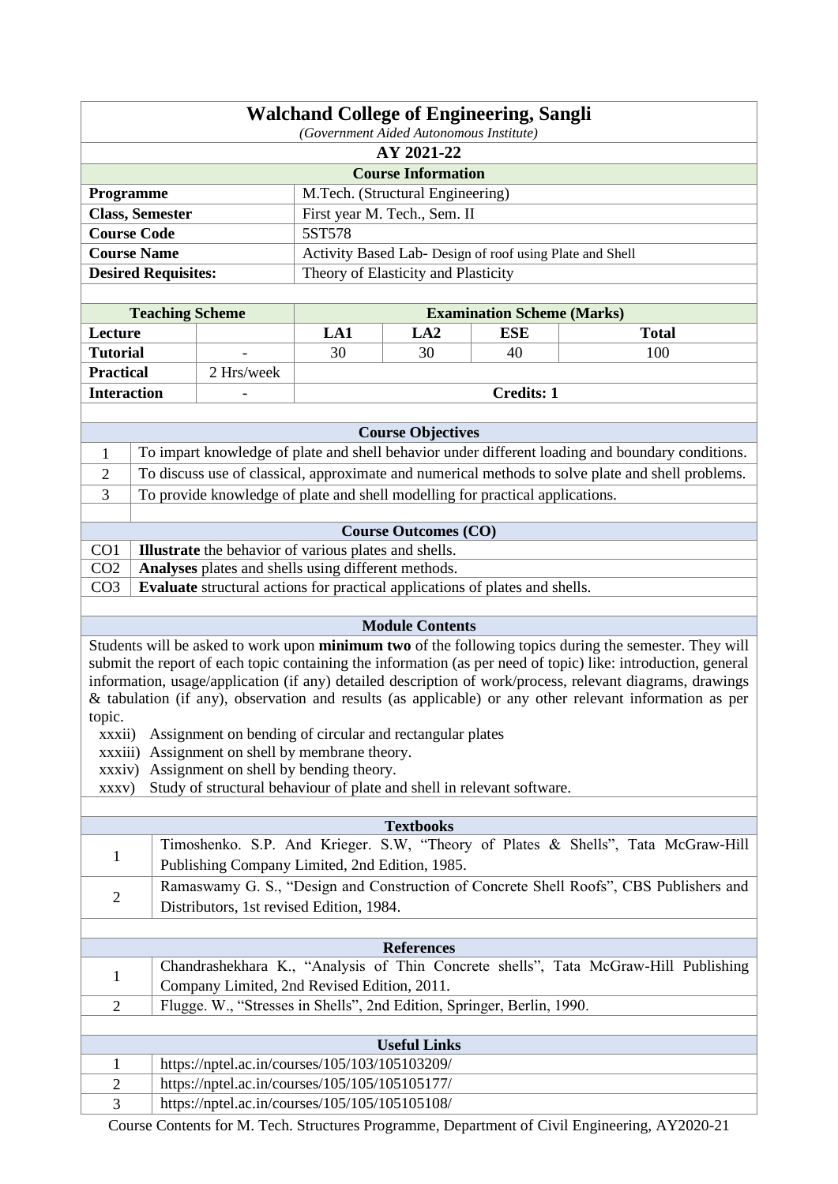# Walchand College of Engineering, Sangli

*(Government Aided Autonomous Institute)*

**AY 2021-22**

## Course Information

| | |
|---|---|
| **Programme** | M.Tech. (Structural Engineering) |
| **Class, Semester** | First year M. Tech., Sem. II |
| **Course Code** | 5ST578 |
| **Course Name** | Activity Based Lab- Design of roof using Plate and Shell |
| **Desired Requisites:** | Theory of Elasticity and Plasticity |

| Teaching Scheme | | Examination Scheme (Marks) | | | |
|---|---|---|---|---|---|
| **Lecture** | | **LA1** | **LA2** | **ESE** | **Total** |
| **Tutorial** | - | 30 | 30 | 40 | 100 |
| **Practical** | 2 Hrs/week | | | | |
| **Interaction** | - | **Credits: 1** | | | |

## Course Objectives

| | |
|---|---|
| 1 | To impart knowledge of plate and shell behavior under different loading and boundary conditions. |
| 2 | To discuss use of classical, approximate and numerical methods to solve plate and shell problems. |
| 3 | To provide knowledge of plate and shell modelling for practical applications. |

## Course Outcomes (CO)

| | |
|---|---|
| CO1 | **Illustrate** the behavior of various plates and shells. |
| CO2 | **Analyses** plates and shells using different methods. |
| CO3 | **Evaluate** structural actions for practical applications of plates and shells. |

## Module Contents

Students will be asked to work upon **minimum two** of the following topics during the semester. They will submit the report of each topic containing the information (as per need of topic) like: introduction, general information, usage/application (if any) detailed description of work/process, relevant diagrams, drawings & tabulation (if any), observation and results (as applicable) or any other relevant information as per topic.

xxxii) Assignment on bending of circular and rectangular plates

xxxiii) Assignment on shell by membrane theory.

xxxiv) Assignment on shell by bending theory.

xxxv) Study of structural behaviour of plate and shell in relevant software.

## Textbooks

| | |
|---|---|
| 1 | Timoshenko. S.P. And Krieger. S.W, "Theory of Plates & Shells", Tata McGraw-Hill Publishing Company Limited, 2nd Edition, 1985. |
| 2 | Ramaswamy G. S., "Design and Construction of Concrete Shell Roofs", CBS Publishers and Distributors, 1st revised Edition, 1984. |

## References

| | |
|---|---|
| 1 | Chandrashekhara K., "Analysis of Thin Concrete shells", Tata McGraw-Hill Publishing Company Limited, 2nd Revised Edition, 2011. |
| 2 | Flugge. W., "Stresses in Shells", 2nd Edition, Springer, Berlin, 1990. |

## Useful Links

| | |
|---|---|
| 1 | https://nptel.ac.in/courses/105/103/105103209/ |
| 2 | https://nptel.ac.in/courses/105/105/105105177/ |
| 3 | https://nptel.ac.in/courses/105/105/105105108/ |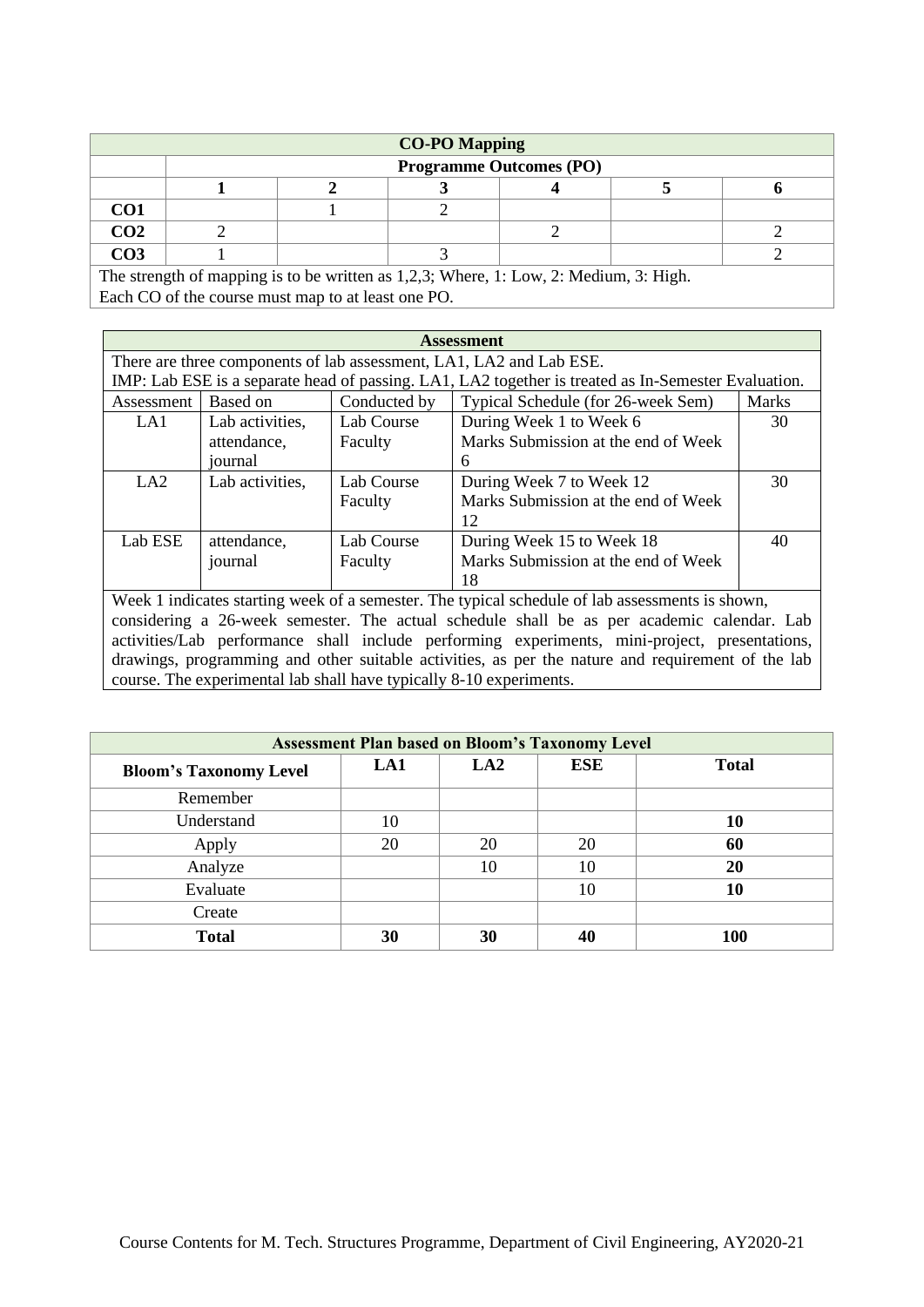| CO-PO Mapping | | | | | | |
|---|---|---|---|---|---|---|
| | Programme Outcomes (PO) | | | | | |
| | **1** | **2** | **3** | **4** | **5** | **6** |
| **CO1** | | 1 | 2 | | | |
| **CO2** | 2 | | | 2 | | 2 |
| **CO3** | 1 | | 3 | | | 2 |

The strength of mapping is to be written as 1,2,3; Where, 1: Low, 2: Medium, 3: High.
Each CO of the course must map to at least one PO.

**Assessment**

There are three components of lab assessment, LA1, LA2 and Lab ESE.
IMP: Lab ESE is a separate head of passing. LA1, LA2 together is treated as In-Semester Evaluation.

| Assessment | Based on | Conducted by | Typical Schedule (for 26-week Sem) | Marks |
|---|---|---|---|---|
| LA1 | Lab activities, attendance, journal | Lab Course Faculty | During Week 1 to Week 6<br>Marks Submission at the end of Week 6 | 30 |
| LA2 | Lab activities, | Lab Course Faculty | During Week 7 to Week 12<br>Marks Submission at the end of Week 12 | 30 |
| Lab ESE | attendance, journal | Lab Course Faculty | During Week 15 to Week 18<br>Marks Submission at the end of Week 18 | 40 |

Week 1 indicates starting week of a semester. The typical schedule of lab assessments is shown, considering a 26-week semester. The actual schedule shall be as per academic calendar. Lab activities/Lab performance shall include performing experiments, mini-project, presentations, drawings, programming and other suitable activities, as per the nature and requirement of the lab course. The experimental lab shall have typically 8-10 experiments.

| Assessment Plan based on Bloom's Taxonomy Level | | | | |
|---|---|---|---|---|
| **Bloom's Taxonomy Level** | **LA1** | **LA2** | **ESE** | **Total** |
| Remember | | | | |
| Understand | 10 | | | **10** |
| Apply | 20 | 20 | 20 | **60** |
| Analyze | | 10 | 10 | **20** |
| Evaluate | | | 10 | **10** |
| Create | | | | |
| **Total** | **30** | **30** | **40** | **100** |